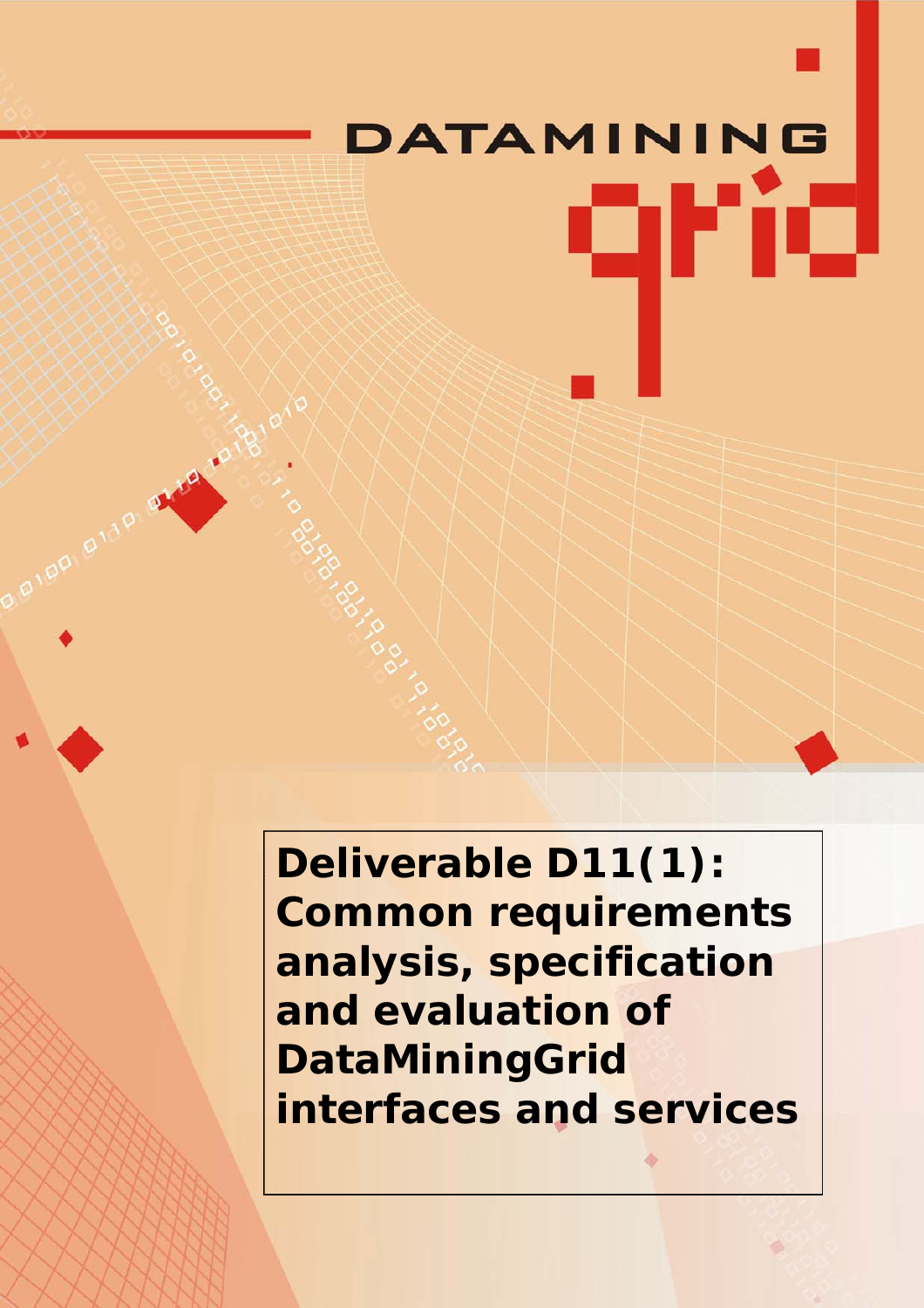DATAMINING grid

# Deliverable D11(1): Common requirements analysis, specification and evaluation of DataMiningGrid interfaces and services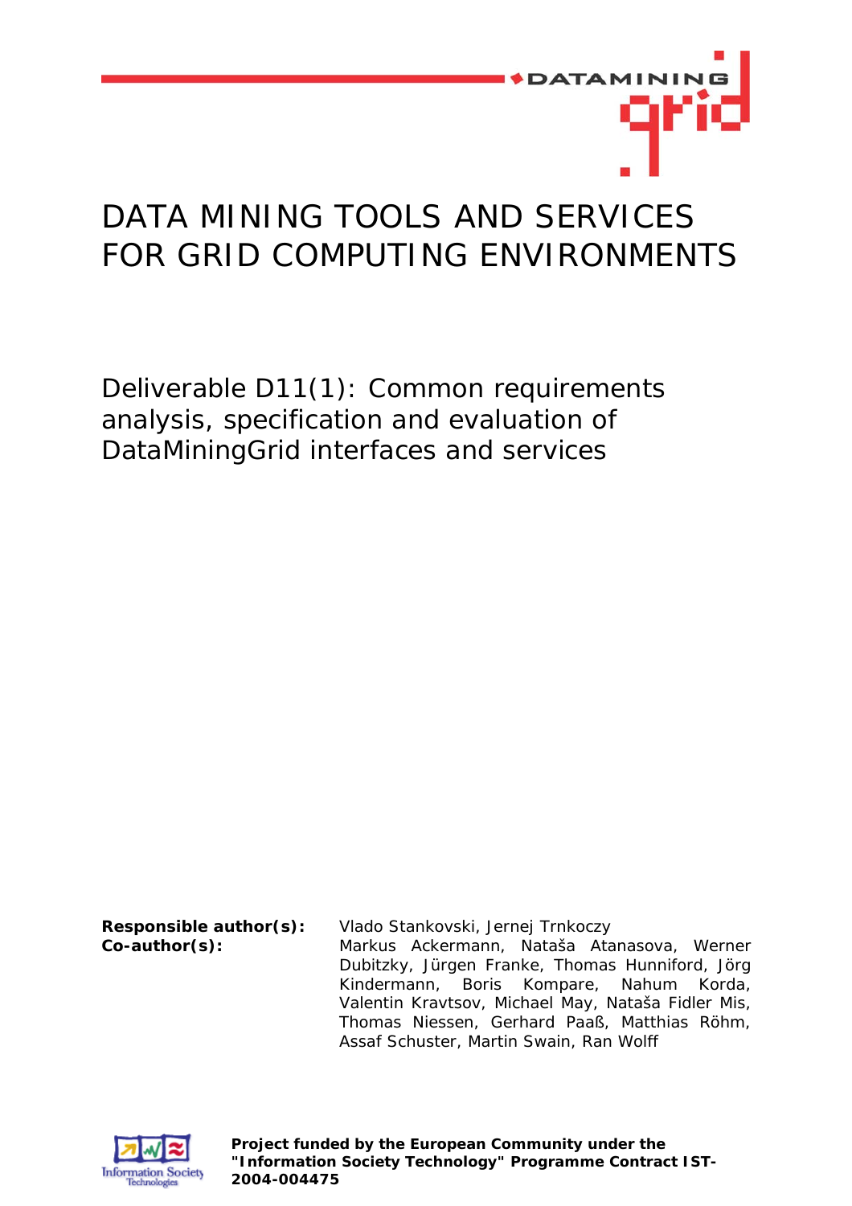# DATA MINING TOOLS AND SERVICES FOR GRID COMPUTING ENVIRONMENTS

## Deliverable D11(1): Common requirements analysis, specification and evaluation of DataMiningGrid interfaces and services

**Responsible author(s):** Vlado Stankovski, Jernej Trnkoczy

**Co-author(s):** Markus Ackermann, Nataša Atanasova, Werner Dubitzky, Jürgen Franke, Thomas Hunniford, Jörg Kindermann, Boris Kompare, Nahum Korda, Valentin Kravtsov, Michael May, Nataša Fidler Mis, Thomas Niessen, Gerhard Paaß, Matthias Röhm, Assaf Schuster, Martin Swain, Ran Wolff

**Project funded by the European Community under the "Information Society Technology" Programme Contract IST-2004-004475**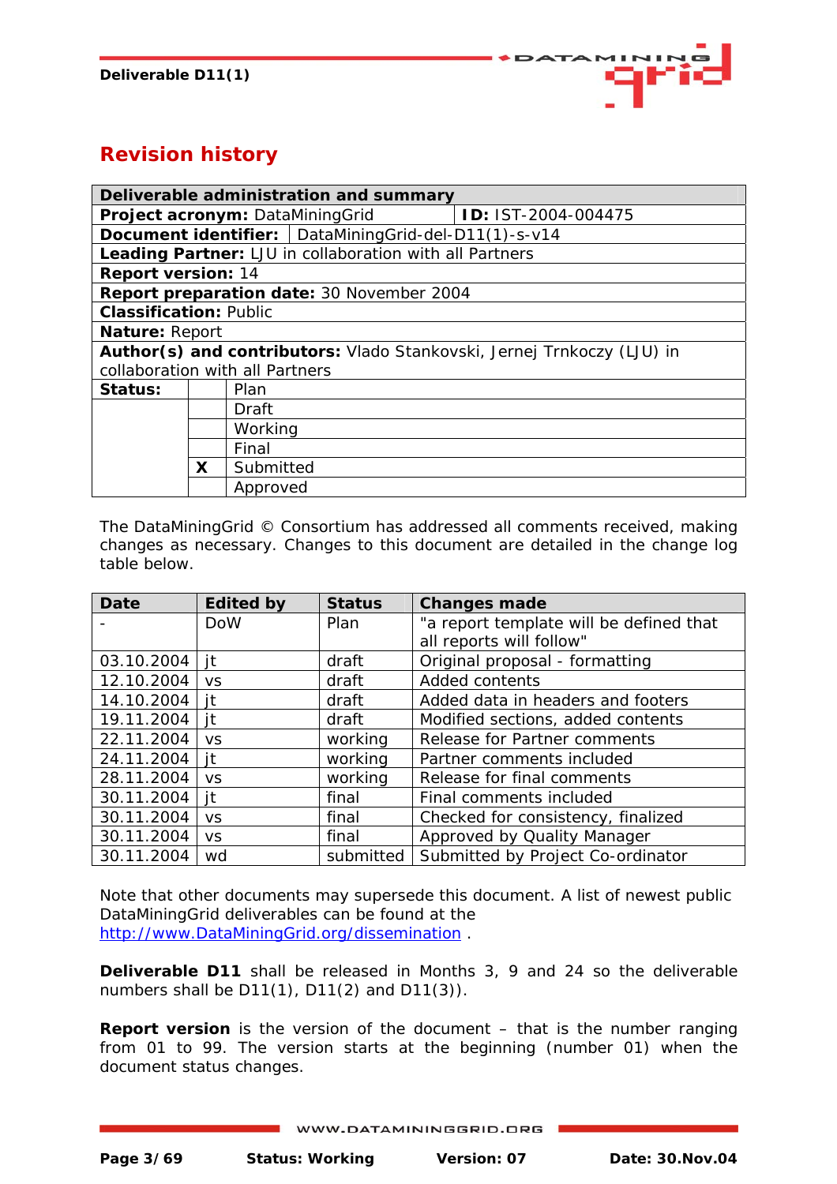# Revision history

| Deliverable administration and summary | | |
|---|---|---|
| **Project acronym:** DataMiningGrid | | **ID:** IST-2004-004475 |
| **Document identifier:** | DataMiningGrid-del-D11(1)-s-v14 | |
| **Leading Partner:** LJU in collaboration with all Partners | | |
| **Report version:** 14 | | |
| **Report preparation date:** 30 November 2004 | | |
| **Classification:** Public | | |
| **Nature:** Report | | |
| **Author(s) and contributors:** Vlado Stankovski, Jernej Trnkoczy (LJU) in collaboration with all Partners | | |
| **Status:** | | Plan |
| | | Draft |
| | | Working |
| | | Final |
| | **X** | Submitted |
| | | Approved |

The DataMiningGrid © Consortium has addressed all comments received, making changes as necessary. Changes to this document are detailed in the change log table below.

| Date | Edited by | Status | Changes made |
|---|---|---|---|
| - | DoW | Plan | "a report template will be defined that all reports will follow" |
| 03.10.2004 | jt | draft | Original proposal - formatting |
| 12.10.2004 | vs | draft | Added contents |
| 14.10.2004 | jt | draft | Added data in headers and footers |
| 19.11.2004 | jt | draft | Modified sections, added contents |
| 22.11.2004 | vs | working | Release for Partner comments |
| 24.11.2004 | jt | working | Partner comments included |
| 28.11.2004 | vs | working | Release for final comments |
| 30.11.2004 | jt | final | Final comments included |
| 30.11.2004 | vs | final | Checked for consistency, finalized |
| 30.11.2004 | vs | final | Approved by Quality Manager |
| 30.11.2004 | wd | submitted | Submitted by Project Co-ordinator |

Note that other documents may supersede this document. A list of newest public DataMiningGrid deliverables can be found at the http://www.DataMiningGrid.org/dissemination .

**Deliverable D11** shall be released in Months 3, 9 and 24 so the deliverable numbers shall be D11(1), D11(2) and D11(3)).

**Report version** is the version of the document – that is the number ranging from 01 to 99. The version starts at the beginning (number 01) when the document status changes.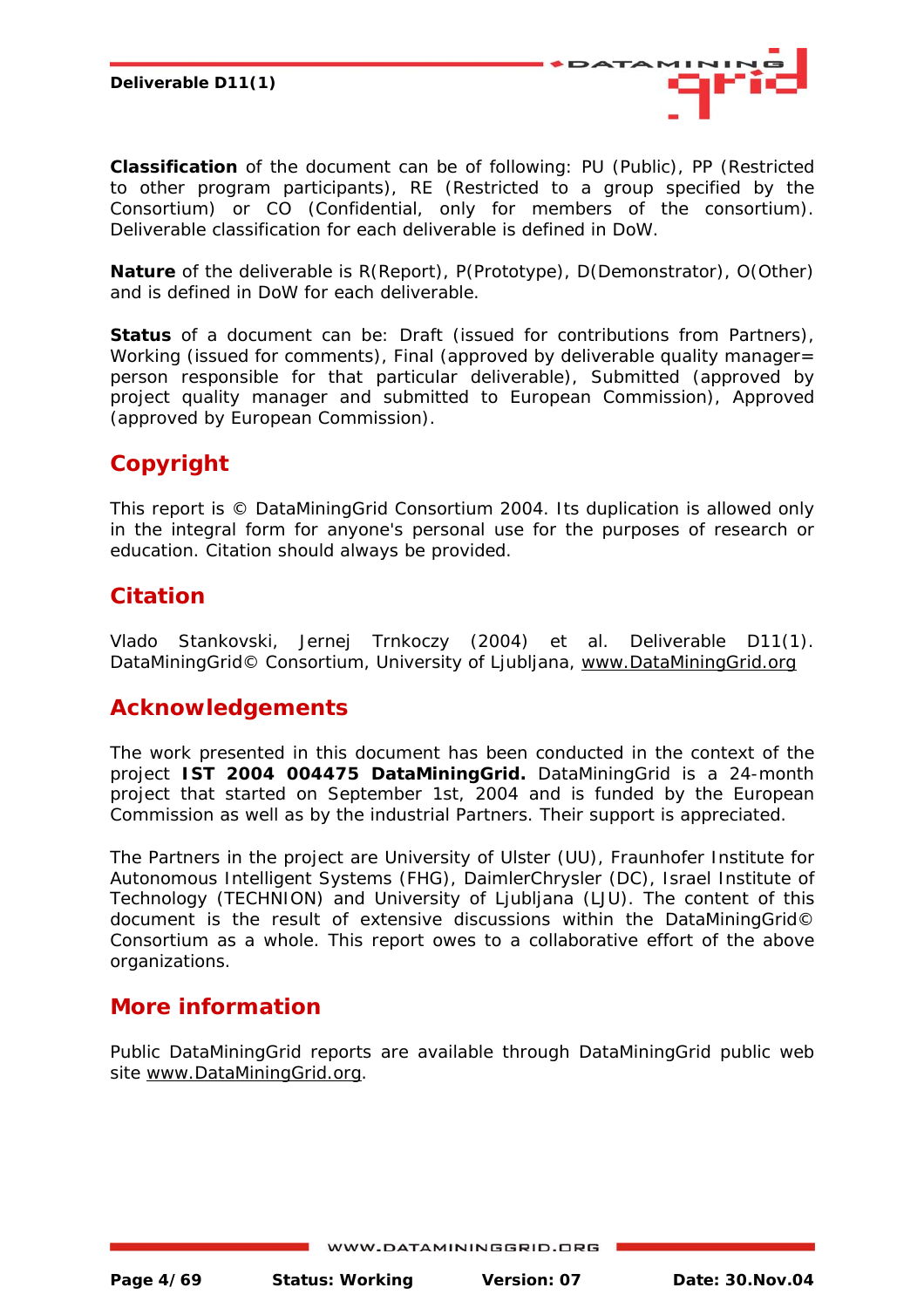**Classification** of the document can be of following: PU (Public), PP (Restricted to other program participants), RE (Restricted to a group specified by the Consortium) or CO (Confidential, only for members of the consortium). Deliverable classification for each deliverable is defined in DoW.

**Nature** of the deliverable is R(Report), P(Prototype), D(Demonstrator), O(Other) and is defined in DoW for each deliverable.

**Status** of a document can be: Draft (issued for contributions from Partners), Working (issued for comments), Final (approved by deliverable quality manager= person responsible for that particular deliverable), Submitted (approved by project quality manager and submitted to European Commission), Approved (approved by European Commission).

## Copyright

This report is © DataMiningGrid Consortium 2004. Its duplication is allowed only in the integral form for anyone's personal use for the purposes of research or education. Citation should always be provided.

## Citation

Vlado Stankovski, Jernej Trnkoczy (2004) et al. Deliverable D11(1). DataMiningGrid© Consortium, University of Ljubljana, www.DataMiningGrid.org

## Acknowledgements

The work presented in this document has been conducted in the context of the project **IST 2004 004475 DataMiningGrid.** DataMiningGrid is a 24-month project that started on September 1st, 2004 and is funded by the European Commission as well as by the industrial Partners. Their support is appreciated.

The Partners in the project are University of Ulster (UU), Fraunhofer Institute for Autonomous Intelligent Systems (FHG), DaimlerChrysler (DC), Israel Institute of Technology (TECHNION) and University of Ljubljana (LJU). The content of this document is the result of extensive discussions within the DataMiningGrid© Consortium as a whole. This report owes to a collaborative effort of the above organizations.

## More information

Public DataMiningGrid reports are available through DataMiningGrid public web site www.DataMiningGrid.org.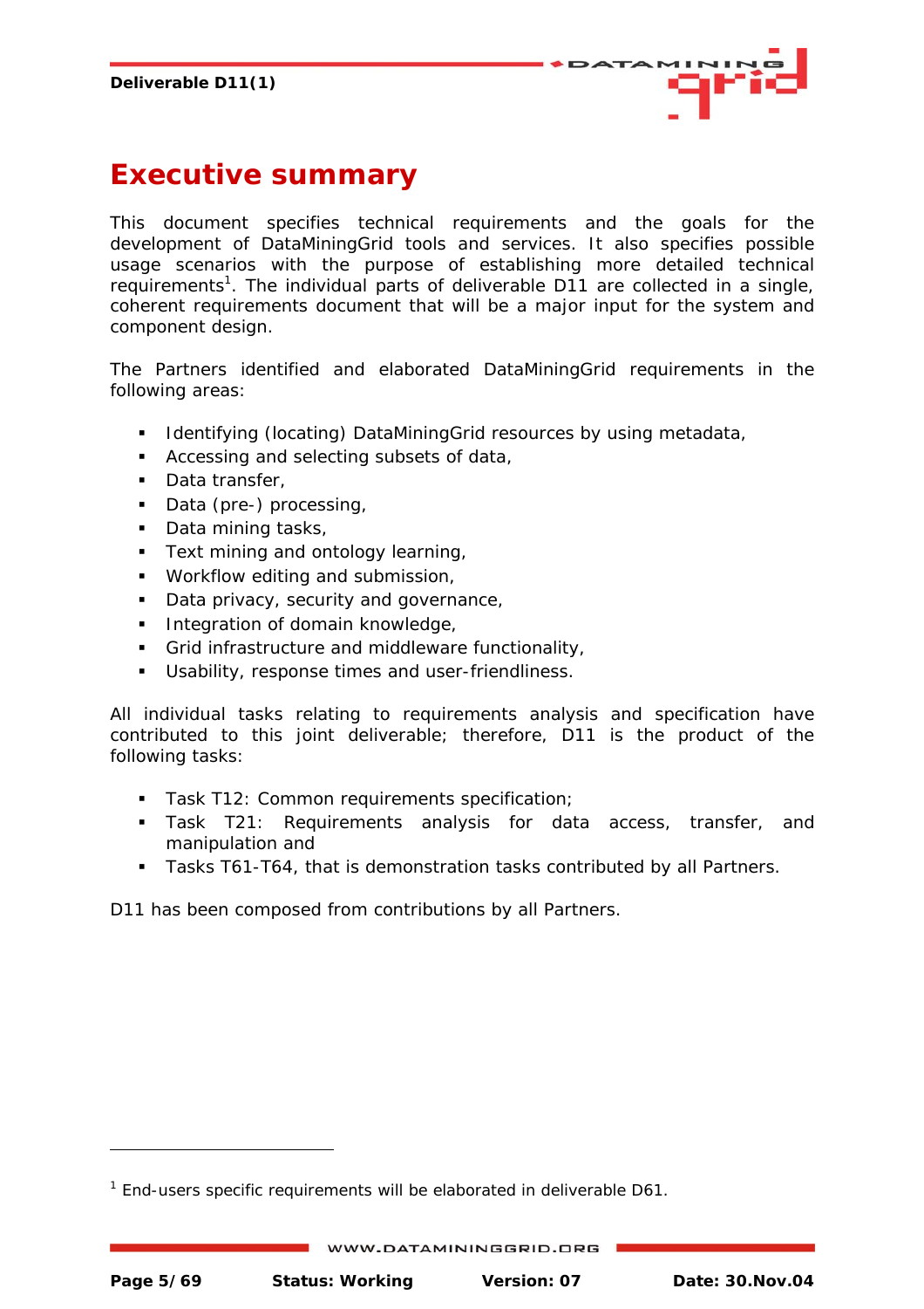# Executive summary

This document specifies technical requirements and the goals for the development of DataMiningGrid tools and services. It also specifies possible usage scenarios with the purpose of establishing more detailed technical requirements[1]. The individual parts of deliverable D11 are collected in a single, coherent requirements document that will be a major input for the system and component design.

The Partners identified and elaborated DataMiningGrid requirements in the following areas:

- Identifying (locating) DataMiningGrid resources by using metadata,
- Accessing and selecting subsets of data,
- Data transfer,
- Data (pre-) processing,
- Data mining tasks,
- Text mining and ontology learning,
- Workflow editing and submission,
- Data privacy, security and governance,
- Integration of domain knowledge,
- Grid infrastructure and middleware functionality,
- Usability, response times and user-friendliness.

All individual tasks relating to requirements analysis and specification have contributed to this joint deliverable; therefore, D11 is the product of the following tasks:

- Task T12: Common requirements specification;
- Task T21: Requirements analysis for data access, transfer, and manipulation and
- Tasks T61-T64, that is demonstration tasks contributed by all Partners.

D11 has been composed from contributions by all Partners.

---

[1] End-users specific requirements will be elaborated in deliverable D61.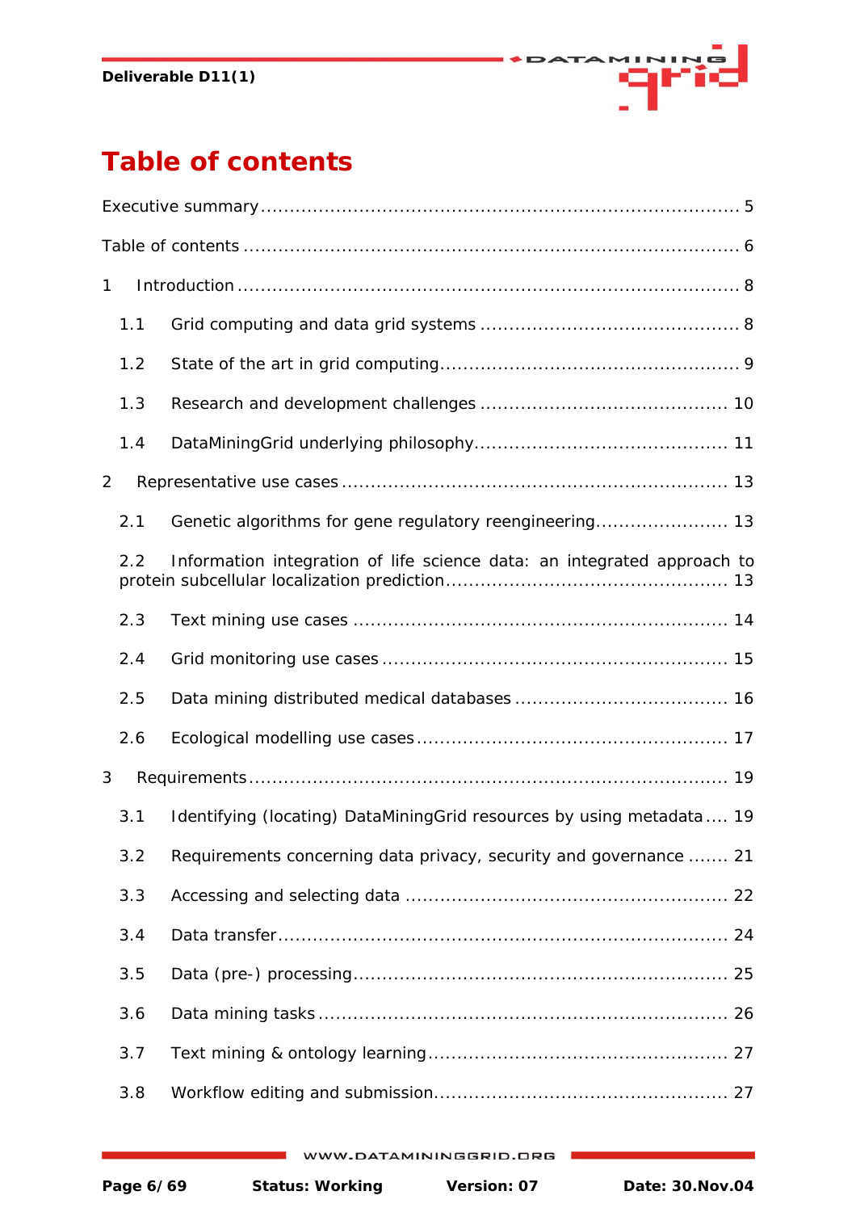# Table of contents

Executive summary ................................................................................ 5

Table of contents ................................................................................... 6

1 Introduction ...................................................................................... 8

1.1 Grid computing and data grid systems ............................................ 8

1.2 State of the art in grid computing................................................... 9

1.3 Research and development challenges .......................................... 10

1.4 DataMiningGrid underlying philosophy........................................... 11

2 Representative use cases ................................................................. 13

2.1 Genetic algorithms for gene regulatory reengineering....................... 13

2.2 Information integration of life science data: an integrated approach to protein subcellular localization prediction................................................ 13

2.3 Text mining use cases ................................................................ 14

2.4 Grid monitoring use cases ........................................................... 15

2.5 Data mining distributed medical databases .................................... 16

2.6 Ecological modelling use cases ..................................................... 17

3 Requirements ................................................................................... 19

3.1 Identifying (locating) DataMiningGrid resources by using metadata .... 19

3.2 Requirements concerning data privacy, security and governance ....... 21

3.3 Accessing and selecting data ....................................................... 22

3.4 Data transfer............................................................................. 24

3.5 Data (pre-) processing................................................................ 25

3.6 Data mining tasks ...................................................................... 26

3.7 Text mining & ontology learning................................................... 27

3.8 Workflow editing and submission.................................................. 27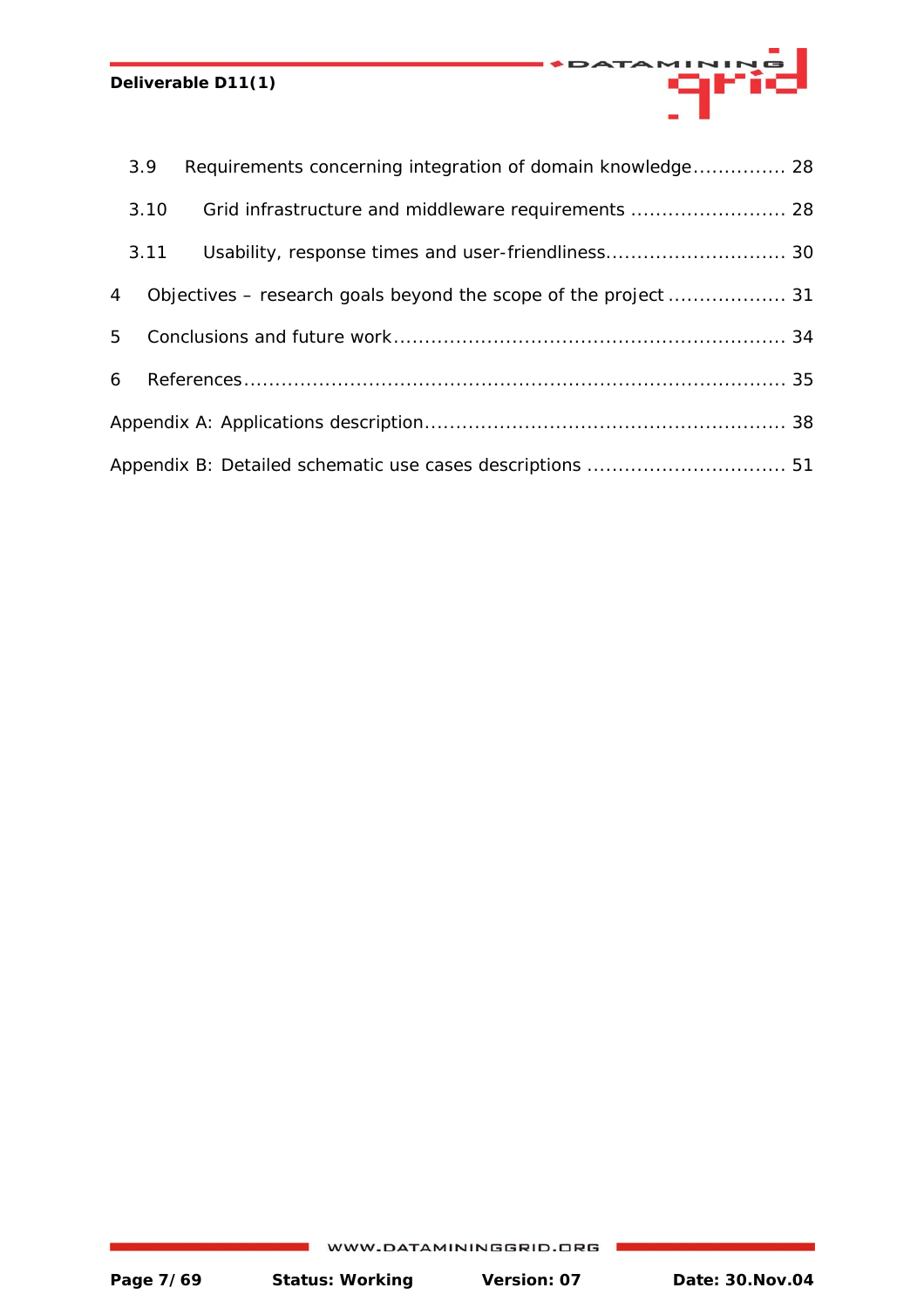3.9 Requirements concerning integration of domain knowledge ............... 28

3.10 Grid infrastructure and middleware requirements ......................... 28

3.11 Usability, response times and user-friendliness............................ 30

4 Objectives – research goals beyond the scope of the project ................... 31

5 Conclusions and future work .............................................................. 34

6 References ..................................................................................... 35

Appendix A: Applications description......................................................... 38

Appendix B: Detailed schematic use cases descriptions ................................ 51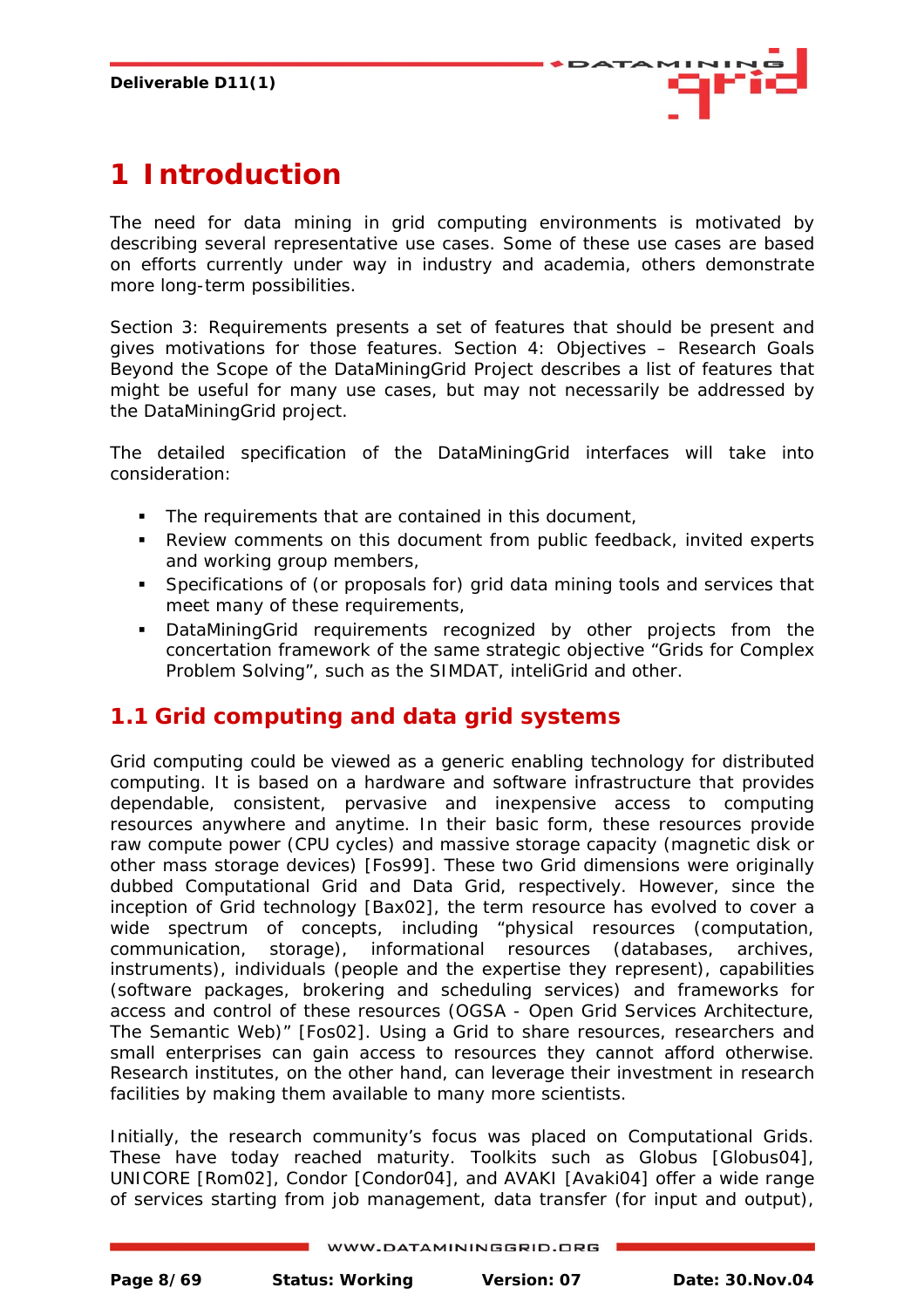# 1 Introduction

The need for data mining in grid computing environments is motivated by describing several representative use cases. Some of these use cases are based on efforts currently under way in industry and academia, others demonstrate more long-term possibilities.

Section 3: Requirements presents a set of features that should be present and gives motivations for those features. Section 4: Objectives – Research Goals Beyond the Scope of the DataMiningGrid Project describes a list of features that might be useful for many use cases, but may not necessarily be addressed by the DataMiningGrid project.

The detailed specification of the DataMiningGrid interfaces will take into consideration:

- The requirements that are contained in this document,
- Review comments on this document from public feedback, invited experts and working group members,
- Specifications of (or proposals for) grid data mining tools and services that meet many of these requirements,
- DataMiningGrid requirements recognized by other projects from the concertation framework of the same strategic objective “Grids for Complex Problem Solving”, such as the SIMDAT, inteliGrid and other.

## 1.1 Grid computing and data grid systems

Grid computing could be viewed as a generic enabling technology for distributed computing. It is based on a hardware and software infrastructure that provides dependable, consistent, pervasive and inexpensive access to computing resources anywhere and anytime. In their basic form, these resources provide raw compute power (CPU cycles) and massive storage capacity (magnetic disk or other mass storage devices) [Fos99]. These two Grid dimensions were originally dubbed Computational Grid and Data Grid, respectively. However, since the inception of Grid technology [Bax02], the term resource has evolved to cover a wide spectrum of concepts, including “physical resources (computation, communication, storage), informational resources (databases, archives, instruments), individuals (people and the expertise they represent), capabilities (software packages, brokering and scheduling services) and frameworks for access and control of these resources (OGSA - Open Grid Services Architecture, The Semantic Web)” [Fos02]. Using a Grid to share resources, researchers and small enterprises can gain access to resources they cannot afford otherwise. Research institutes, on the other hand, can leverage their investment in research facilities by making them available to many more scientists.

Initially, the research community’s focus was placed on Computational Grids. These have today reached maturity. Toolkits such as Globus [Globus04], UNICORE [Rom02], Condor [Condor04], and AVAKI [Avaki04] offer a wide range of services starting from job management, data transfer (for input and output),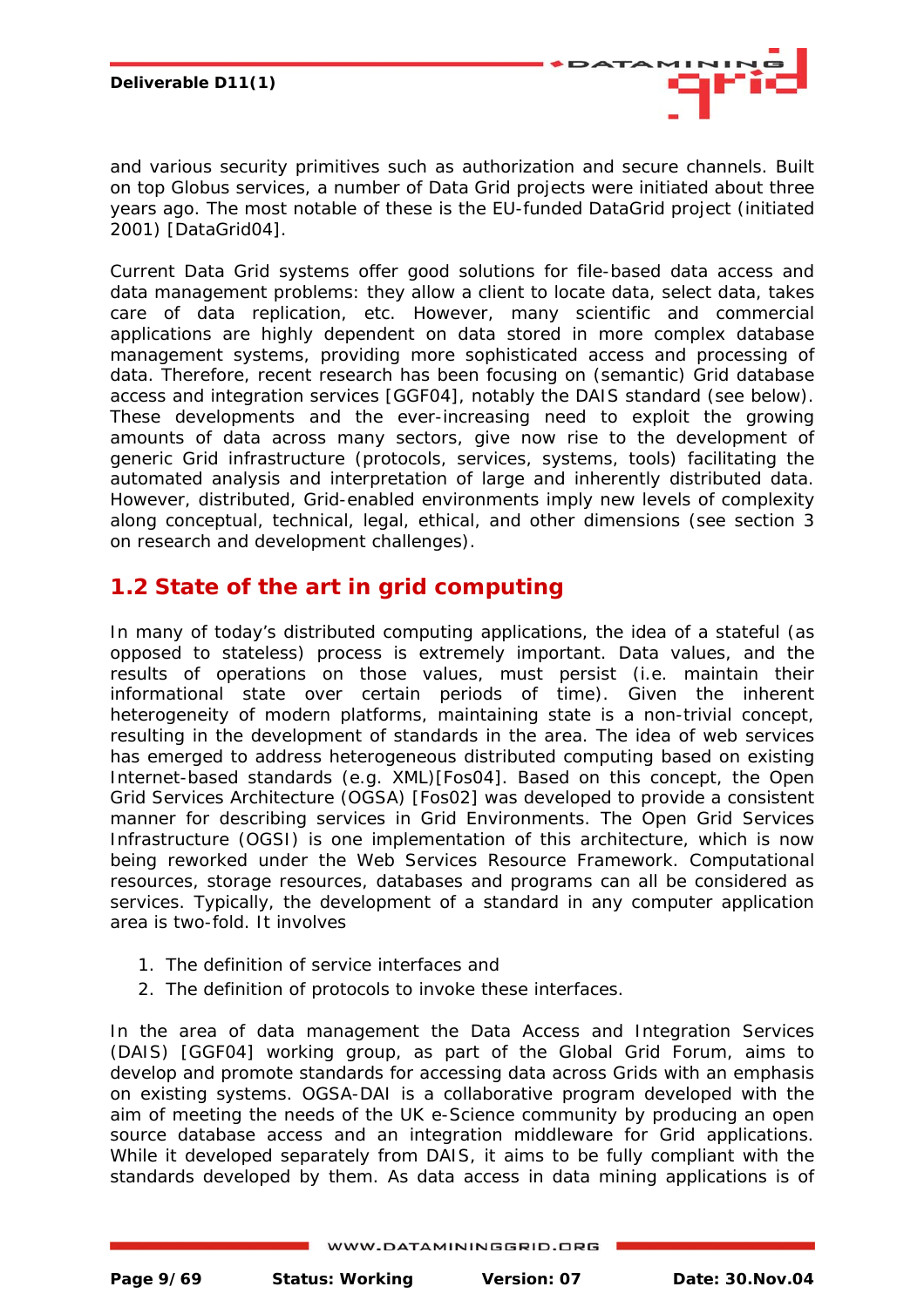and various security primitives such as authorization and secure channels. Built on top Globus services, a number of Data Grid projects were initiated about three years ago. The most notable of these is the EU-funded DataGrid project (initiated 2001) [DataGrid04].

Current Data Grid systems offer good solutions for file-based data access and data management problems: they allow a client to locate data, select data, takes care of data replication, etc. However, many scientific and commercial applications are highly dependent on data stored in more complex database management systems, providing more sophisticated access and processing of data. Therefore, recent research has been focusing on (semantic) Grid database access and integration services [GGF04], notably the DAIS standard (see below). These developments and the ever-increasing need to exploit the growing amounts of data across many sectors, give now rise to the development of generic Grid infrastructure (protocols, services, systems, tools) facilitating the automated analysis and interpretation of large and inherently distributed data. However, distributed, Grid-enabled environments imply new levels of complexity along conceptual, technical, legal, ethical, and other dimensions (see section 3 on research and development challenges).

## 1.2 State of the art in grid computing

In many of today's distributed computing applications, the idea of a stateful (as opposed to stateless) process is extremely important. Data values, and the results of operations on those values, must persist (i.e. maintain their informational state over certain periods of time). Given the inherent heterogeneity of modern platforms, maintaining state is a non-trivial concept, resulting in the development of standards in the area. The idea of web services has emerged to address heterogeneous distributed computing based on existing Internet-based standards (e.g. XML)[Fos04]. Based on this concept, the Open Grid Services Architecture (OGSA) [Fos02] was developed to provide a consistent manner for describing services in Grid Environments. The Open Grid Services Infrastructure (OGSI) is one implementation of this architecture, which is now being reworked under the Web Services Resource Framework. Computational resources, storage resources, databases and programs can all be considered as services. Typically, the development of a standard in any computer application area is two-fold. It involves

1. The definition of service interfaces and
2. The definition of protocols to invoke these interfaces.

In the area of data management the Data Access and Integration Services (DAIS) [GGF04] working group, as part of the Global Grid Forum, aims to develop and promote standards for accessing data across Grids with an emphasis on existing systems. OGSA-DAI is a collaborative program developed with the aim of meeting the needs of the UK e-Science community by producing an open source database access and an integration middleware for Grid applications. While it developed separately from DAIS, it aims to be fully compliant with the standards developed by them. As data access in data mining applications is of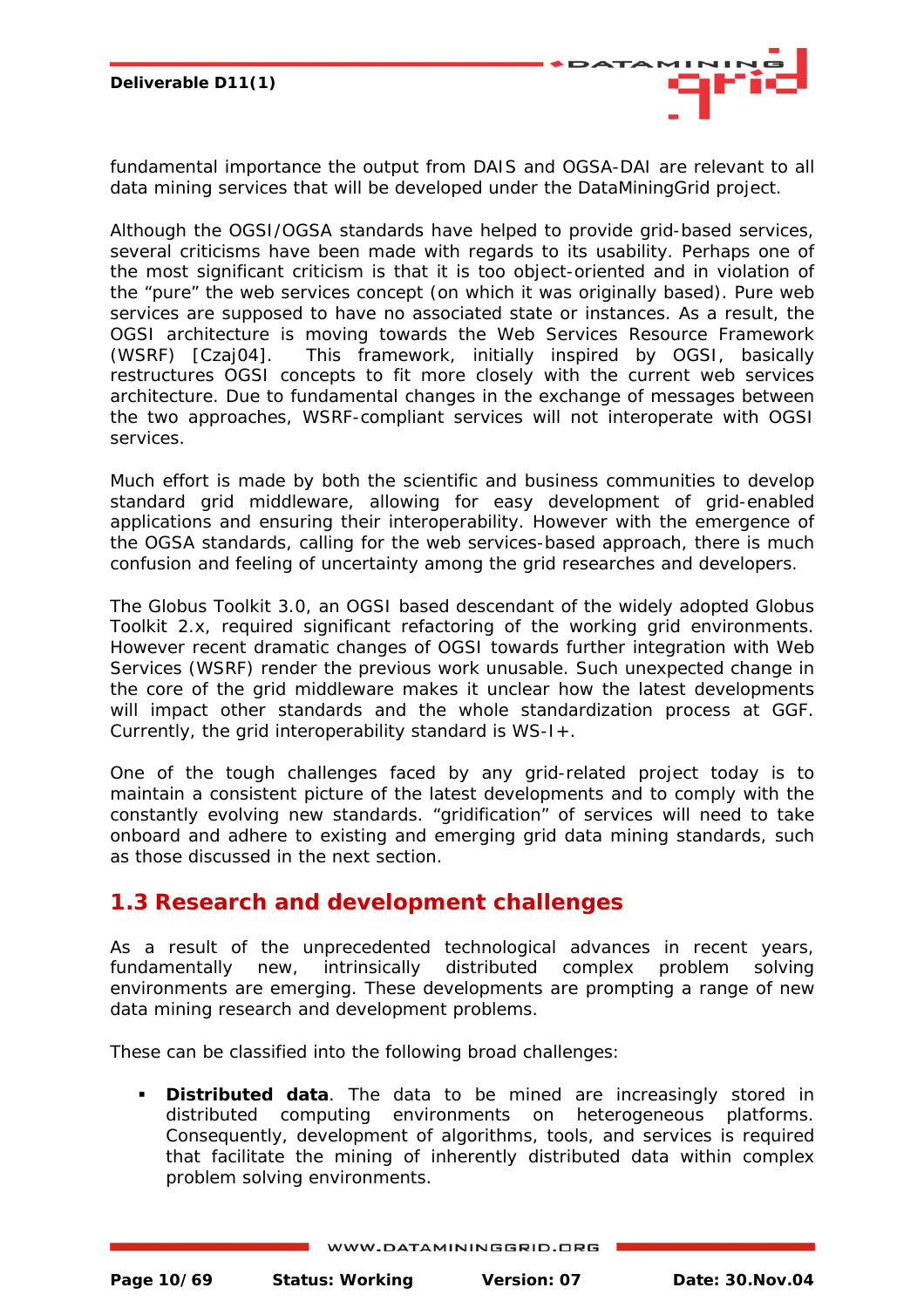fundamental importance the output from DAIS and OGSA-DAI are relevant to all data mining services that will be developed under the DataMiningGrid project.

Although the OGSI/OGSA standards have helped to provide grid-based services, several criticisms have been made with regards to its usability. Perhaps one of the most significant criticism is that it is too object-oriented and in violation of the "pure" the web services concept (on which it was originally based). Pure web services are supposed to have no associated state or instances. As a result, the OGSI architecture is moving towards the Web Services Resource Framework (WSRF) [Czaj04]. This framework, initially inspired by OGSI, basically restructures OGSI concepts to fit more closely with the current web services architecture. Due to fundamental changes in the exchange of messages between the two approaches, WSRF-compliant services will not interoperate with OGSI services.

Much effort is made by both the scientific and business communities to develop standard grid middleware, allowing for easy development of grid-enabled applications and ensuring their interoperability. However with the emergence of the OGSA standards, calling for the web services-based approach, there is much confusion and feeling of uncertainty among the grid researches and developers.

The Globus Toolkit 3.0, an OGSI based descendant of the widely adopted Globus Toolkit 2.x, required significant refactoring of the working grid environments. However recent dramatic changes of OGSI towards further integration with Web Services (WSRF) render the previous work unusable. Such unexpected change in the core of the grid middleware makes it unclear how the latest developments will impact other standards and the whole standardization process at GGF. Currently, the grid interoperability standard is WS-I+.

One of the tough challenges faced by any grid-related project today is to maintain a consistent picture of the latest developments and to comply with the constantly evolving new standards. "gridification" of services will need to take onboard and adhere to existing and emerging grid data mining standards, such as those discussed in the next section.

## 1.3 Research and development challenges

As a result of the unprecedented technological advances in recent years, fundamentally new, intrinsically distributed complex problem solving environments are emerging. These developments are prompting a range of new data mining research and development problems.

These can be classified into the following broad challenges:

- **Distributed data**. The data to be mined are increasingly stored in distributed computing environments on heterogeneous platforms. Consequently, development of algorithms, tools, and services is required that facilitate the mining of inherently distributed data within complex problem solving environments.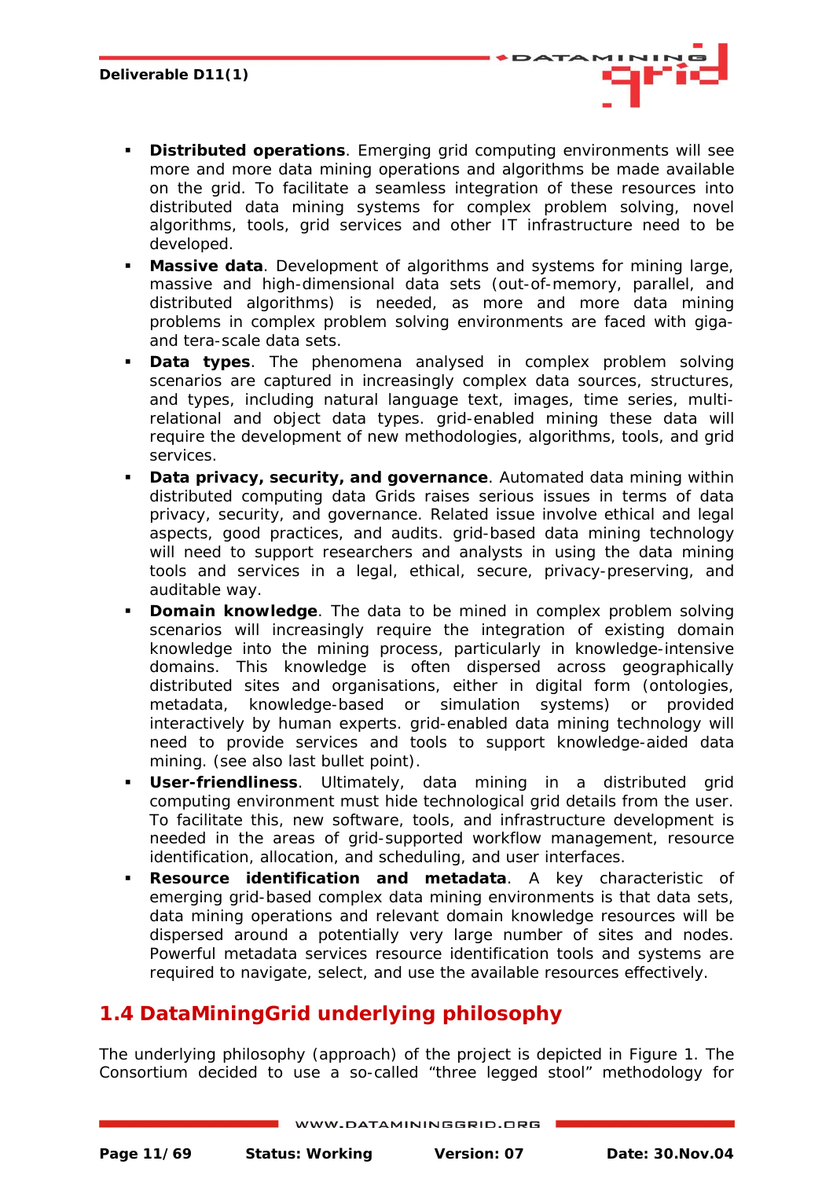- **Distributed operations**. Emerging grid computing environments will see more and more data mining operations and algorithms be made available on the grid. To facilitate a seamless integration of these resources into distributed data mining systems for complex problem solving, novel algorithms, tools, grid services and other IT infrastructure need to be developed.
- **Massive data**. Development of algorithms and systems for mining large, massive and high-dimensional data sets (out-of-memory, parallel, and distributed algorithms) is needed, as more and more data mining problems in complex problem solving environments are faced with giga- and tera-scale data sets.
- **Data types**. The phenomena analysed in complex problem solving scenarios are captured in increasingly complex data sources, structures, and types, including natural language text, images, time series, multi-relational and object data types. grid-enabled mining these data will require the development of new methodologies, algorithms, tools, and grid services.
- **Data privacy, security, and governance**. Automated data mining within distributed computing data Grids raises serious issues in terms of data privacy, security, and governance. Related issue involve ethical and legal aspects, good practices, and audits. grid-based data mining technology will need to support researchers and analysts in using the data mining tools and services in a legal, ethical, secure, privacy-preserving, and auditable way.
- **Domain knowledge**. The data to be mined in complex problem solving scenarios will increasingly require the integration of existing domain knowledge into the mining process, particularly in knowledge-intensive domains. This knowledge is often dispersed across geographically distributed sites and organisations, either in digital form (ontologies, metadata, knowledge-based or simulation systems) or provided interactively by human experts. grid-enabled data mining technology will need to provide services and tools to support knowledge-aided data mining. (see also last bullet point).
- **User-friendliness**. Ultimately, data mining in a distributed grid computing environment must hide technological grid details from the user. To facilitate this, new software, tools, and infrastructure development is needed in the areas of grid-supported workflow management, resource identification, allocation, and scheduling, and user interfaces.
- **Resource identification and metadata**. A key characteristic of emerging grid-based complex data mining environments is that data sets, data mining operations and relevant domain knowledge resources will be dispersed around a potentially very large number of sites and nodes. Powerful metadata services resource identification tools and systems are required to navigate, select, and use the available resources effectively.

## 1.4 DataMiningGrid underlying philosophy

The underlying philosophy (approach) of the project is depicted in Figure 1. The Consortium decided to use a so-called "three legged stool" methodology for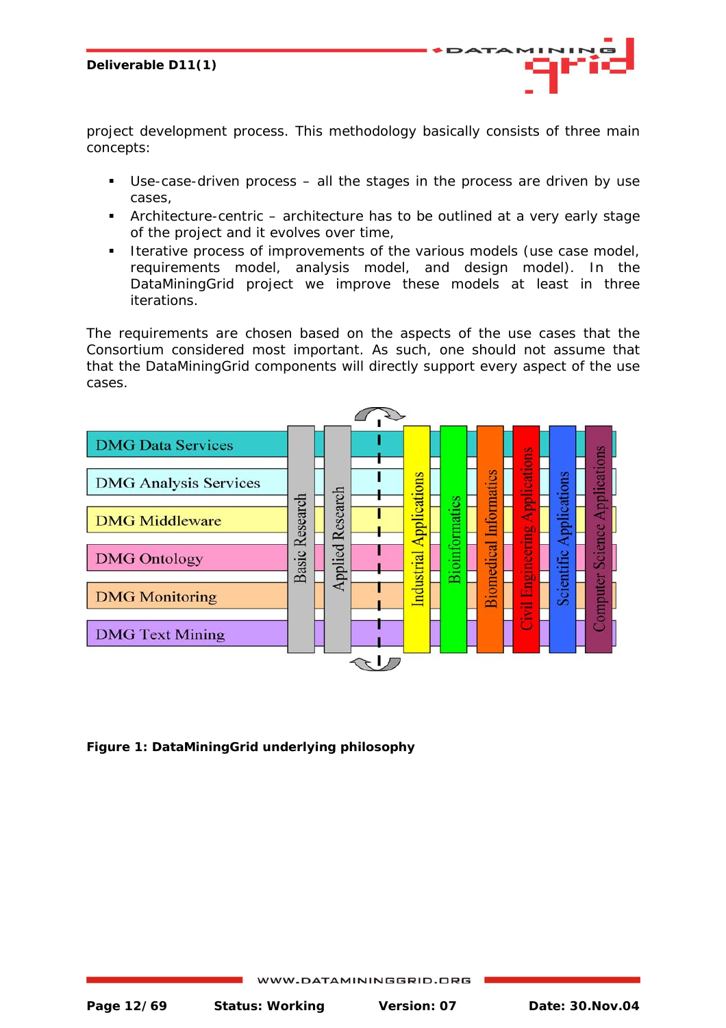project development process. This methodology basically consists of three main concepts:

- Use-case-driven process – all the stages in the process are driven by use cases,
- Architecture-centric – architecture has to be outlined at a very early stage of the project and it evolves over time,
- Iterative process of improvements of the various models (use case model, requirements model, analysis model, and design model). In the DataMiningGrid project we improve these models at least in three iterations.

The requirements are chosen based on the aspects of the use cases that the Consortium considered most important. As such, one should not assume that the DataMiningGrid components will directly support every aspect of the use cases.

**Figure 1: DataMiningGrid underlying philosophy**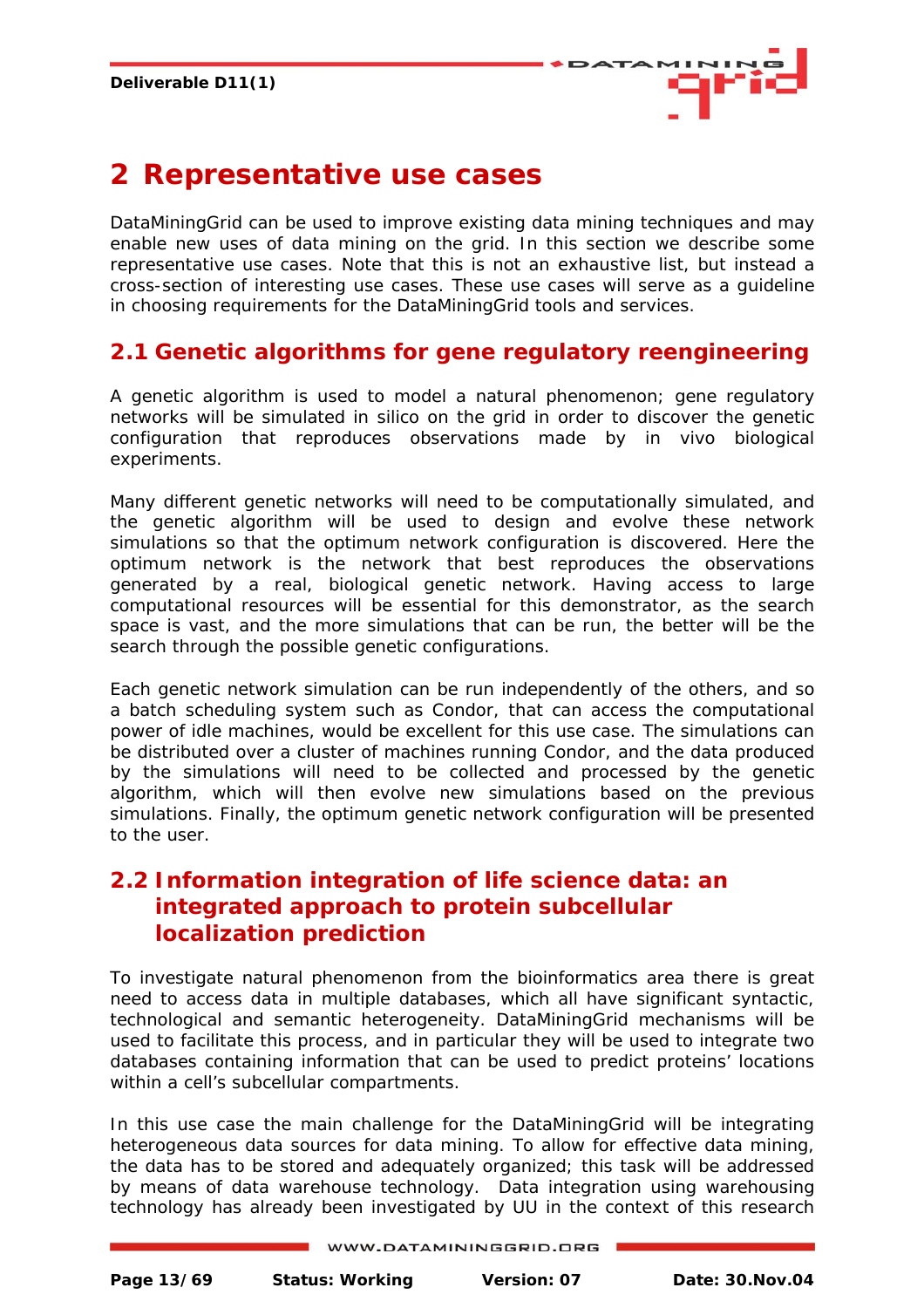# 2 Representative use cases

DataMiningGrid can be used to improve existing data mining techniques and may enable new uses of data mining on the grid. In this section we describe some representative use cases. Note that this is not an exhaustive list, but instead a cross-section of interesting use cases. These use cases will serve as a guideline in choosing requirements for the DataMiningGrid tools and services.

## 2.1 Genetic algorithms for gene regulatory reengineering

A genetic algorithm is used to model a natural phenomenon; gene regulatory networks will be simulated in silico on the grid in order to discover the genetic configuration that reproduces observations made by in vivo biological experiments.

Many different genetic networks will need to be computationally simulated, and the genetic algorithm will be used to design and evolve these network simulations so that the optimum network configuration is discovered. Here the optimum network is the network that best reproduces the observations generated by a real, biological genetic network. Having access to large computational resources will be essential for this demonstrator, as the search space is vast, and the more simulations that can be run, the better will be the search through the possible genetic configurations.

Each genetic network simulation can be run independently of the others, and so a batch scheduling system such as Condor, that can access the computational power of idle machines, would be excellent for this use case. The simulations can be distributed over a cluster of machines running Condor, and the data produced by the simulations will need to be collected and processed by the genetic algorithm, which will then evolve new simulations based on the previous simulations. Finally, the optimum genetic network configuration will be presented to the user.

## 2.2 Information integration of life science data: an integrated approach to protein subcellular localization prediction

To investigate natural phenomenon from the bioinformatics area there is great need to access data in multiple databases, which all have significant syntactic, technological and semantic heterogeneity. DataMiningGrid mechanisms will be used to facilitate this process, and in particular they will be used to integrate two databases containing information that can be used to predict proteins' locations within a cell's subcellular compartments.

In this use case the main challenge for the DataMiningGrid will be integrating heterogeneous data sources for data mining. To allow for effective data mining, the data has to be stored and adequately organized; this task will be addressed by means of data warehouse technology. Data integration using warehousing technology has already been investigated by UU in the context of this research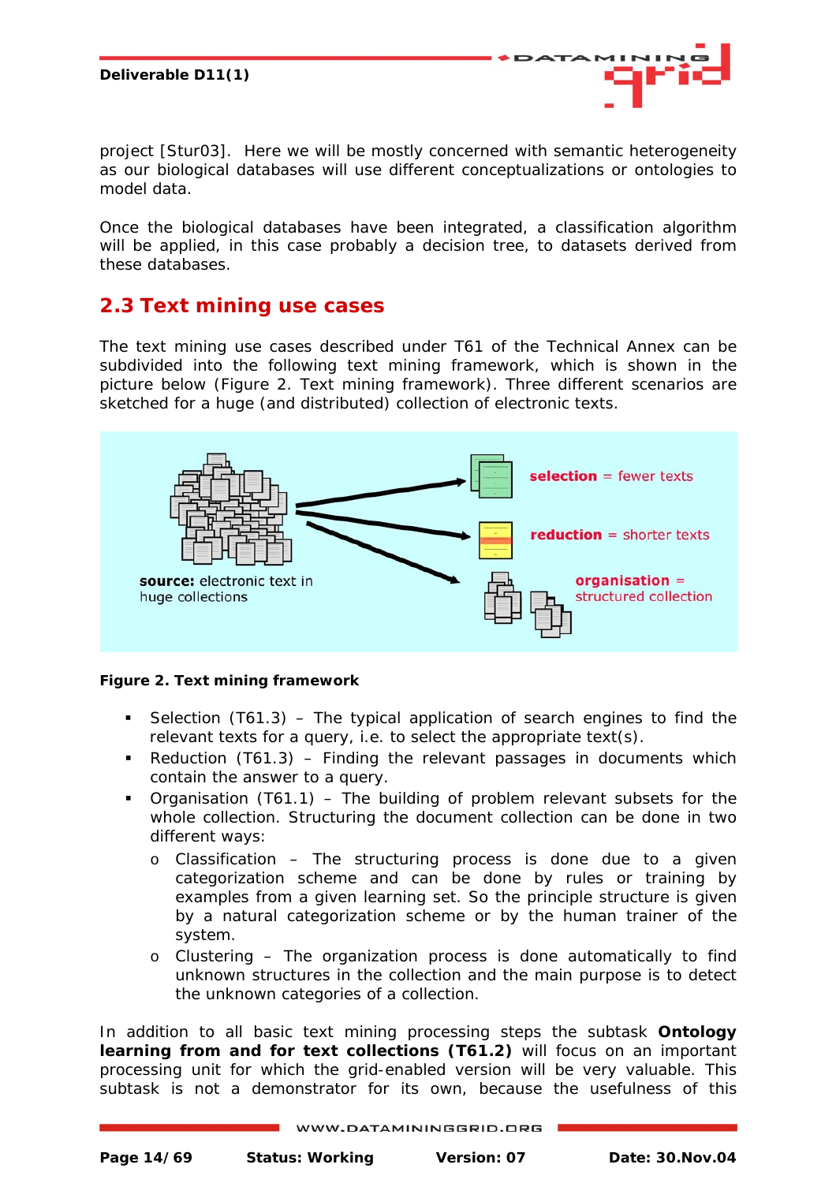project [Stur03]. Here we will be mostly concerned with semantic heterogeneity as our biological databases will use different conceptualizations or ontologies to model data.

Once the biological databases have been integrated, a classification algorithm will be applied, in this case probably a decision tree, to datasets derived from these databases.

## 2.3 Text mining use cases

The text mining use cases described under T61 of the Technical Annex can be subdivided into the following text mining framework, which is shown in the picture below (Figure 2. Text mining framework). Three different scenarios are sketched for a huge (and distributed) collection of electronic texts.

**source:** electronic text in huge collections

**selection** = fewer texts

**reduction** = shorter texts

**organisation** = structured collection

**Figure 2. Text mining framework**

- Selection (T61.3) – The typical application of search engines to find the relevant texts for a query, i.e. to select the appropriate text(s).
- Reduction (T61.3) – Finding the relevant passages in documents which contain the answer to a query.
- Organisation (T61.1) – The building of problem relevant subsets for the whole collection. Structuring the document collection can be done in two different ways:
  - Classification – The structuring process is done due to a given categorization scheme and can be done by rules or training by examples from a given learning set. So the principle structure is given by a natural categorization scheme or by the human trainer of the system.
  - Clustering – The organization process is done automatically to find unknown structures in the collection and the main purpose is to detect the unknown categories of a collection.

In addition to all basic text mining processing steps the subtask **Ontology learning from and for text collections (T61.2)** will focus on an important processing unit for which the grid-enabled version will be very valuable. This subtask is not a demonstrator for its own, because the usefulness of this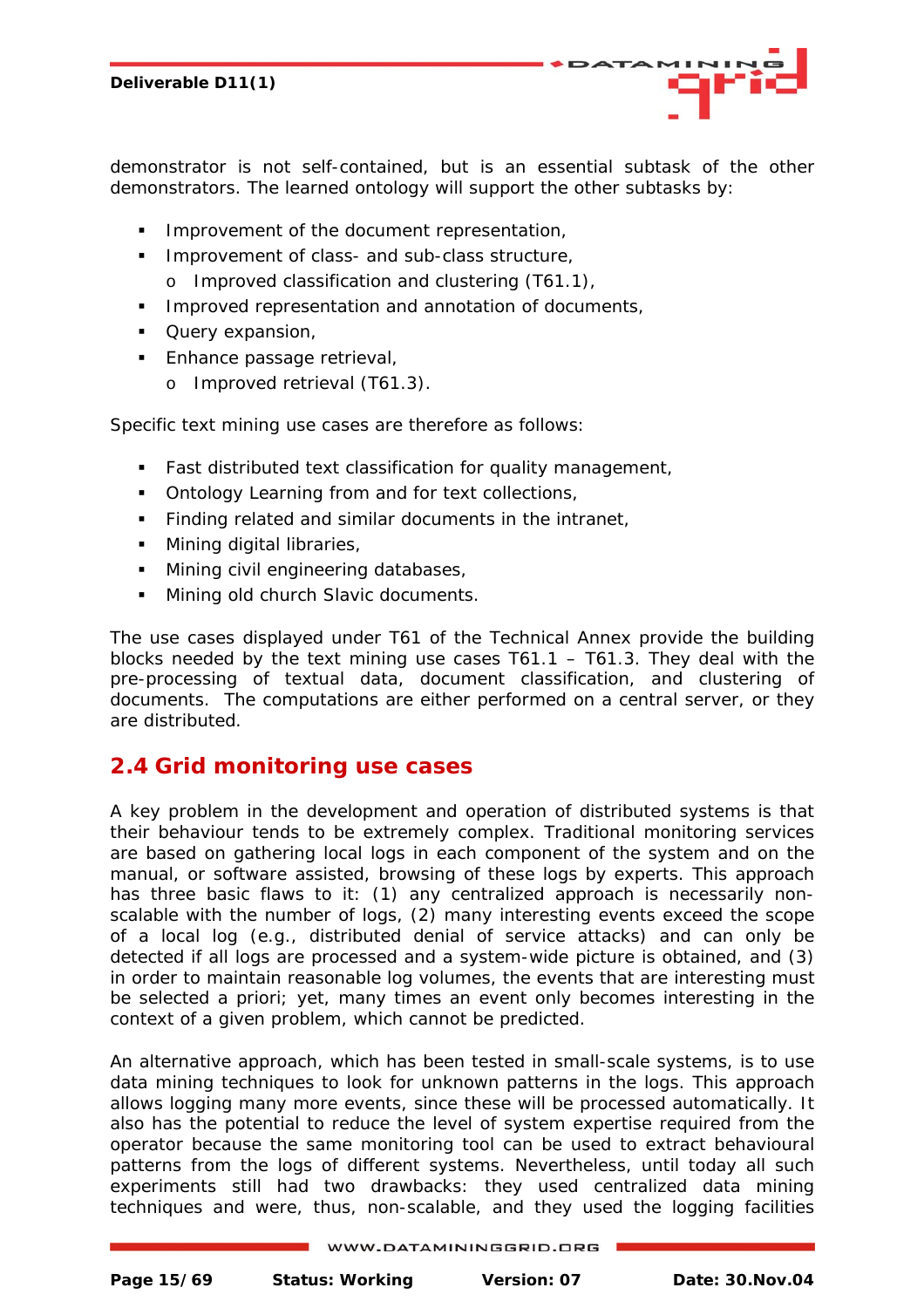demonstrator is not self-contained, but is an essential subtask of the other demonstrators. The learned ontology will support the other subtasks by:

- Improvement of the document representation,
- Improvement of class- and sub-class structure,
  - Improved classification and clustering (T61.1),
- Improved representation and annotation of documents,
- Query expansion,
- Enhance passage retrieval,
  - Improved retrieval (T61.3).

Specific text mining use cases are therefore as follows:

- Fast distributed text classification for quality management,
- Ontology Learning from and for text collections,
- Finding related and similar documents in the intranet,
- Mining digital libraries,
- Mining civil engineering databases,
- Mining old church Slavic documents.

The use cases displayed under T61 of the Technical Annex provide the building blocks needed by the text mining use cases T61.1 – T61.3. They deal with the pre-processing of textual data, document classification, and clustering of documents. The computations are either performed on a central server, or they are distributed.

## 2.4 Grid monitoring use cases

A key problem in the development and operation of distributed systems is that their behaviour tends to be extremely complex. Traditional monitoring services are based on gathering local logs in each component of the system and on the manual, or software assisted, browsing of these logs by experts. This approach has three basic flaws to it: (1) any centralized approach is necessarily non-scalable with the number of logs, (2) many interesting events exceed the scope of a local log (e.g., distributed denial of service attacks) and can only be detected if all logs are processed and a system-wide picture is obtained, and (3) in order to maintain reasonable log volumes, the events that are interesting must be selected a priori; yet, many times an event only becomes interesting in the context of a given problem, which cannot be predicted.

An alternative approach, which has been tested in small-scale systems, is to use data mining techniques to look for unknown patterns in the logs. This approach allows logging many more events, since these will be processed automatically. It also has the potential to reduce the level of system expertise required from the operator because the same monitoring tool can be used to extract behavioural patterns from the logs of different systems. Nevertheless, until today all such experiments still had two drawbacks: they used centralized data mining techniques and were, thus, non-scalable, and they used the logging facilities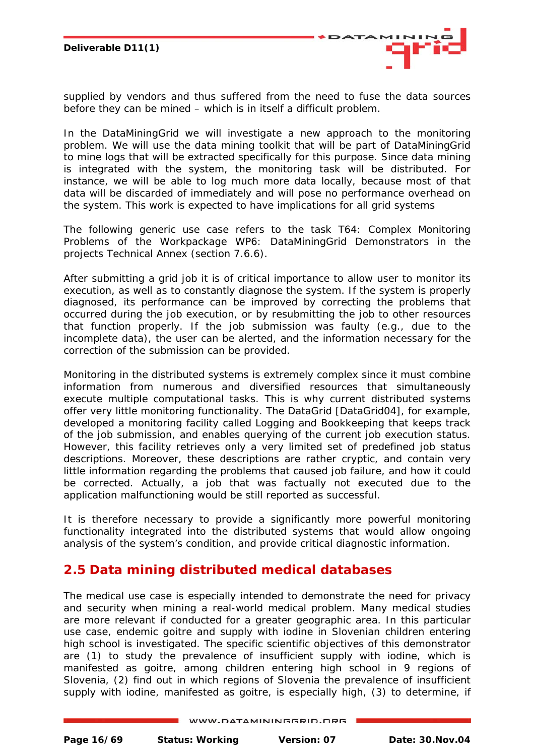supplied by vendors and thus suffered from the need to fuse the data sources before they can be mined – which is in itself a difficult problem.

In the DataMiningGrid we will investigate a new approach to the monitoring problem. We will use the data mining toolkit that will be part of DataMiningGrid to mine logs that will be extracted specifically for this purpose. Since data mining is integrated with the system, the monitoring task will be distributed. For instance, we will be able to log much more data locally, because most of that data will be discarded of immediately and will pose no performance overhead on the system. This work is expected to have implications for all grid systems

The following generic use case refers to the task T64: Complex Monitoring Problems of the Workpackage WP6: DataMiningGrid Demonstrators in the projects Technical Annex (section 7.6.6).

After submitting a grid job it is of critical importance to allow user to monitor its execution, as well as to constantly diagnose the system. If the system is properly diagnosed, its performance can be improved by correcting the problems that occurred during the job execution, or by resubmitting the job to other resources that function properly. If the job submission was faulty (e.g., due to the incomplete data), the user can be alerted, and the information necessary for the correction of the submission can be provided.

Monitoring in the distributed systems is extremely complex since it must combine information from numerous and diversified resources that simultaneously execute multiple computational tasks. This is why current distributed systems offer very little monitoring functionality. The DataGrid [DataGrid04], for example, developed a monitoring facility called Logging and Bookkeeping that keeps track of the job submission, and enables querying of the current job execution status. However, this facility retrieves only a very limited set of predefined job status descriptions. Moreover, these descriptions are rather cryptic, and contain very little information regarding the problems that caused job failure, and how it could be corrected. Actually, a job that was factually not executed due to the application malfunctioning would be still reported as successful.

It is therefore necessary to provide a significantly more powerful monitoring functionality integrated into the distributed systems that would allow ongoing analysis of the system's condition, and provide critical diagnostic information.

## 2.5 Data mining distributed medical databases

The medical use case is especially intended to demonstrate the need for privacy and security when mining a real-world medical problem. Many medical studies are more relevant if conducted for a greater geographic area. In this particular use case, endemic goitre and supply with iodine in Slovenian children entering high school is investigated. The specific scientific objectives of this demonstrator are (1) to study the prevalence of insufficient supply with iodine, which is manifested as goitre, among children entering high school in 9 regions of Slovenia, (2) find out in which regions of Slovenia the prevalence of insufficient supply with iodine, manifested as goitre, is especially high, (3) to determine, if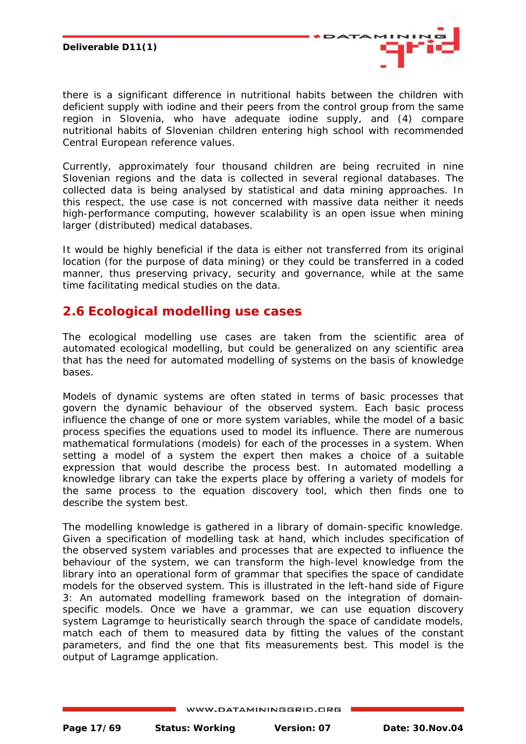there is a significant difference in nutritional habits between the children with deficient supply with iodine and their peers from the control group from the same region in Slovenia, who have adequate iodine supply, and (4) compare nutritional habits of Slovenian children entering high school with recommended Central European reference values.

Currently, approximately four thousand children are being recruited in nine Slovenian regions and the data is collected in several regional databases. The collected data is being analysed by statistical and data mining approaches. In this respect, the use case is not concerned with massive data neither it needs high-performance computing, however scalability is an open issue when mining larger (distributed) medical databases.

It would be highly beneficial if the data is either not transferred from its original location (for the purpose of data mining) or they could be transferred in a coded manner, thus preserving privacy, security and governance, while at the same time facilitating medical studies on the data.

## 2.6 Ecological modelling use cases

The ecological modelling use cases are taken from the scientific area of automated ecological modelling, but could be generalized on any scientific area that has the need for automated modelling of systems on the basis of knowledge bases.

Models of dynamic systems are often stated in terms of basic processes that govern the dynamic behaviour of the observed system. Each basic process influence the change of one or more system variables, while the model of a basic process specifies the equations used to model its influence. There are numerous mathematical formulations (models) for each of the processes in a system. When setting a model of a system the expert then makes a choice of a suitable expression that would describe the process best. In automated modelling a knowledge library can take the experts place by offering a variety of models for the same process to the equation discovery tool, which then finds one to describe the system best.

The modelling knowledge is gathered in a library of domain-specific knowledge. Given a specification of modelling task at hand, which includes specification of the observed system variables and processes that are expected to influence the behaviour of the system, we can transform the high-level knowledge from the library into an operational form of grammar that specifies the space of candidate models for the observed system. This is illustrated in the left-hand side of Figure 3: An automated modelling framework based on the integration of domain-specific models. Once we have a grammar, we can use equation discovery system Lagramge to heuristically search through the space of candidate models, match each of them to measured data by fitting the values of the constant parameters, and find the one that fits measurements best. This model is the output of Lagramge application.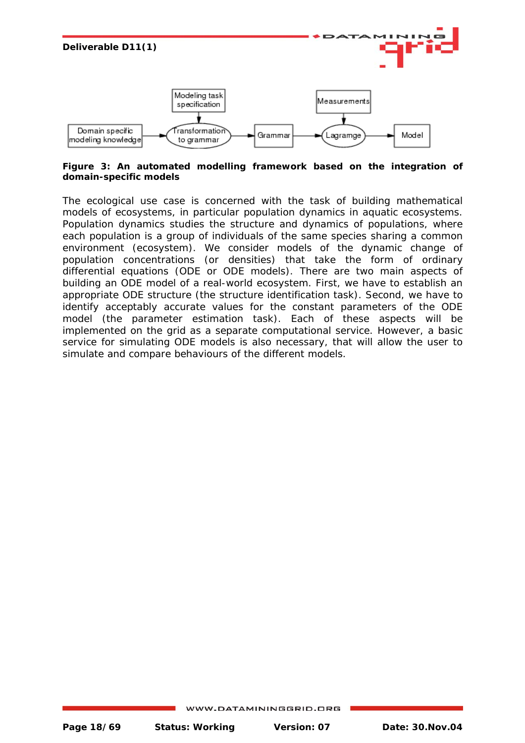**Figure 3: An automated modelling framework based on the integration of domain-specific models**

The ecological use case is concerned with the task of building mathematical models of ecosystems, in particular population dynamics in aquatic ecosystems. Population dynamics studies the structure and dynamics of populations, where each population is a group of individuals of the same species sharing a common environment (ecosystem). We consider models of the dynamic change of population concentrations (or densities) that take the form of ordinary differential equations (ODE or ODE models). There are two main aspects of building an ODE model of a real-world ecosystem. First, we have to establish an appropriate ODE structure (the structure identification task). Second, we have to identify acceptably accurate values for the constant parameters of the ODE model (the parameter estimation task). Each of these aspects will be implemented on the grid as a separate computational service. However, a basic service for simulating ODE models is also necessary, that will allow the user to simulate and compare behaviours of the different models.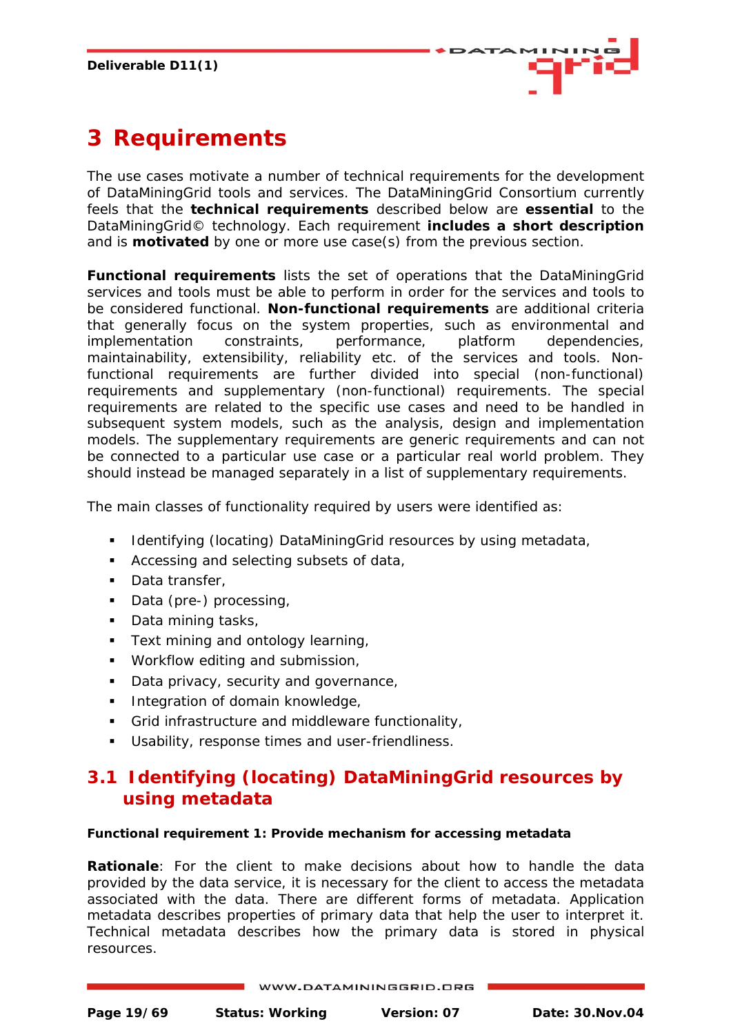# 3 Requirements

The use cases motivate a number of technical requirements for the development of DataMiningGrid tools and services. The DataMiningGrid Consortium currently feels that the **technical requirements** described below are **essential** to the DataMiningGrid© technology. Each requirement **includes a short description** and is **motivated** by one or more use case(s) from the previous section.

**Functional requirements** lists the set of operations that the DataMiningGrid services and tools must be able to perform in order for the services and tools to be considered functional. **Non-functional requirements** are additional criteria that generally focus on the system properties, such as environmental and implementation constraints, performance, platform dependencies, maintainability, extensibility, reliability etc. of the services and tools. Non-functional requirements are further divided into special (non-functional) requirements and supplementary (non-functional) requirements. The special requirements are related to the specific use cases and need to be handled in subsequent system models, such as the analysis, design and implementation models. The supplementary requirements are generic requirements and can not be connected to a particular use case or a particular real world problem. They should instead be managed separately in a list of supplementary requirements.

The main classes of functionality required by users were identified as:

- Identifying (locating) DataMiningGrid resources by using metadata,
- Accessing and selecting subsets of data,
- Data transfer,
- Data (pre-) processing,
- Data mining tasks,
- Text mining and ontology learning,
- Workflow editing and submission,
- Data privacy, security and governance,
- Integration of domain knowledge,
- Grid infrastructure and middleware functionality,
- Usability, response times and user-friendliness.

## 3.1 Identifying (locating) DataMiningGrid resources by using metadata

**Functional requirement 1: Provide mechanism for accessing metadata**

**Rationale**: For the client to make decisions about how to handle the data provided by the data service, it is necessary for the client to access the metadata associated with the data. There are different forms of metadata. Application metadata describes properties of primary data that help the user to interpret it. Technical metadata describes how the primary data is stored in physical resources.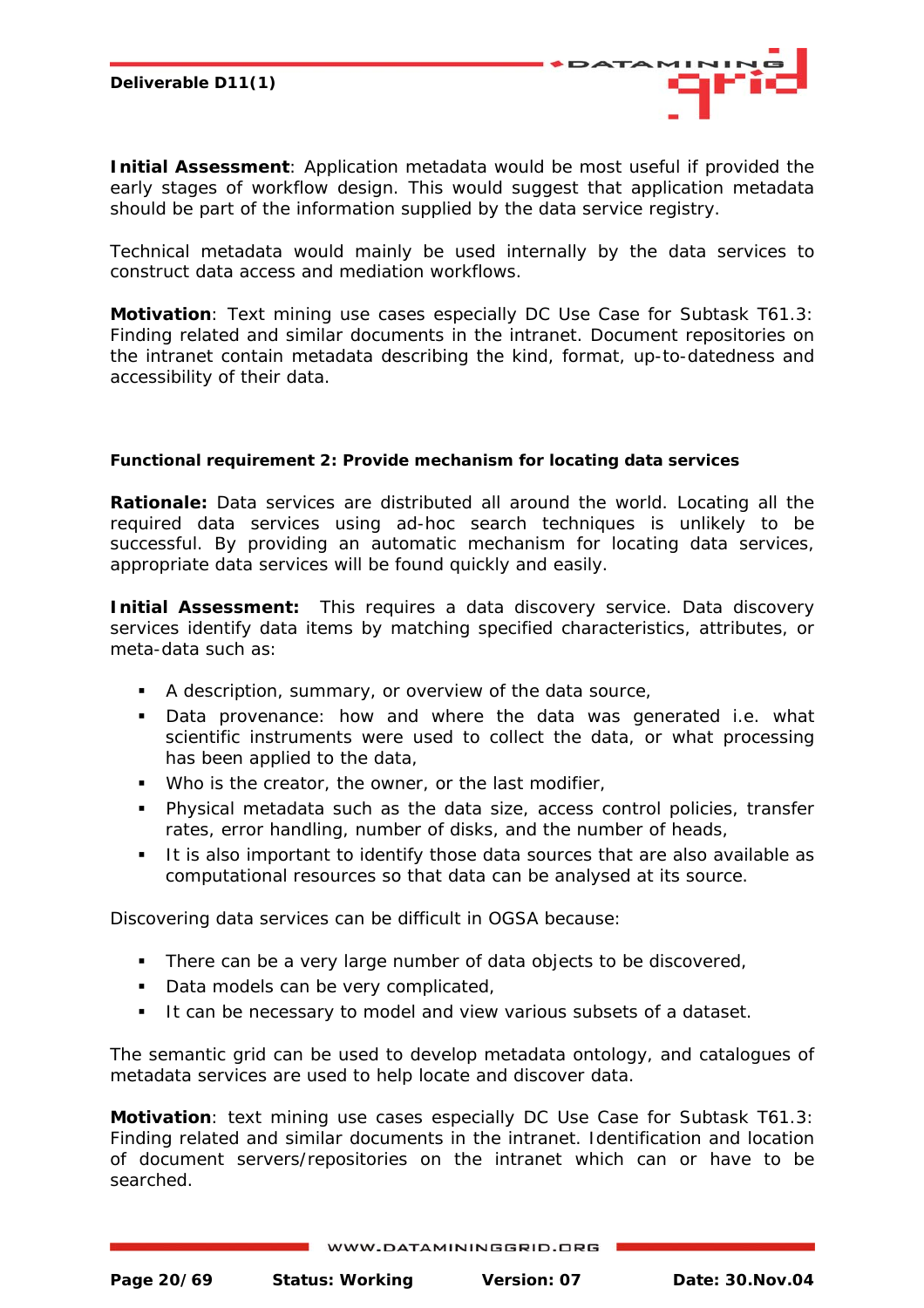**Initial Assessment**: Application metadata would be most useful if provided the early stages of workflow design. This would suggest that application metadata should be part of the information supplied by the data service registry.

Technical metadata would mainly be used internally by the data services to construct data access and mediation workflows.

**Motivation**: Text mining use cases especially DC Use Case for Subtask T61.3: Finding related and similar documents in the intranet. Document repositories on the intranet contain metadata describing the kind, format, up-to-datedness and accessibility of their data.

#### Functional requirement 2: Provide mechanism for locating data services

**Rationale:** Data services are distributed all around the world. Locating all the required data services using ad-hoc search techniques is unlikely to be successful. By providing an automatic mechanism for locating data services, appropriate data services will be found quickly and easily.

**Initial Assessment:** This requires a data discovery service. Data discovery services identify data items by matching specified characteristics, attributes, or meta-data such as:

- A description, summary, or overview of the data source,
- Data provenance: how and where the data was generated i.e. what scientific instruments were used to collect the data, or what processing has been applied to the data,
- Who is the creator, the owner, or the last modifier,
- Physical metadata such as the data size, access control policies, transfer rates, error handling, number of disks, and the number of heads,
- It is also important to identify those data sources that are also available as computational resources so that data can be analysed at its source.

Discovering data services can be difficult in OGSA because:

- There can be a very large number of data objects to be discovered,
- Data models can be very complicated,
- It can be necessary to model and view various subsets of a dataset.

The semantic grid can be used to develop metadata ontology, and catalogues of metadata services are used to help locate and discover data.

**Motivation**: text mining use cases especially DC Use Case for Subtask T61.3: Finding related and similar documents in the intranet. Identification and location of document servers/repositories on the intranet which can or have to be searched.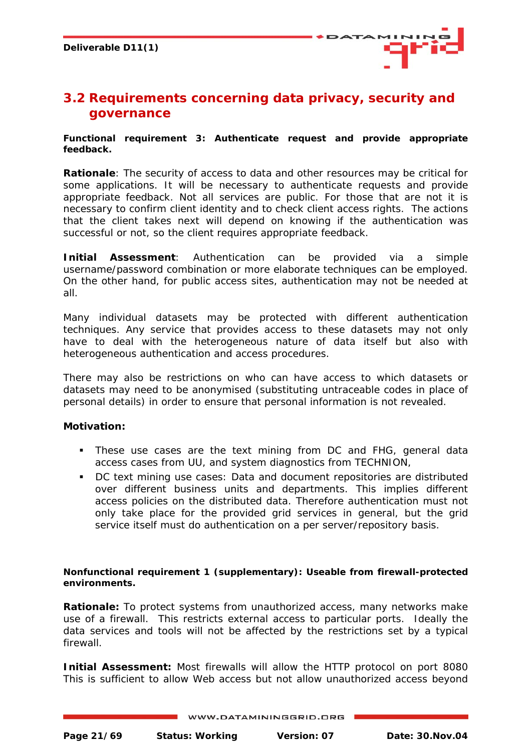## 3.2 Requirements concerning data privacy, security and governance

**Functional requirement 3: Authenticate request and provide appropriate feedback.**

**Rationale**: The security of access to data and other resources may be critical for some applications. It will be necessary to authenticate requests and provide appropriate feedback. Not all services are public. For those that are not it is necessary to confirm client identity and to check client access rights. The actions that the client takes next will depend on knowing if the authentication was successful or not, so the client requires appropriate feedback.

**Initial Assessment**: Authentication can be provided via a simple username/password combination or more elaborate techniques can be employed. On the other hand, for public access sites, authentication may not be needed at all.

Many individual datasets may be protected with different authentication techniques. Any service that provides access to these datasets may not only have to deal with the heterogeneous nature of data itself but also with heterogeneous authentication and access procedures.

There may also be restrictions on who can have access to which datasets or datasets may need to be anonymised (substituting untraceable codes in place of personal details) in order to ensure that personal information is not revealed.

**Motivation:**

- These use cases are the text mining from DC and FHG, general data access cases from UU, and system diagnostics from TECHNION,
- DC text mining use cases: Data and document repositories are distributed over different business units and departments. This implies different access policies on the distributed data. Therefore authentication must not only take place for the provided grid services in general, but the grid service itself must do authentication on a per server/repository basis.

**Nonfunctional requirement 1 (supplementary): Useable from firewall-protected environments.**

**Rationale:** To protect systems from unauthorized access, many networks make use of a firewall. This restricts external access to particular ports. Ideally the data services and tools will not be affected by the restrictions set by a typical firewall.

**Initial Assessment:** Most firewalls will allow the HTTP protocol on port 8080 This is sufficient to allow Web access but not allow unauthorized access beyond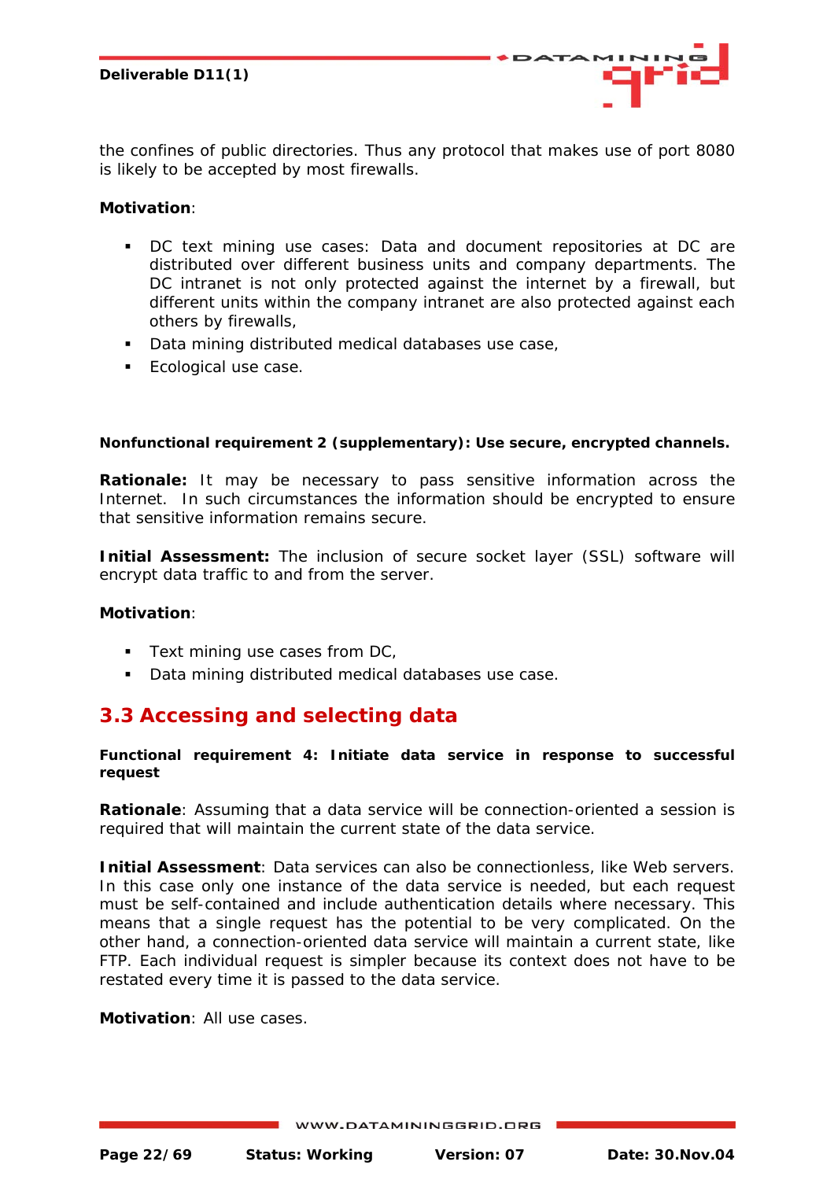the confines of public directories. Thus any protocol that makes use of port 8080 is likely to be accepted by most firewalls.

**Motivation**:

- DC text mining use cases: Data and document repositories at DC are distributed over different business units and company departments. The DC intranet is not only protected against the internet by a firewall, but different units within the company intranet are also protected against each others by firewalls,
- Data mining distributed medical databases use case,
- Ecological use case.

**Nonfunctional requirement 2 (supplementary): Use secure, encrypted channels.**

**Rationale:** It may be necessary to pass sensitive information across the Internet. In such circumstances the information should be encrypted to ensure that sensitive information remains secure.

**Initial Assessment:** The inclusion of secure socket layer (SSL) software will encrypt data traffic to and from the server.

**Motivation**:

- Text mining use cases from DC,
- Data mining distributed medical databases use case.

## 3.3 Accessing and selecting data

**Functional requirement 4: Initiate data service in response to successful request**

**Rationale**: Assuming that a data service will be connection-oriented a session is required that will maintain the current state of the data service.

**Initial Assessment**: Data services can also be connectionless, like Web servers. In this case only one instance of the data service is needed, but each request must be self-contained and include authentication details where necessary. This means that a single request has the potential to be very complicated. On the other hand, a connection-oriented data service will maintain a current state, like FTP. Each individual request is simpler because its context does not have to be restated every time it is passed to the data service.

**Motivation**: All use cases.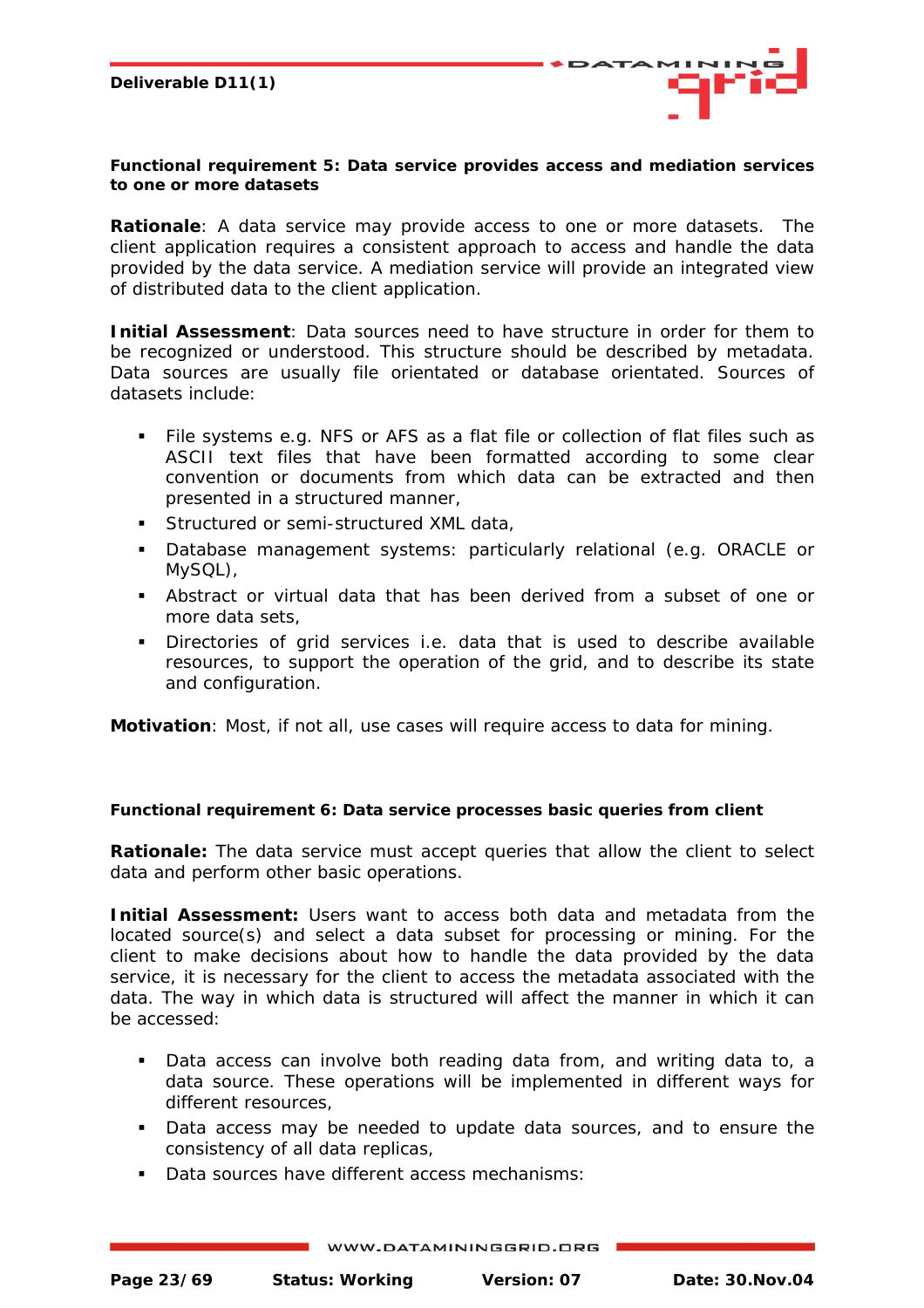**Functional requirement 5: Data service provides access and mediation services to one or more datasets**

**Rationale**: A data service may provide access to one or more datasets. The client application requires a consistent approach to access and handle the data provided by the data service. A mediation service will provide an integrated view of distributed data to the client application.

**Initial Assessment**: Data sources need to have structure in order for them to be recognized or understood. This structure should be described by metadata. Data sources are usually file orientated or database orientated. Sources of datasets include:

- File systems e.g. NFS or AFS as a flat file or collection of flat files such as ASCII text files that have been formatted according to some clear convention or documents from which data can be extracted and then presented in a structured manner,
- Structured or semi-structured XML data,
- Database management systems: particularly relational (e.g. ORACLE or MySQL),
- Abstract or virtual data that has been derived from a subset of one or more data sets,
- Directories of grid services i.e. data that is used to describe available resources, to support the operation of the grid, and to describe its state and configuration.

**Motivation**: Most, if not all, use cases will require access to data for mining.

**Functional requirement 6: Data service processes basic queries from client**

**Rationale:** The data service must accept queries that allow the client to select data and perform other basic operations.

**Initial Assessment:** Users want to access both data and metadata from the located source(s) and select a data subset for processing or mining. For the client to make decisions about how to handle the data provided by the data service, it is necessary for the client to access the metadata associated with the data. The way in which data is structured will affect the manner in which it can be accessed:

- Data access can involve both reading data from, and writing data to, a data source. These operations will be implemented in different ways for different resources,
- Data access may be needed to update data sources, and to ensure the consistency of all data replicas,
- Data sources have different access mechanisms: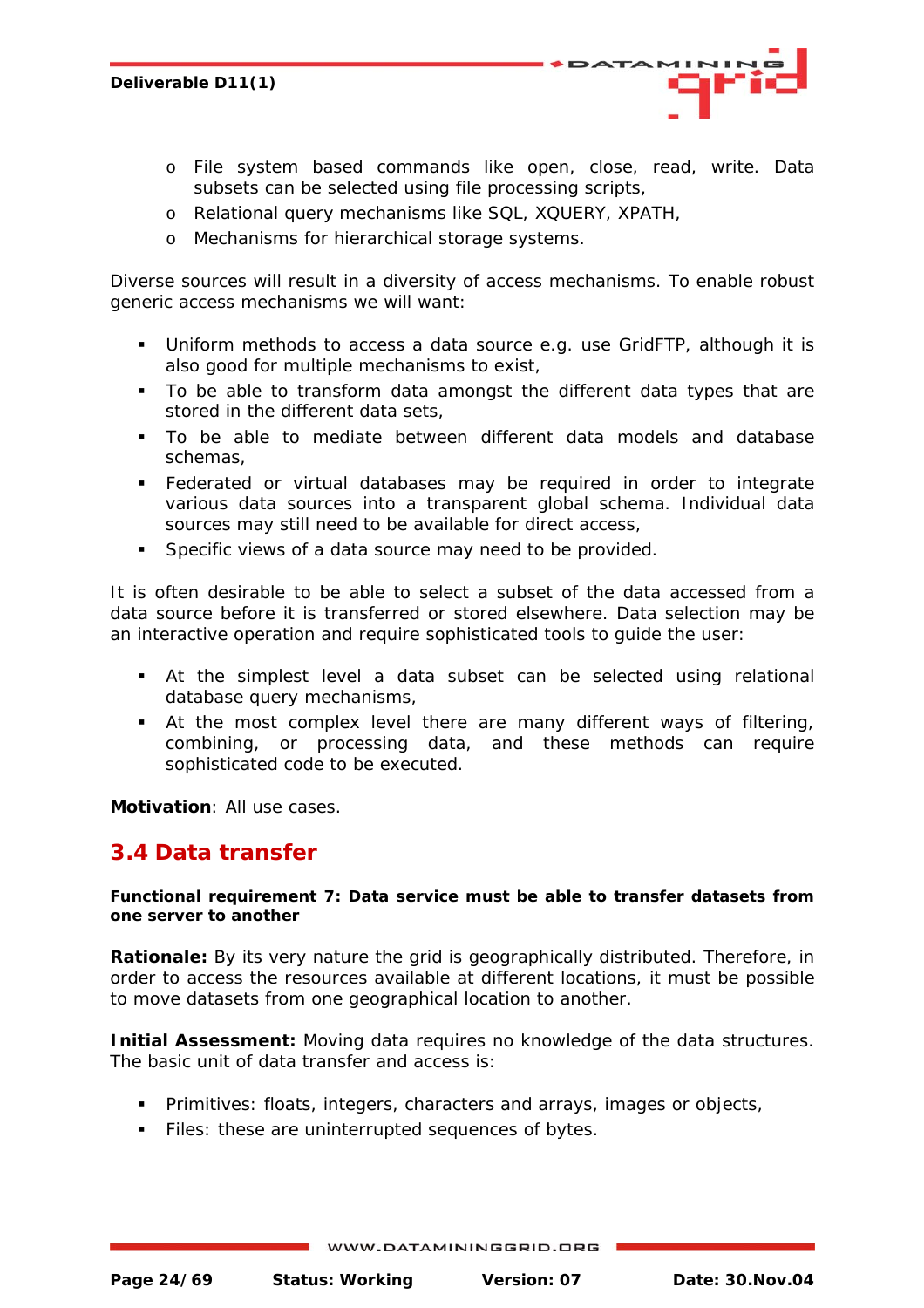- File system based commands like open, close, read, write. Data subsets can be selected using file processing scripts,
   - Relational query mechanisms like SQL, XQUERY, XPATH,
   - Mechanisms for hierarchical storage systems.

Diverse sources will result in a diversity of access mechanisms. To enable robust generic access mechanisms we will want:

- Uniform methods to access a data source e.g. use GridFTP, although it is also good for multiple mechanisms to exist,
- To be able to transform data amongst the different data types that are stored in the different data sets,
- To be able to mediate between different data models and database schemas,
- Federated or virtual databases may be required in order to integrate various data sources into a transparent global schema. Individual data sources may still need to be available for direct access,
- Specific views of a data source may need to be provided.

It is often desirable to be able to select a subset of the data accessed from a data source before it is transferred or stored elsewhere. Data selection may be an interactive operation and require sophisticated tools to guide the user:

- At the simplest level a data subset can be selected using relational database query mechanisms,
- At the most complex level there are many different ways of filtering, combining, or processing data, and these methods can require sophisticated code to be executed.

**Motivation**: All use cases.

## 3.4 Data transfer

**Functional requirement 7: Data service must be able to transfer datasets from one server to another**

**Rationale:** By its very nature the grid is geographically distributed. Therefore, in order to access the resources available at different locations, it must be possible to move datasets from one geographical location to another.

**Initial Assessment:** Moving data requires no knowledge of the data structures. The basic unit of data transfer and access is:

- Primitives: floats, integers, characters and arrays, images or objects,
- Files: these are uninterrupted sequences of bytes.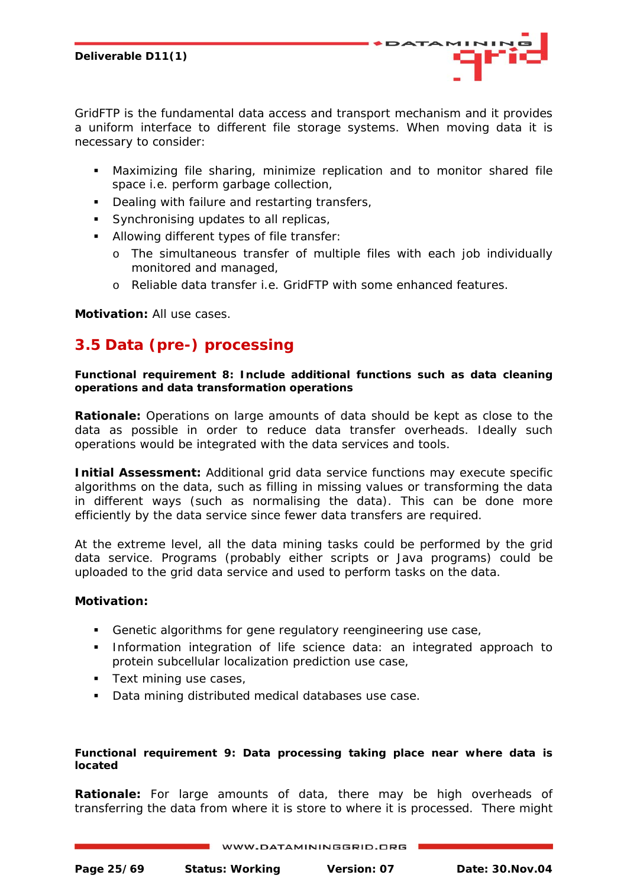GridFTP is the fundamental data access and transport mechanism and it provides a uniform interface to different file storage systems. When moving data it is necessary to consider:

- Maximizing file sharing, minimize replication and to monitor shared file space i.e. perform garbage collection,
- Dealing with failure and restarting transfers,
- Synchronising updates to all replicas,
- Allowing different types of file transfer:
  - The simultaneous transfer of multiple files with each job individually monitored and managed,
  - Reliable data transfer i.e. GridFTP with some enhanced features.

**Motivation:** All use cases.

## 3.5 Data (pre-) processing

**Functional requirement 8: Include additional functions such as data cleaning operations and data transformation operations**

**Rationale:** Operations on large amounts of data should be kept as close to the data as possible in order to reduce data transfer overheads. Ideally such operations would be integrated with the data services and tools.

**Initial Assessment:** Additional grid data service functions may execute specific algorithms on the data, such as filling in missing values or transforming the data in different ways (such as normalising the data). This can be done more efficiently by the data service since fewer data transfers are required.

At the extreme level, all the data mining tasks could be performed by the grid data service. Programs (probably either scripts or Java programs) could be uploaded to the grid data service and used to perform tasks on the data.

**Motivation:**

- Genetic algorithms for gene regulatory reengineering use case,
- Information integration of life science data: an integrated approach to protein subcellular localization prediction use case,
- Text mining use cases,
- Data mining distributed medical databases use case.

**Functional requirement 9: Data processing taking place near where data is located**

**Rationale:** For large amounts of data, there may be high overheads of transferring the data from where it is store to where it is processed. There might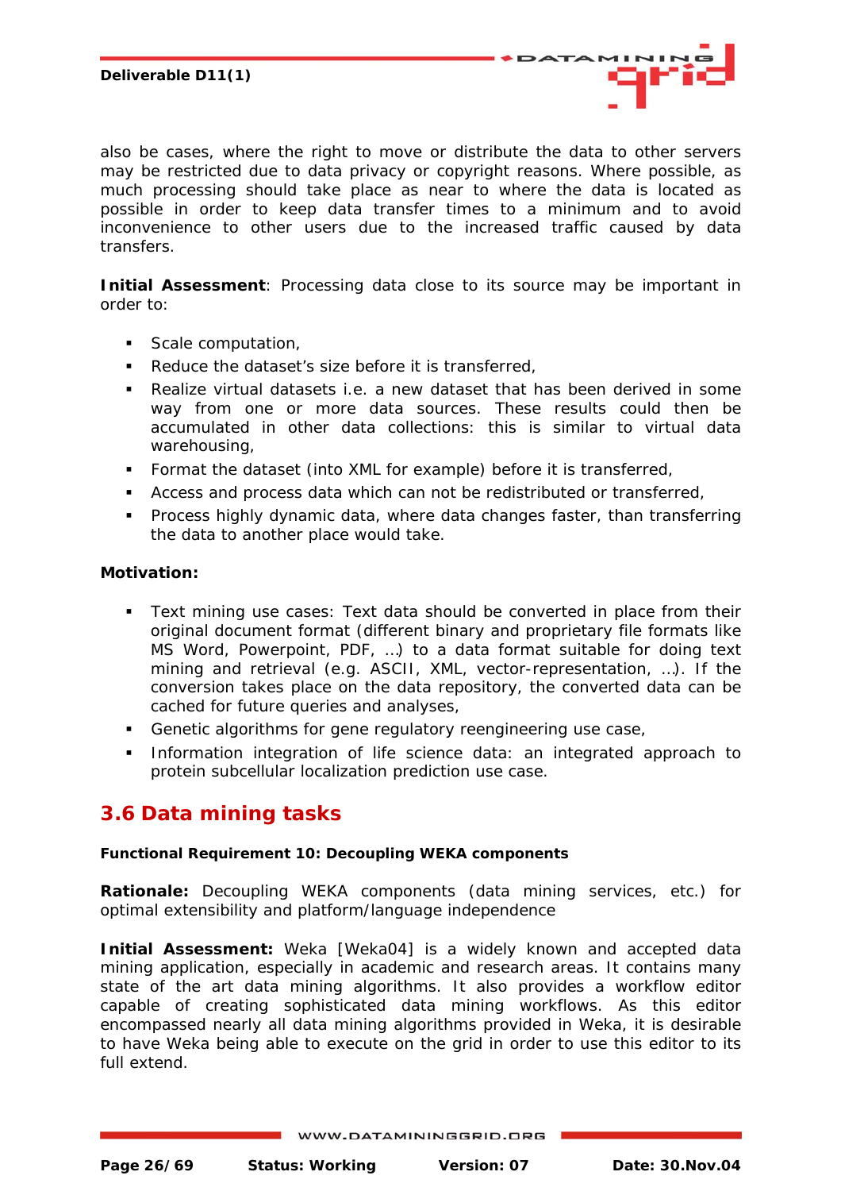also be cases, where the right to move or distribute the data to other servers may be restricted due to data privacy or copyright reasons. Where possible, as much processing should take place as near to where the data is located as possible in order to keep data transfer times to a minimum and to avoid inconvenience to other users due to the increased traffic caused by data transfers.

**Initial Assessment**: Processing data close to its source may be important in order to:

- Scale computation,
- Reduce the dataset's size before it is transferred,
- Realize virtual datasets i.e. a new dataset that has been derived in some way from one or more data sources. These results could then be accumulated in other data collections: this is similar to virtual data warehousing,
- Format the dataset (into XML for example) before it is transferred,
- Access and process data which can not be redistributed or transferred,
- Process highly dynamic data, where data changes faster, than transferring the data to another place would take.

**Motivation:**

- Text mining use cases: Text data should be converted in place from their original document format (different binary and proprietary file formats like MS Word, Powerpoint, PDF, …) to a data format suitable for doing text mining and retrieval (e.g. ASCII, XML, vector-representation, …). If the conversion takes place on the data repository, the converted data can be cached for future queries and analyses,
- Genetic algorithms for gene regulatory reengineering use case,
- Information integration of life science data: an integrated approach to protein subcellular localization prediction use case.

## 3.6 Data mining tasks

**Functional Requirement 10: Decoupling WEKA components**

**Rationale:** Decoupling WEKA components (data mining services, etc.) for optimal extensibility and platform/language independence

**Initial Assessment:** Weka [Weka04] is a widely known and accepted data mining application, especially in academic and research areas. It contains many state of the art data mining algorithms. It also provides a workflow editor capable of creating sophisticated data mining workflows. As this editor encompassed nearly all data mining algorithms provided in Weka, it is desirable to have Weka being able to execute on the grid in order to use this editor to its full extend.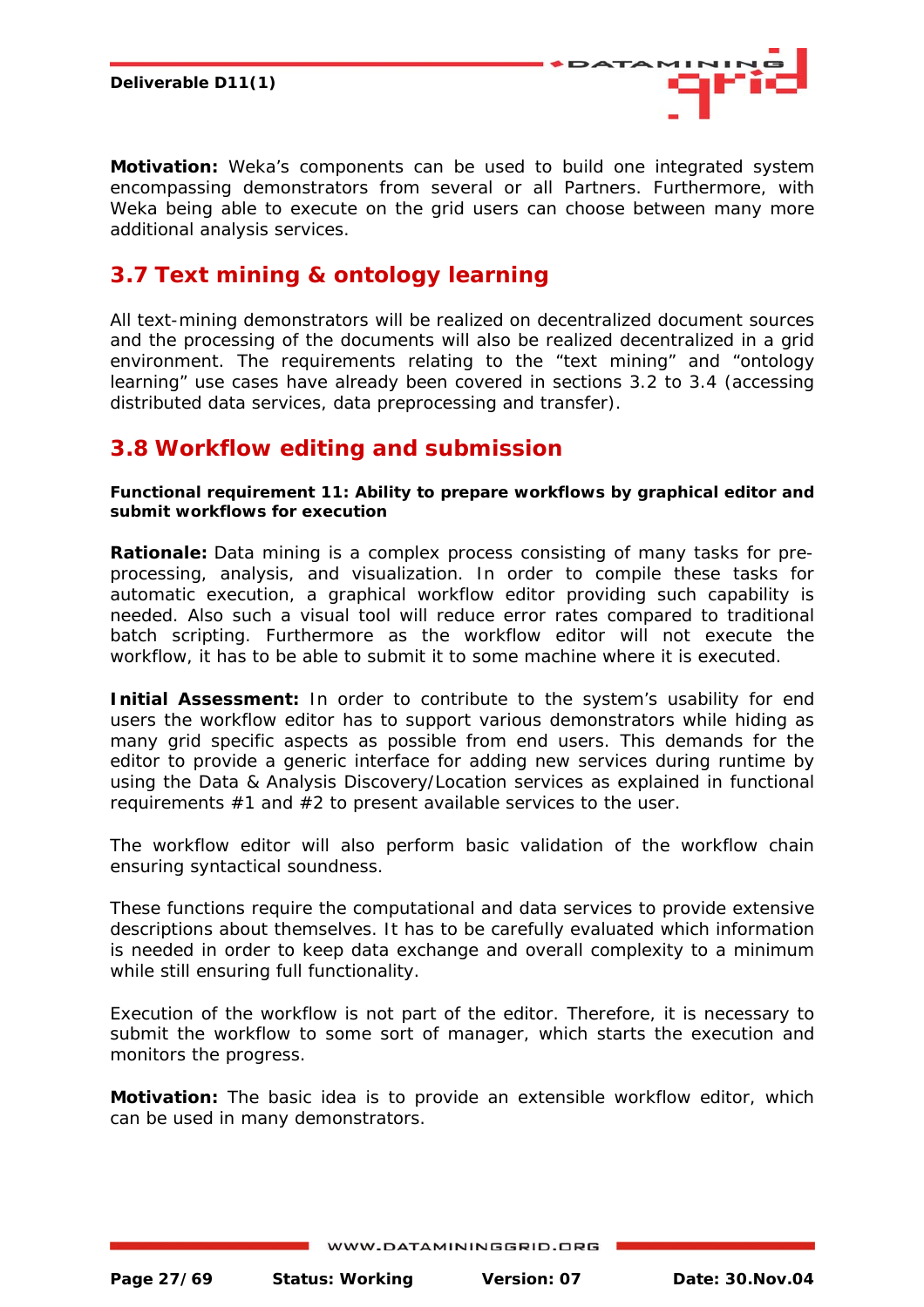**Motivation:** Weka's components can be used to build one integrated system encompassing demonstrators from several or all Partners. Furthermore, with Weka being able to execute on the grid users can choose between many more additional analysis services.

## 3.7 Text mining & ontology learning

All text-mining demonstrators will be realized on decentralized document sources and the processing of the documents will also be realized decentralized in a grid environment. The requirements relating to the "text mining" and "ontology learning" use cases have already been covered in sections 3.2 to 3.4 (accessing distributed data services, data preprocessing and transfer).

## 3.8 Workflow editing and submission

**Functional requirement 11: Ability to prepare workflows by graphical editor and submit workflows for execution**

**Rationale:** Data mining is a complex process consisting of many tasks for pre-processing, analysis, and visualization. In order to compile these tasks for automatic execution, a graphical workflow editor providing such capability is needed. Also such a visual tool will reduce error rates compared to traditional batch scripting. Furthermore as the workflow editor will not execute the workflow, it has to be able to submit it to some machine where it is executed.

**Initial Assessment:** In order to contribute to the system's usability for end users the workflow editor has to support various demonstrators while hiding as many grid specific aspects as possible from end users. This demands for the editor to provide a generic interface for adding new services during runtime by using the Data & Analysis Discovery/Location services as explained in functional requirements #1 and #2 to present available services to the user.

The workflow editor will also perform basic validation of the workflow chain ensuring syntactical soundness.

These functions require the computational and data services to provide extensive descriptions about themselves. It has to be carefully evaluated which information is needed in order to keep data exchange and overall complexity to a minimum while still ensuring full functionality.

Execution of the workflow is not part of the editor. Therefore, it is necessary to submit the workflow to some sort of manager, which starts the execution and monitors the progress.

**Motivation:** The basic idea is to provide an extensible workflow editor, which can be used in many demonstrators.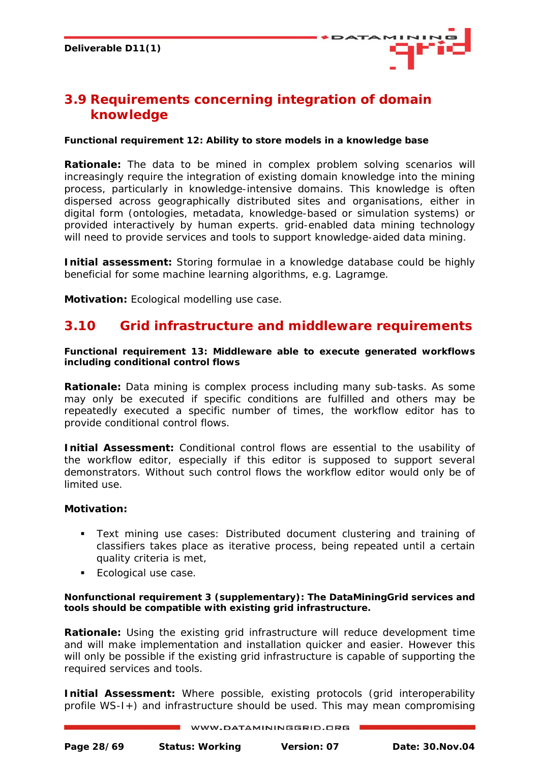## 3.9 Requirements concerning integration of domain knowledge

**Functional requirement 12: Ability to store models in a knowledge base**

**Rationale:** The data to be mined in complex problem solving scenarios will increasingly require the integration of existing domain knowledge into the mining process, particularly in knowledge-intensive domains. This knowledge is often dispersed across geographically distributed sites and organisations, either in digital form (ontologies, metadata, knowledge-based or simulation systems) or provided interactively by human experts. grid-enabled data mining technology will need to provide services and tools to support knowledge-aided data mining.

**Initial assessment:** Storing formulae in a knowledge database could be highly beneficial for some machine learning algorithms, e.g. Lagramge.

**Motivation:** Ecological modelling use case.

## 3.10 Grid infrastructure and middleware requirements

**Functional requirement 13: Middleware able to execute generated workflows including conditional control flows**

**Rationale:** Data mining is complex process including many sub-tasks. As some may only be executed if specific conditions are fulfilled and others may be repeatedly executed a specific number of times, the workflow editor has to provide conditional control flows.

**Initial Assessment:** Conditional control flows are essential to the usability of the workflow editor, especially if this editor is supposed to support several demonstrators. Without such control flows the workflow editor would only be of limited use.

**Motivation:**

- Text mining use cases: Distributed document clustering and training of classifiers takes place as iterative process, being repeated until a certain quality criteria is met,
- Ecological use case.

**Nonfunctional requirement 3 (supplementary): The DataMiningGrid services and tools should be compatible with existing grid infrastructure.**

**Rationale:** Using the existing grid infrastructure will reduce development time and will make implementation and installation quicker and easier. However this will only be possible if the existing grid infrastructure is capable of supporting the required services and tools.

**Initial Assessment:** Where possible, existing protocols (grid interoperability profile WS-I+) and infrastructure should be used. This may mean compromising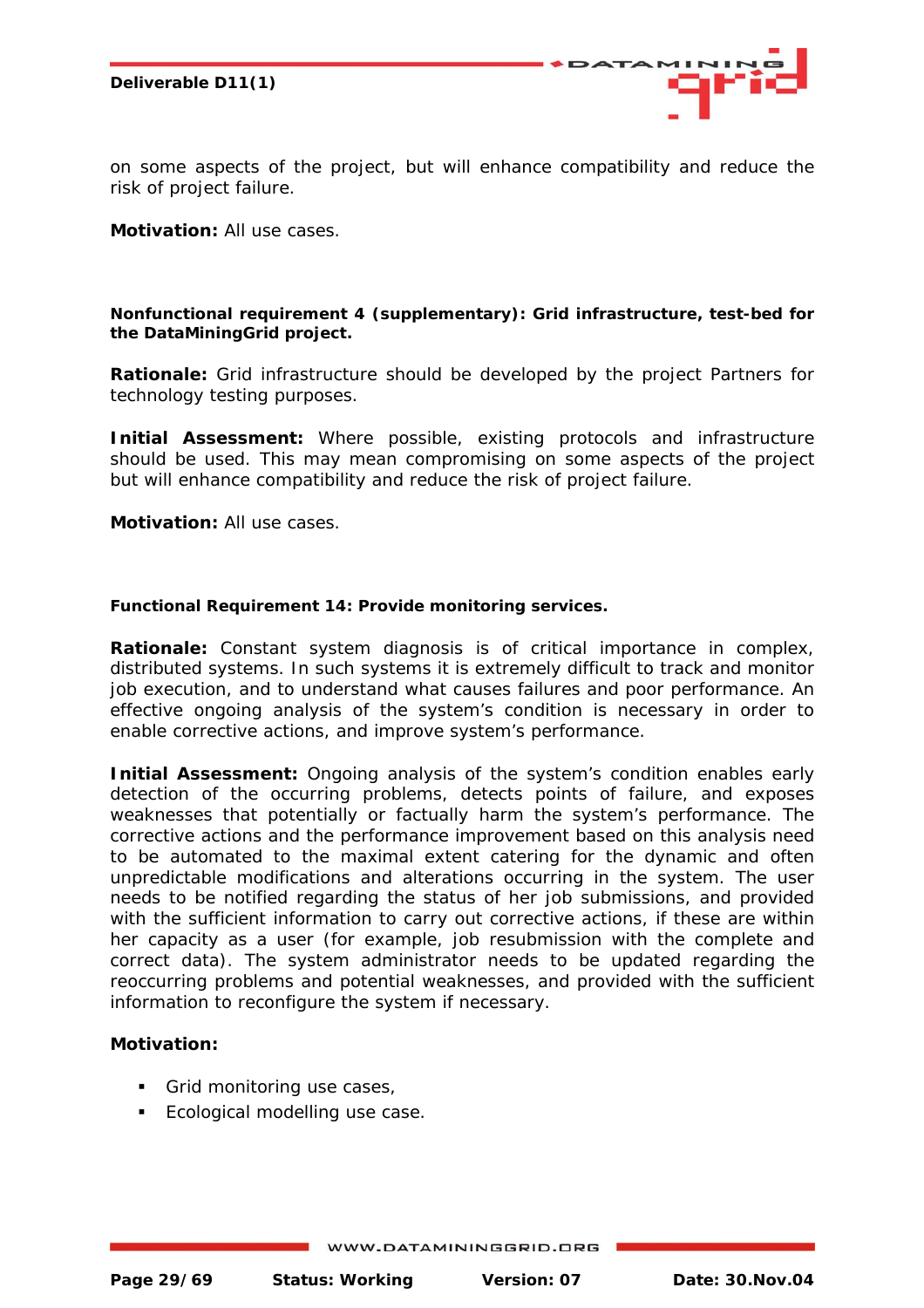on some aspects of the project, but will enhance compatibility and reduce the risk of project failure.

**Motivation:** All use cases.

**Nonfunctional requirement 4 (supplementary): Grid infrastructure, test-bed for the DataMiningGrid project.**

**Rationale:** Grid infrastructure should be developed by the project Partners for technology testing purposes.

**Initial Assessment:** Where possible, existing protocols and infrastructure should be used. This may mean compromising on some aspects of the project but will enhance compatibility and reduce the risk of project failure.

**Motivation:** All use cases.

**Functional Requirement 14: Provide monitoring services.**

**Rationale:** Constant system diagnosis is of critical importance in complex, distributed systems. In such systems it is extremely difficult to track and monitor job execution, and to understand what causes failures and poor performance. An effective ongoing analysis of the system's condition is necessary in order to enable corrective actions, and improve system's performance.

**Initial Assessment:** Ongoing analysis of the system's condition enables early detection of the occurring problems, detects points of failure, and exposes weaknesses that potentially or factually harm the system's performance. The corrective actions and the performance improvement based on this analysis need to be automated to the maximal extent catering for the dynamic and often unpredictable modifications and alterations occurring in the system. The user needs to be notified regarding the status of her job submissions, and provided with the sufficient information to carry out corrective actions, if these are within her capacity as a user (for example, job resubmission with the complete and correct data). The system administrator needs to be updated regarding the reoccurring problems and potential weaknesses, and provided with the sufficient information to reconfigure the system if necessary.

**Motivation:**

- Grid monitoring use cases,
- Ecological modelling use case.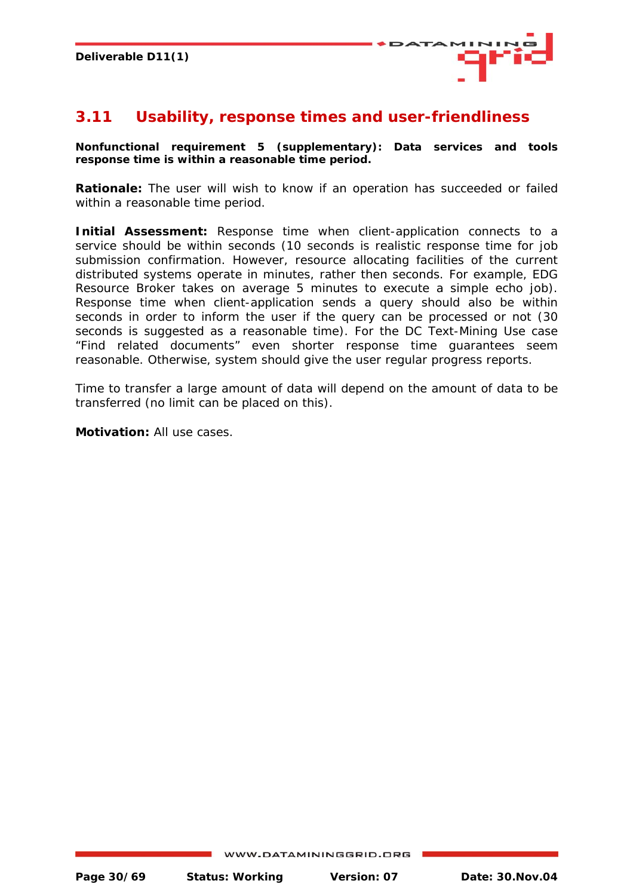## 3.11 Usability, response times and user-friendliness

**Nonfunctional requirement 5 (supplementary): Data services and tools response time is within a reasonable time period.**

**Rationale:** The user will wish to know if an operation has succeeded or failed within a reasonable time period.

**Initial Assessment:** Response time when client-application connects to a service should be within seconds (10 seconds is realistic response time for job submission confirmation. However, resource allocating facilities of the current distributed systems operate in minutes, rather then seconds. For example, EDG Resource Broker takes on average 5 minutes to execute a simple echo job). Response time when client-application sends a query should also be within seconds in order to inform the user if the query can be processed or not (30 seconds is suggested as a reasonable time). For the DC Text-Mining Use case "Find related documents" even shorter response time guarantees seem reasonable. Otherwise, system should give the user regular progress reports.

Time to transfer a large amount of data will depend on the amount of data to be transferred (no limit can be placed on this).

**Motivation:** All use cases.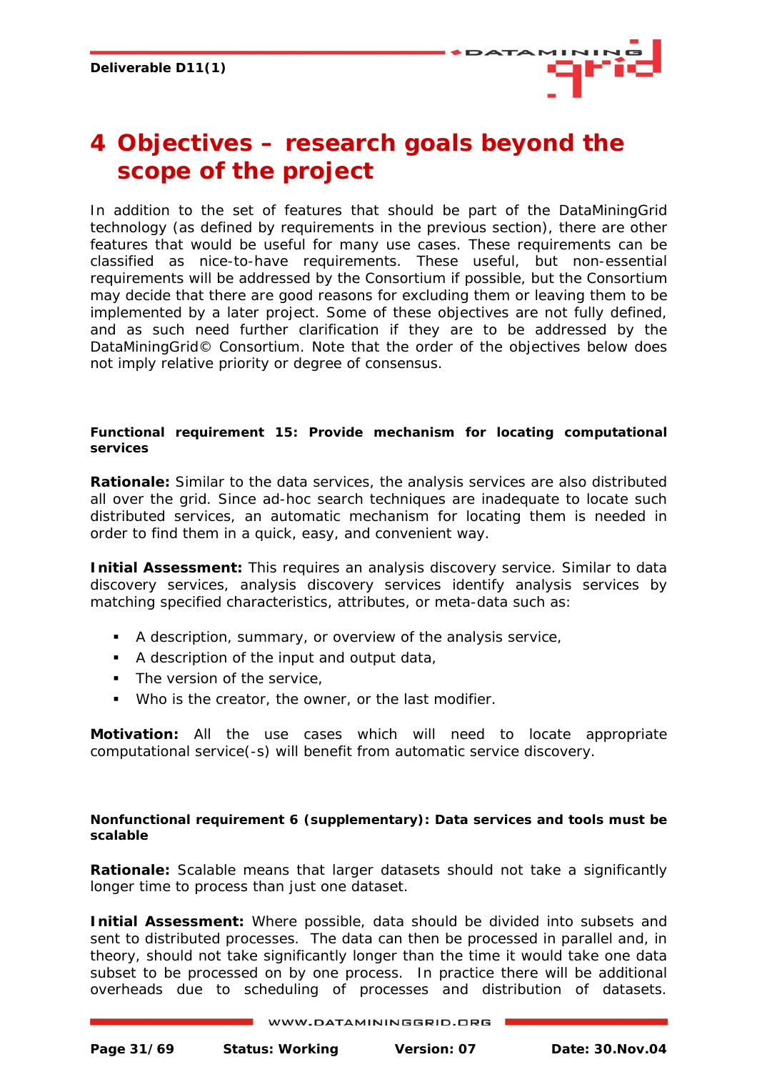# 4 Objectives – research goals beyond the scope of the project

In addition to the set of features that should be part of the DataMiningGrid technology (as defined by requirements in the previous section), there are other features that would be useful for many use cases. These requirements can be classified as nice-to-have requirements. These useful, but non-essential requirements will be addressed by the Consortium if possible, but the Consortium may decide that there are good reasons for excluding them or leaving them to be implemented by a later project. Some of these objectives are not fully defined, and as such need further clarification if they are to be addressed by the DataMiningGrid© Consortium. Note that the order of the objectives below does not imply relative priority or degree of consensus.

#### Functional requirement 15: Provide mechanism for locating computational services

**Rationale:** Similar to the data services, the analysis services are also distributed all over the grid. Since ad-hoc search techniques are inadequate to locate such distributed services, an automatic mechanism for locating them is needed in order to find them in a quick, easy, and convenient way.

**Initial Assessment:** This requires an analysis discovery service. Similar to data discovery services, analysis discovery services identify analysis services by matching specified characteristics, attributes, or meta-data such as:

- A description, summary, or overview of the analysis service,
- A description of the input and output data,
- The version of the service,
- Who is the creator, the owner, or the last modifier.

**Motivation:** All the use cases which will need to locate appropriate computational service(-s) will benefit from automatic service discovery.

#### Nonfunctional requirement 6 (supplementary): Data services and tools must be scalable

**Rationale:** Scalable means that larger datasets should not take a significantly longer time to process than just one dataset.

**Initial Assessment:** Where possible, data should be divided into subsets and sent to distributed processes. The data can then be processed in parallel and, in theory, should not take significantly longer than the time it would take one data subset to be processed on by one process. In practice there will be additional overheads due to scheduling of processes and distribution of datasets.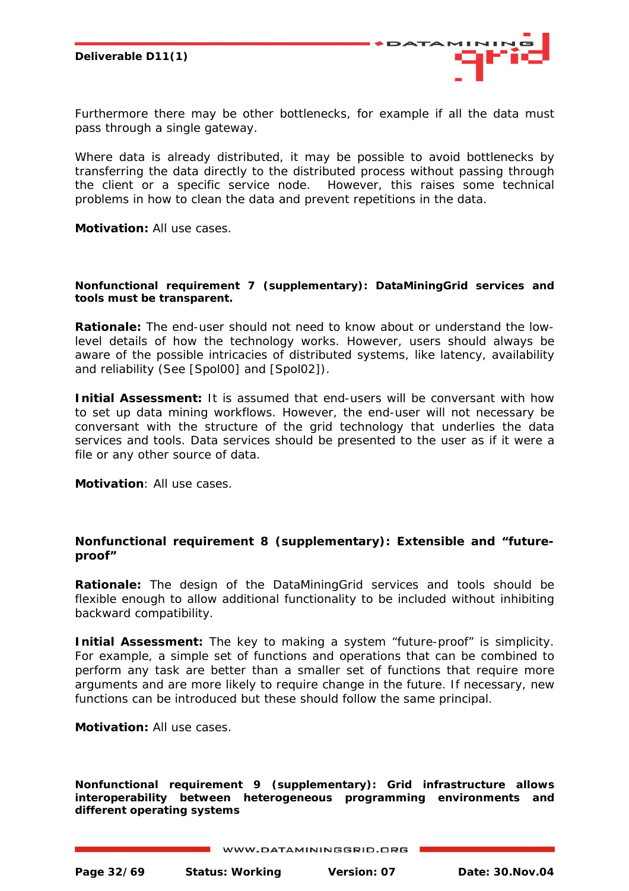Furthermore there may be other bottlenecks, for example if all the data must pass through a single gateway.

Where data is already distributed, it may be possible to avoid bottlenecks by transferring the data directly to the distributed process without passing through the client or a specific service node. However, this raises some technical problems in how to clean the data and prevent repetitions in the data.

**Motivation:** All use cases.

#### Nonfunctional requirement 7 (supplementary): DataMiningGrid services and tools must be transparent.

**Rationale:** The end-user should not need to know about or understand the low-level details of how the technology works. However, users should always be aware of the possible intricacies of distributed systems, like latency, availability and reliability (See [Spol00] and [Spol02]).

**Initial Assessment:** It is assumed that end-users will be conversant with how to set up data mining workflows. However, the end-user will not necessary be conversant with the structure of the grid technology that underlies the data services and tools. Data services should be presented to the user as if it were a file or any other source of data.

**Motivation**: All use cases.

#### Nonfunctional requirement 8 (supplementary): Extensible and "future-proof"

**Rationale:** The design of the DataMiningGrid services and tools should be flexible enough to allow additional functionality to be included without inhibiting backward compatibility.

**Initial Assessment:** The key to making a system "future-proof" is simplicity. For example, a simple set of functions and operations that can be combined to perform any task are better than a smaller set of functions that require more arguments and are more likely to require change in the future. If necessary, new functions can be introduced but these should follow the same principal.

**Motivation:** All use cases.

#### Nonfunctional requirement 9 (supplementary): Grid infrastructure allows interoperability between heterogeneous programming environments and different operating systems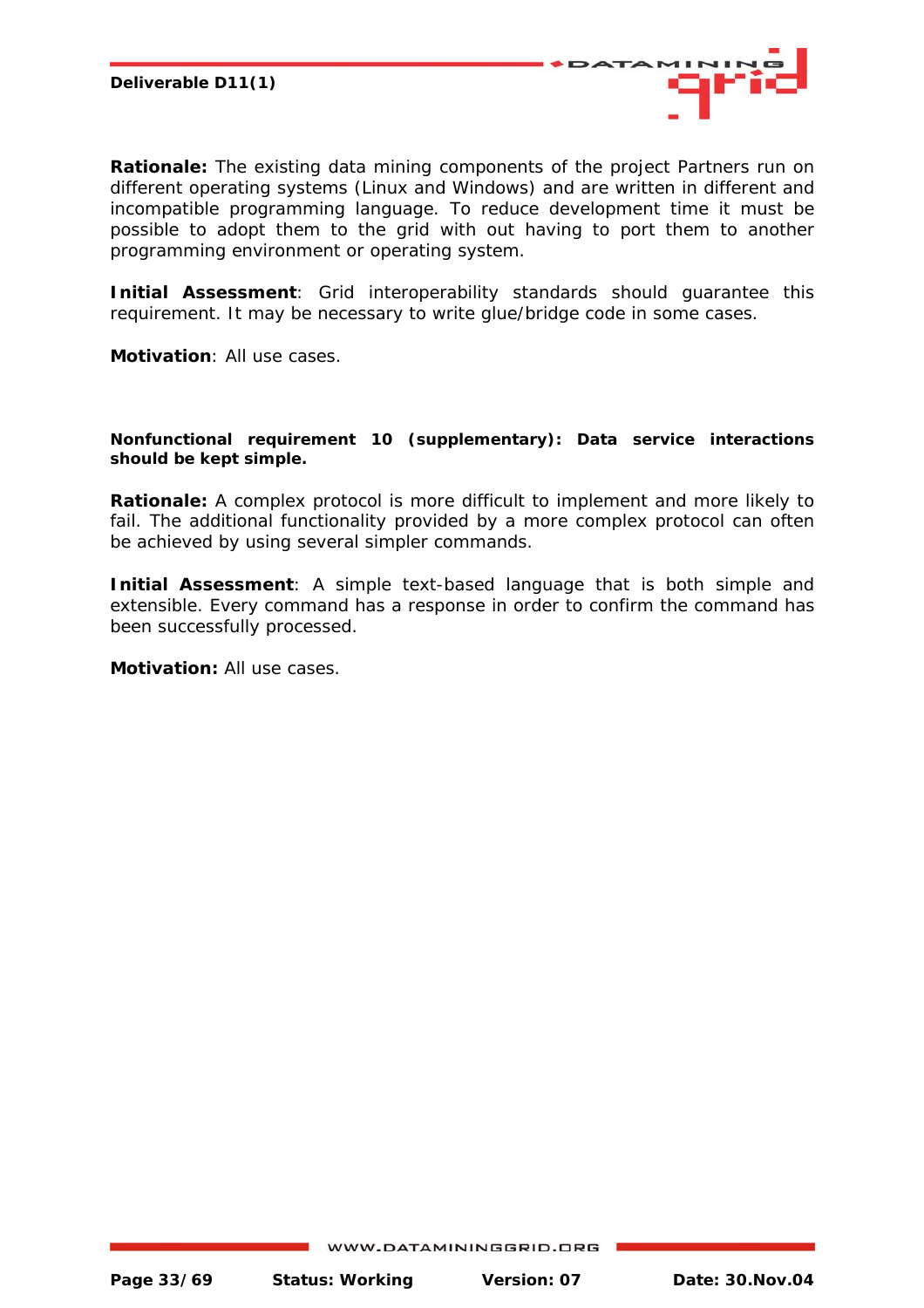**Rationale:** The existing data mining components of the project Partners run on different operating systems (Linux and Windows) and are written in different and incompatible programming language. To reduce development time it must be possible to adopt them to the grid with out having to port them to another programming environment or operating system.

**Initial Assessment**: Grid interoperability standards should guarantee this requirement. It may be necessary to write glue/bridge code in some cases.

**Motivation**: All use cases.

**Nonfunctional requirement 10 (supplementary): Data service interactions should be kept simple.**

**Rationale:** A complex protocol is more difficult to implement and more likely to fail. The additional functionality provided by a more complex protocol can often be achieved by using several simpler commands.

**Initial Assessment**: A simple text-based language that is both simple and extensible. Every command has a response in order to confirm the command has been successfully processed.

**Motivation:** All use cases.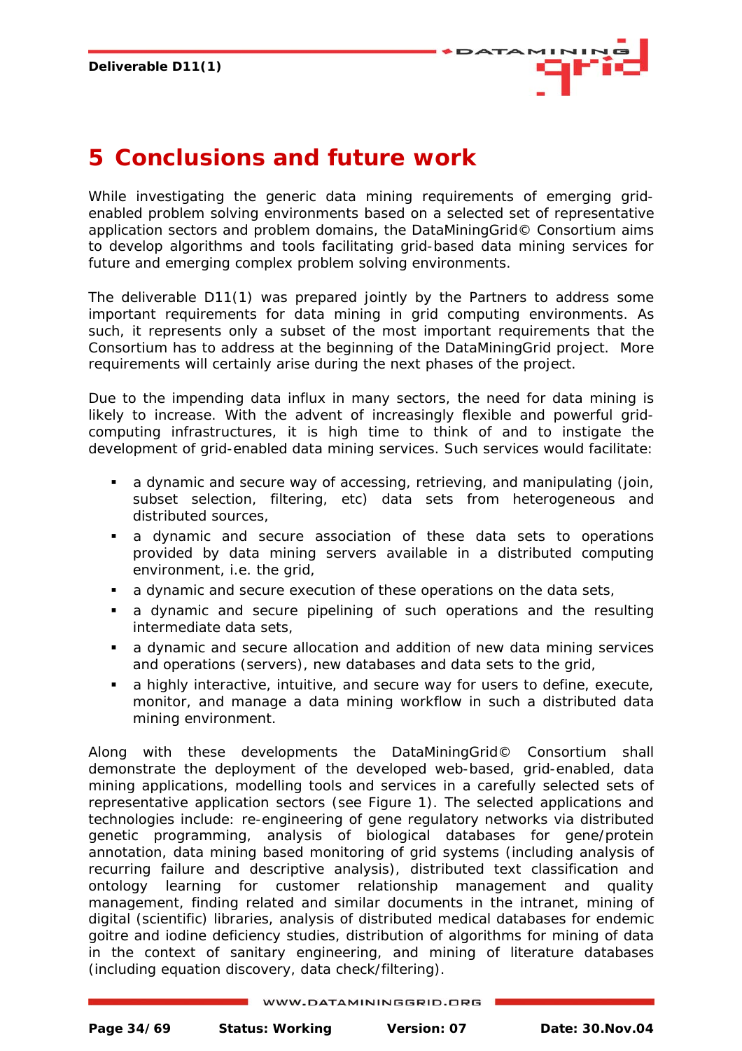# 5 Conclusions and future work

While investigating the generic data mining requirements of emerging grid-enabled problem solving environments based on a selected set of representative application sectors and problem domains, the DataMiningGrid© Consortium aims to develop algorithms and tools facilitating grid-based data mining services for future and emerging complex problem solving environments.

The deliverable D11(1) was prepared jointly by the Partners to address some important requirements for data mining in grid computing environments. As such, it represents only a subset of the most important requirements that the Consortium has to address at the beginning of the DataMiningGrid project. More requirements will certainly arise during the next phases of the project.

Due to the impending data influx in many sectors, the need for data mining is likely to increase. With the advent of increasingly flexible and powerful grid-computing infrastructures, it is high time to think of and to instigate the development of grid-enabled data mining services. Such services would facilitate:

- a dynamic and secure way of accessing, retrieving, and manipulating (join, subset selection, filtering, etc) data sets from heterogeneous and distributed sources,
- a dynamic and secure association of these data sets to operations provided by data mining servers available in a distributed computing environment, i.e. the grid,
- a dynamic and secure execution of these operations on the data sets,
- a dynamic and secure pipelining of such operations and the resulting intermediate data sets,
- a dynamic and secure allocation and addition of new data mining services and operations (servers), new databases and data sets to the grid,
- a highly interactive, intuitive, and secure way for users to define, execute, monitor, and manage a data mining workflow in such a distributed data mining environment.

Along with these developments the DataMiningGrid© Consortium shall demonstrate the deployment of the developed web-based, grid-enabled, data mining applications, modelling tools and services in a carefully selected sets of representative application sectors (see Figure 1). The selected applications and technologies include: re-engineering of gene regulatory networks via distributed genetic programming, analysis of biological databases for gene/protein annotation, data mining based monitoring of grid systems (including analysis of recurring failure and descriptive analysis), distributed text classification and ontology learning for customer relationship management and quality management, finding related and similar documents in the intranet, mining of digital (scientific) libraries, analysis of distributed medical databases for endemic goitre and iodine deficiency studies, distribution of algorithms for mining of data in the context of sanitary engineering, and mining of literature databases (including equation discovery, data check/filtering).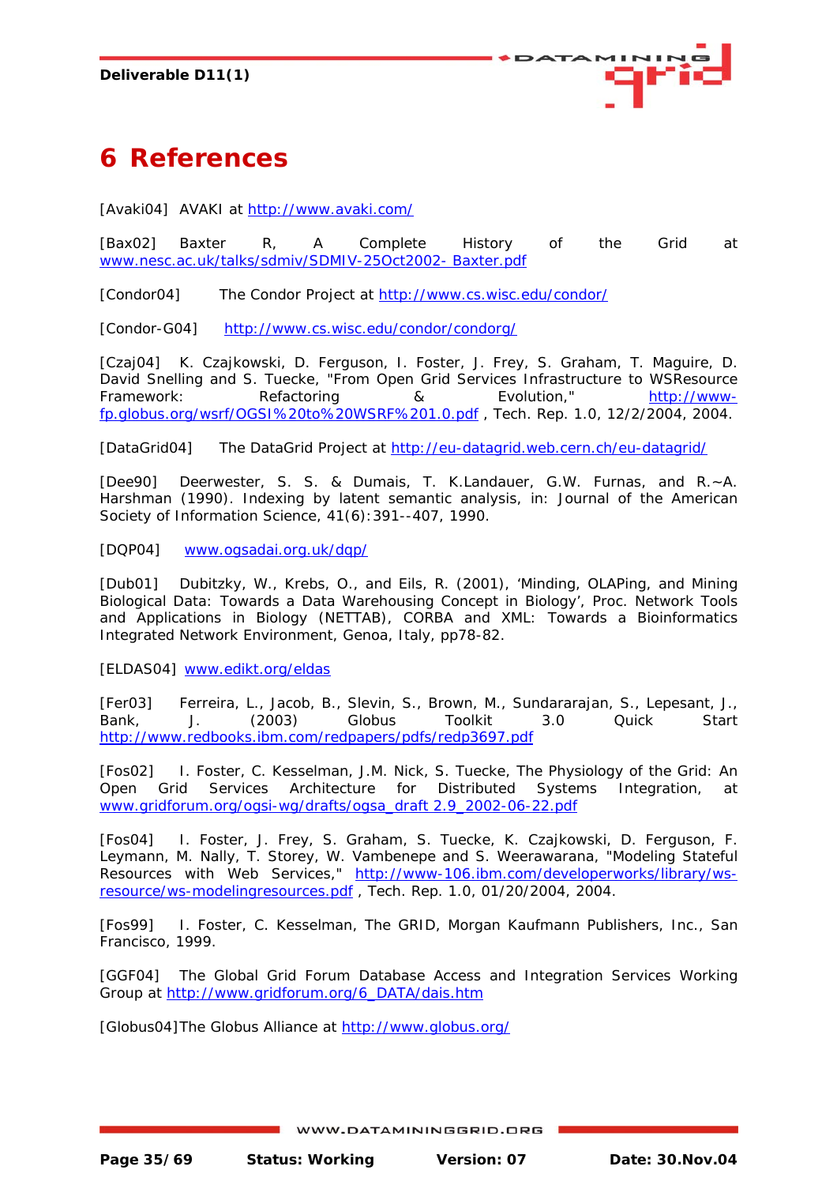# 6 References

[Avaki04] AVAKI at http://www.avaki.com/

[Bax02] Baxter R, A Complete History of the Grid at www.nesc.ac.uk/talks/sdmiv/SDMIV-25Oct2002- Baxter.pdf

[Condor04] The Condor Project at http://www.cs.wisc.edu/condor/

[Condor-G04] http://www.cs.wisc.edu/condor/condorg/

[Czaj04] K. Czajkowski, D. Ferguson, I. Foster, J. Frey, S. Graham, T. Maguire, D. David Snelling and S. Tuecke, "From Open Grid Services Infrastructure to WSResource Framework: Refactoring & Evolution," http://www-fp.globus.org/wsrf/OGSI%20to%20WSRF%201.0.pdf , Tech. Rep. 1.0, 12/2/2004, 2004.

[DataGrid04] The DataGrid Project at http://eu-datagrid.web.cern.ch/eu-datagrid/

[Dee90] Deerwester, S. S. & Dumais, T. K.Landauer, G.W. Furnas, and R.~A. Harshman (1990). Indexing by latent semantic analysis, in: Journal of the American Society of Information Science, 41(6):391--407, 1990.

[DQP04] www.ogsadai.org.uk/dqp/

[Dub01] Dubitzky, W., Krebs, O., and Eils, R. (2001), 'Minding, OLAPing, and Mining Biological Data: Towards a Data Warehousing Concept in Biology', Proc. Network Tools and Applications in Biology (NETTAB), CORBA and XML: Towards a Bioinformatics Integrated Network Environment, Genoa, Italy, pp78-82.

[ELDAS04] www.edikt.org/eldas

[Fer03] Ferreira, L., Jacob, B., Slevin, S., Brown, M., Sundararajan, S., Lepesant, J., Bank, J. (2003) Globus Toolkit 3.0 Quick Start http://www.redbooks.ibm.com/redpapers/pdfs/redp3697.pdf

[Fos02] I. Foster, C. Kesselman, J.M. Nick, S. Tuecke, The Physiology of the Grid: An Open Grid Services Architecture for Distributed Systems Integration, at www.gridforum.org/ogsi-wg/drafts/ogsa_draft 2.9_2002-06-22.pdf

[Fos04] I. Foster, J. Frey, S. Graham, S. Tuecke, K. Czajkowski, D. Ferguson, F. Leymann, M. Nally, T. Storey, W. Vambenepe and S. Weerawarana, "Modeling Stateful Resources with Web Services," http://www-106.ibm.com/developerworks/library/ws-resource/ws-modelingresources.pdf , Tech. Rep. 1.0, 01/20/2004, 2004.

[Fos99] I. Foster, C. Kesselman, The GRID, Morgan Kaufmann Publishers, Inc., San Francisco, 1999.

[GGF04] The Global Grid Forum Database Access and Integration Services Working Group at http://www.gridforum.org/6_DATA/dais.htm

[Globus04]The Globus Alliance at http://www.globus.org/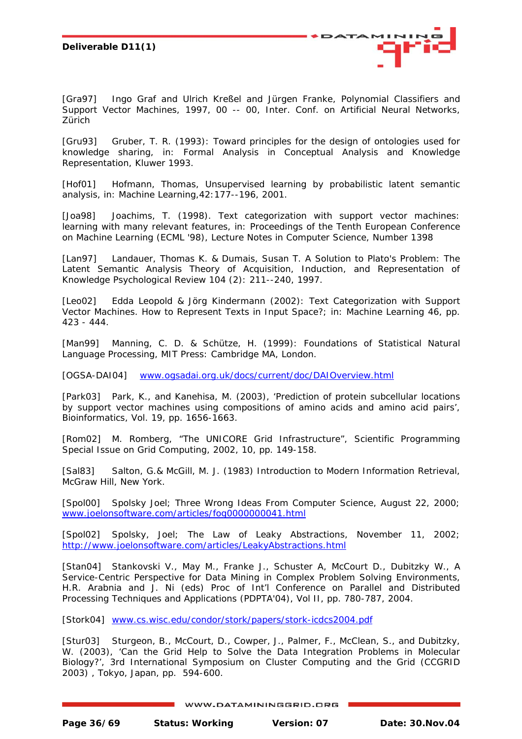[Gra97] Ingo Graf and Ulrich Kreßel and Jürgen Franke, Polynomial Classifiers and Support Vector Machines, 1997, 00 -- 00, Inter. Conf. on Artificial Neural Networks, Zürich

[Gru93] Gruber, T. R. (1993): Toward principles for the design of ontologies used for knowledge sharing, in: Formal Analysis in Conceptual Analysis and Knowledge Representation, Kluwer 1993.

[Hof01] Hofmann, Thomas, Unsupervised learning by probabilistic latent semantic analysis, in: Machine Learning,42:177--196, 2001.

[Joa98] Joachims, T. (1998). Text categorization with support vector machines: learning with many relevant features, in: Proceedings of the Tenth European Conference on Machine Learning (ECML '98), Lecture Notes in Computer Science, Number 1398

[Lan97] Landauer, Thomas K. & Dumais, Susan T. A Solution to Plato's Problem: The Latent Semantic Analysis Theory of Acquisition, Induction, and Representation of Knowledge Psychological Review 104 (2): 211--240, 1997.

[Leo02] Edda Leopold & Jörg Kindermann (2002): Text Categorization with Support Vector Machines. How to Represent Texts in Input Space?; in: Machine Learning 46, pp. 423 - 444.

[Man99] Manning, C. D. & Schütze, H. (1999): Foundations of Statistical Natural Language Processing, MIT Press: Cambridge MA, London.

[OGSA-DAI04] www.ogsadai.org.uk/docs/current/doc/DAIOverview.html

[Park03] Park, K., and Kanehisa, M. (2003), 'Prediction of protein subcellular locations by support vector machines using compositions of amino acids and amino acid pairs', Bioinformatics, Vol. 19, pp. 1656-1663.

[Rom02] M. Romberg, "The UNICORE Grid Infrastructure", Scientific Programming Special Issue on Grid Computing, 2002, 10, pp. 149-158.

[Sal83] Salton, G.& McGill, M. J. (1983) Introduction to Modern Information Retrieval, McGraw Hill, New York.

[Spol00] Spolsky Joel; Three Wrong Ideas From Computer Science, August 22, 2000; www.joelonsoftware.com/articles/fog0000000041.html

[Spol02] Spolsky, Joel; The Law of Leaky Abstractions, November 11, 2002; http://www.joelonsoftware.com/articles/LeakyAbstractions.html

[Stan04] Stankovski V., May M., Franke J., Schuster A, McCourt D., Dubitzky W., A Service-Centric Perspective for Data Mining in Complex Problem Solving Environments, H.R. Arabnia and J. Ni (eds) Proc of Int'l Conference on Parallel and Distributed Processing Techniques and Applications (PDPTA'04), Vol II, pp. 780-787, 2004.

[Stork04] www.cs.wisc.edu/condor/stork/papers/stork-icdcs2004.pdf

[Stur03] Sturgeon, B., McCourt, D., Cowper, J., Palmer, F., McClean, S., and Dubitzky, W. (2003), 'Can the Grid Help to Solve the Data Integration Problems in Molecular Biology?', 3rd International Symposium on Cluster Computing and the Grid (CCGRID 2003) , Tokyo, Japan, pp. 594-600.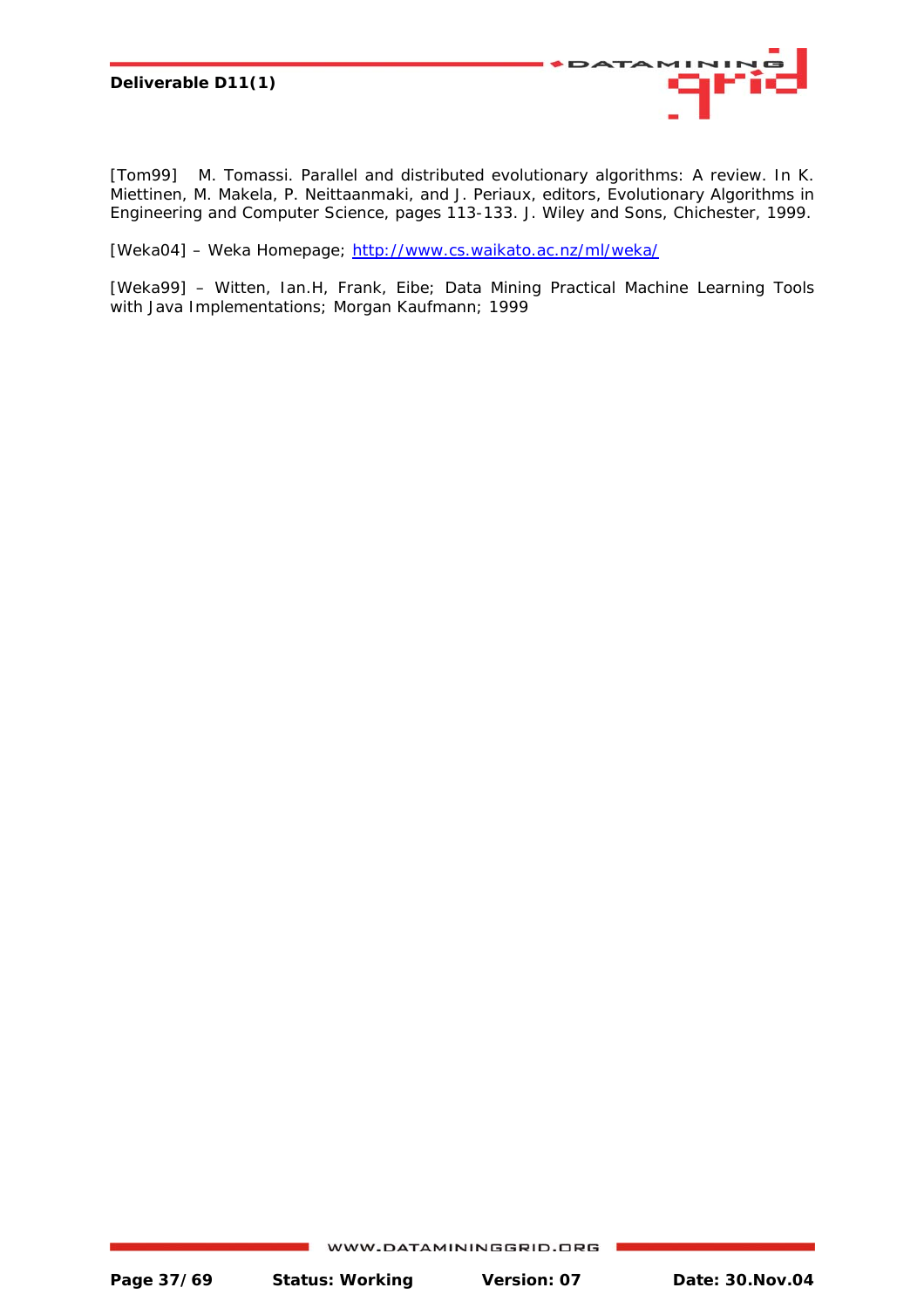[Tom99] M. Tomassi. Parallel and distributed evolutionary algorithms: A review. In K. Miettinen, M. Makela, P. Neittaanmaki, and J. Periaux, editors, Evolutionary Algorithms in Engineering and Computer Science, pages 113-133. J. Wiley and Sons, Chichester, 1999.

[Weka04] – Weka Homepage; http://www.cs.waikato.ac.nz/ml/weka/

[Weka99] – Witten, Ian.H, Frank, Eibe; Data Mining Practical Machine Learning Tools with Java Implementations; Morgan Kaufmann; 1999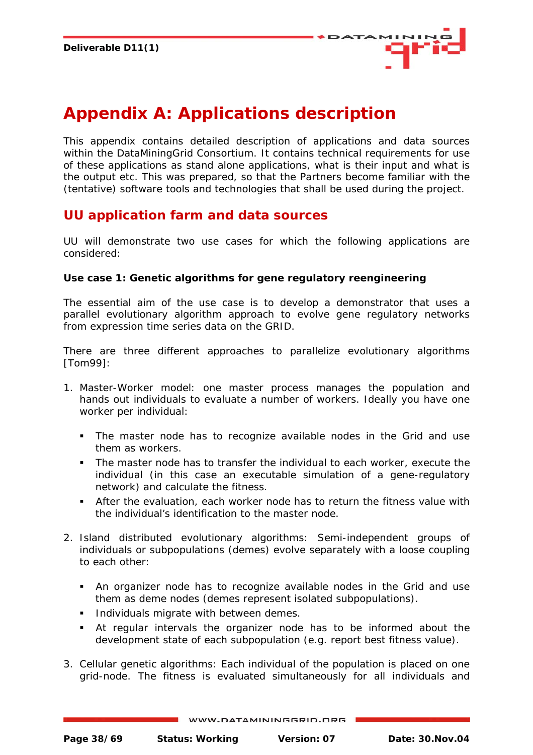# Appendix A: Applications description

This appendix contains detailed description of applications and data sources within the DataMiningGrid Consortium. It contains technical requirements for use of these applications as stand alone applications, what is their input and what is the output etc. This was prepared, so that the Partners become familiar with the (tentative) software tools and technologies that shall be used during the project.

## UU application farm and data sources

UU will demonstrate two use cases for which the following applications are considered:

**Use case 1: Genetic algorithms for gene regulatory reengineering**

The essential aim of the use case is to develop a demonstrator that uses a parallel evolutionary algorithm approach to evolve gene regulatory networks from expression time series data on the GRID.

There are three different approaches to parallelize evolutionary algorithms [Tom99]:

1. Master-Worker model: one master process manages the population and hands out individuals to evaluate a number of workers. Ideally you have one worker per individual:

   - The master node has to recognize available nodes in the Grid and use them as workers.
   - The master node has to transfer the individual to each worker, execute the individual (in this case an executable simulation of a gene-regulatory network) and calculate the fitness.
   - After the evaluation, each worker node has to return the fitness value with the individual's identification to the master node.

2. Island distributed evolutionary algorithms: Semi-independent groups of individuals or subpopulations (demes) evolve separately with a loose coupling to each other:

   - An organizer node has to recognize available nodes in the Grid and use them as deme nodes (demes represent isolated subpopulations).
   - Individuals migrate with between demes.
   - At regular intervals the organizer node has to be informed about the development state of each subpopulation (e.g. report best fitness value).

3. Cellular genetic algorithms: Each individual of the population is placed on one grid-node. The fitness is evaluated simultaneously for all individuals and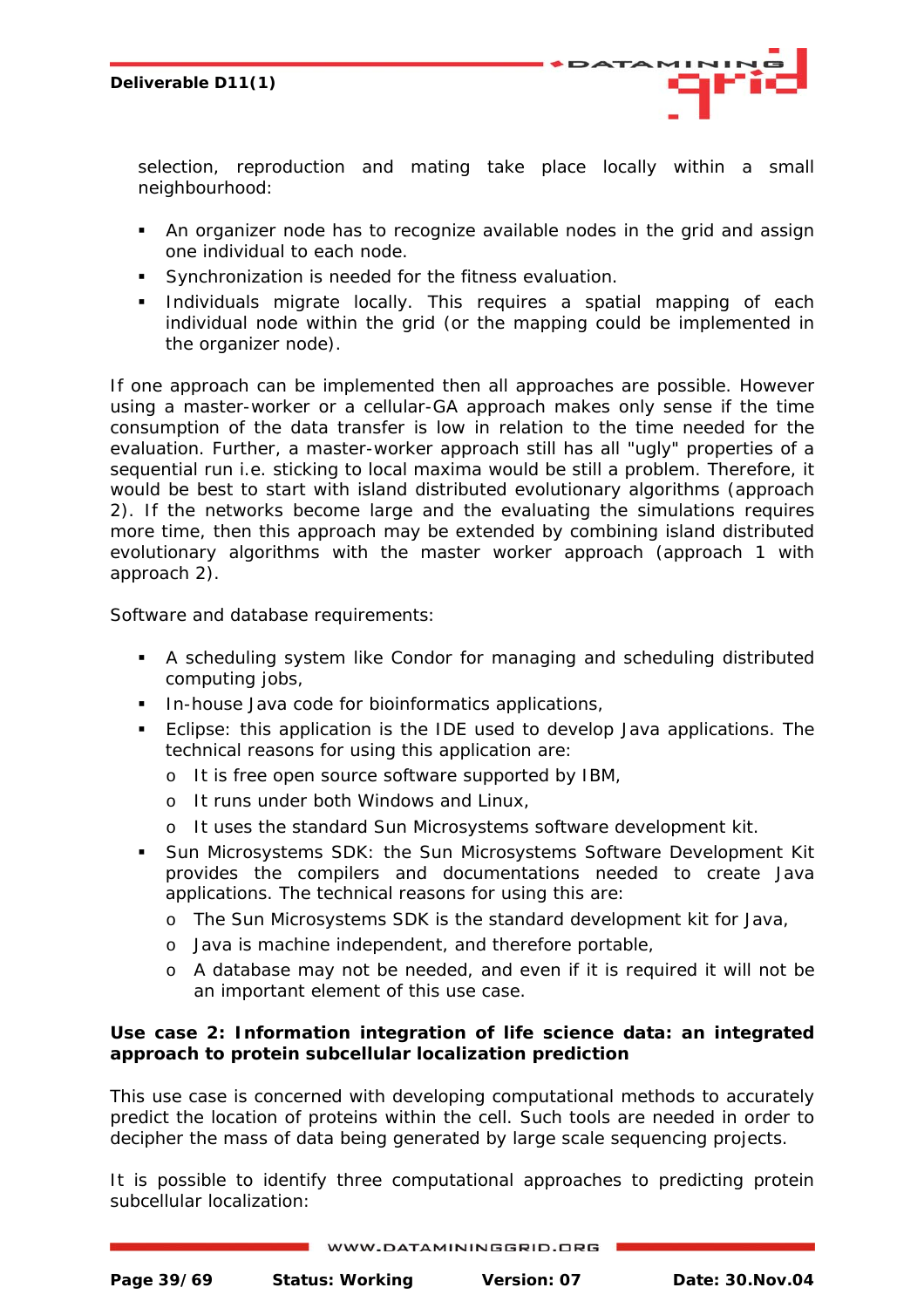selection, reproduction and mating take place locally within a small neighbourhood:

- An organizer node has to recognize available nodes in the grid and assign one individual to each node.
- Synchronization is needed for the fitness evaluation.
- Individuals migrate locally. This requires a spatial mapping of each individual node within the grid (or the mapping could be implemented in the organizer node).

If one approach can be implemented then all approaches are possible. However using a master-worker or a cellular-GA approach makes only sense if the time consumption of the data transfer is low in relation to the time needed for the evaluation. Further, a master-worker approach still has all "ugly" properties of a sequential run i.e. sticking to local maxima would be still a problem. Therefore, it would be best to start with island distributed evolutionary algorithms (approach 2). If the networks become large and the evaluating the simulations requires more time, then this approach may be extended by combining island distributed evolutionary algorithms with the master worker approach (approach 1 with approach 2).

Software and database requirements:

- A scheduling system like Condor for managing and scheduling distributed computing jobs,
- In-house Java code for bioinformatics applications,
- Eclipse: this application is the IDE used to develop Java applications. The technical reasons for using this application are:
  - It is free open source software supported by IBM,
  - It runs under both Windows and Linux,
  - It uses the standard Sun Microsystems software development kit.
- Sun Microsystems SDK: the Sun Microsystems Software Development Kit provides the compilers and documentations needed to create Java applications. The technical reasons for using this are:
  - The Sun Microsystems SDK is the standard development kit for Java,
  - Java is machine independent, and therefore portable,
  - A database may not be needed, and even if it is required it will not be an important element of this use case.

**Use case 2: Information integration of life science data: an integrated approach to protein subcellular localization prediction**

This use case is concerned with developing computational methods to accurately predict the location of proteins within the cell. Such tools are needed in order to decipher the mass of data being generated by large scale sequencing projects.

It is possible to identify three computational approaches to predicting protein subcellular localization: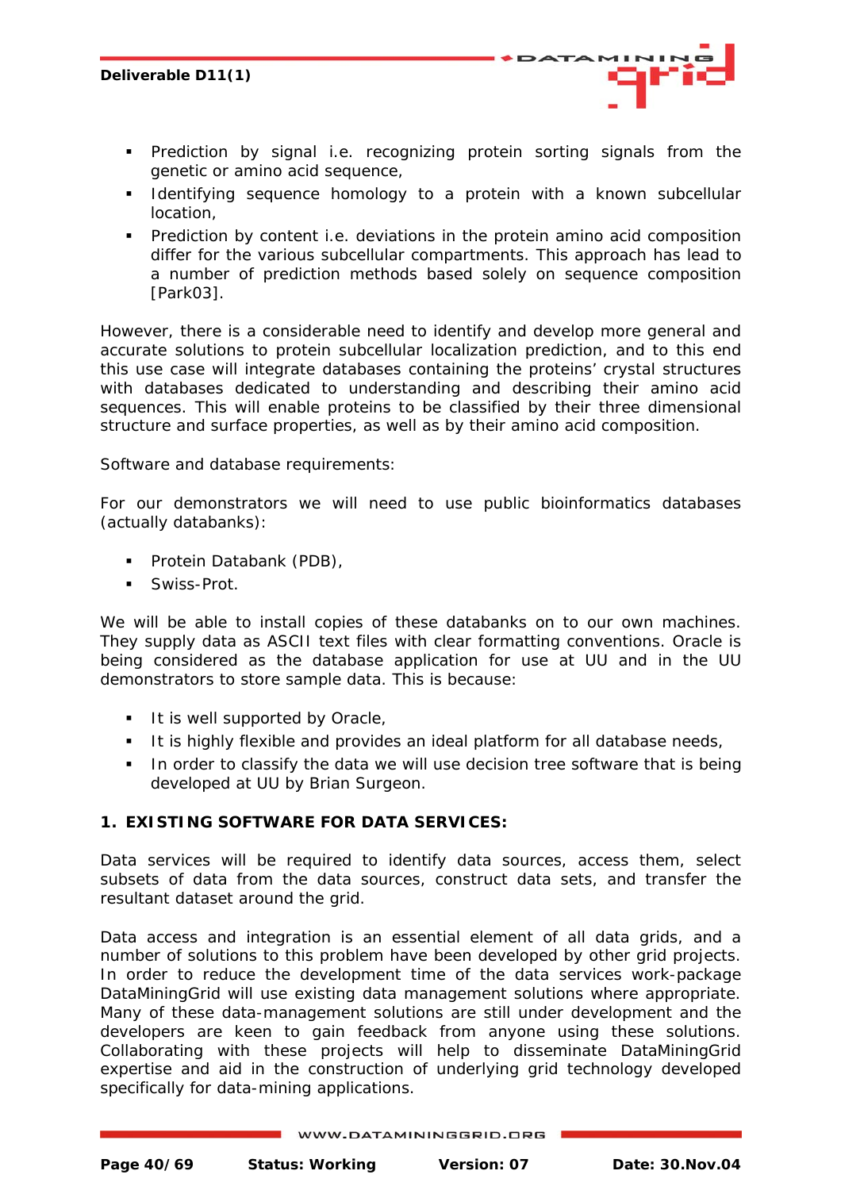- Prediction by signal i.e. recognizing protein sorting signals from the genetic or amino acid sequence,
- Identifying sequence homology to a protein with a known subcellular location,
- Prediction by content i.e. deviations in the protein amino acid composition differ for the various subcellular compartments. This approach has lead to a number of prediction methods based solely on sequence composition [Park03].

However, there is a considerable need to identify and develop more general and accurate solutions to protein subcellular localization prediction, and to this end this use case will integrate databases containing the proteins' crystal structures with databases dedicated to understanding and describing their amino acid sequences. This will enable proteins to be classified by their three dimensional structure and surface properties, as well as by their amino acid composition.

Software and database requirements:

For our demonstrators we will need to use public bioinformatics databases (actually databanks):

- Protein Databank (PDB),
- Swiss-Prot.

We will be able to install copies of these databanks on to our own machines. They supply data as ASCII text files with clear formatting conventions. Oracle is being considered as the database application for use at UU and in the UU demonstrators to store sample data. This is because:

- It is well supported by Oracle,
- It is highly flexible and provides an ideal platform for all database needs,
- In order to classify the data we will use decision tree software that is being developed at UU by Brian Surgeon.

## 1. EXISTING SOFTWARE FOR DATA SERVICES:

Data services will be required to identify data sources, access them, select subsets of data from the data sources, construct data sets, and transfer the resultant dataset around the grid.

Data access and integration is an essential element of all data grids, and a number of solutions to this problem have been developed by other grid projects. In order to reduce the development time of the data services work-package DataMiningGrid will use existing data management solutions where appropriate. Many of these data-management solutions are still under development and the developers are keen to gain feedback from anyone using these solutions. Collaborating with these projects will help to disseminate DataMiningGrid expertise and aid in the construction of underlying grid technology developed specifically for data-mining applications.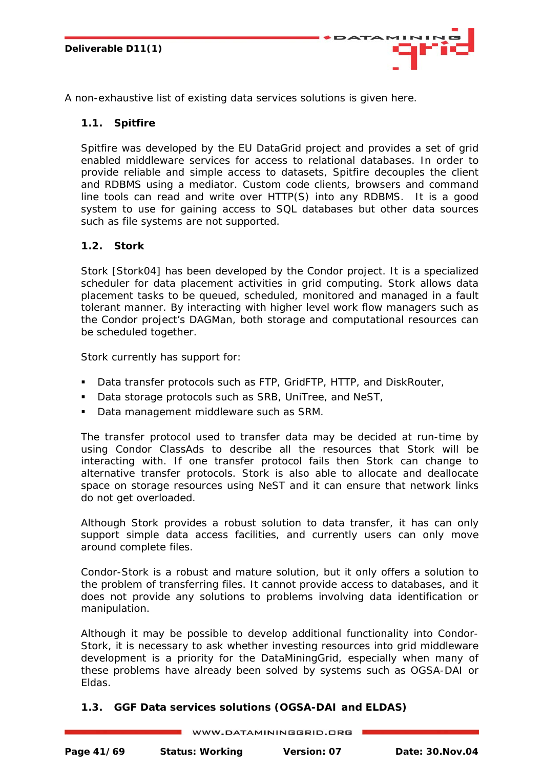A non-exhaustive list of existing data services solutions is given here.

## 1.1. Spitfire

Spitfire was developed by the EU DataGrid project and provides a set of grid enabled middleware services for access to relational databases. In order to provide reliable and simple access to datasets, Spitfire decouples the client and RDBMS using a mediator. Custom code clients, browsers and command line tools can read and write over HTTP(S) into any RDBMS.  It is a good system to use for gaining access to SQL databases but other data sources such as file systems are not supported.

## 1.2. Stork

Stork [Stork04] has been developed by the Condor project. It is a specialized scheduler for data placement activities in grid computing. Stork allows data placement tasks to be queued, scheduled, monitored and managed in a fault tolerant manner. By interacting with higher level work flow managers such as the Condor project's DAGMan, both storage and computational resources can be scheduled together.

Stork currently has support for:

- Data transfer protocols such as FTP, GridFTP, HTTP, and DiskRouter,
- Data storage protocols such as SRB, UniTree, and NeST,
- Data management middleware such as SRM.

The transfer protocol used to transfer data may be decided at run-time by using Condor ClassAds to describe all the resources that Stork will be interacting with. If one transfer protocol fails then Stork can change to alternative transfer protocols. Stork is also able to allocate and deallocate space on storage resources using NeST and it can ensure that network links do not get overloaded.

Although Stork provides a robust solution to data transfer, it has can only support simple data access facilities, and currently users can only move around complete files.

Condor-Stork is a robust and mature solution, but it only offers a solution to the problem of transferring files. It cannot provide access to databases, and it does not provide any solutions to problems involving data identification or manipulation.

Although it may be possible to develop additional functionality into Condor-Stork, it is necessary to ask whether investing resources into grid middleware development is a priority for the DataMiningGrid, especially when many of these problems have already been solved by systems such as OGSA-DAI or Eldas.

## 1.3. GGF Data services solutions (OGSA-DAI and ELDAS)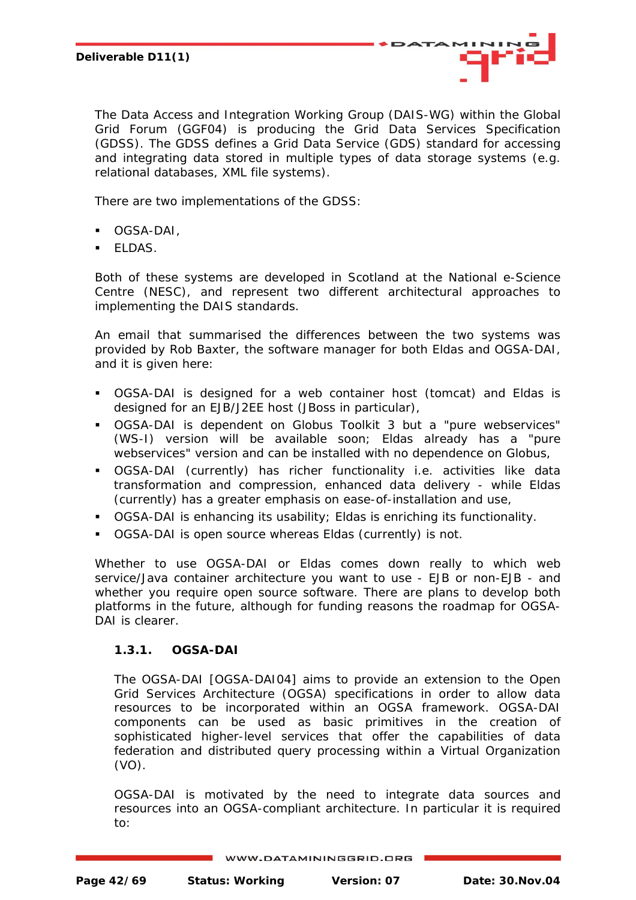The Data Access and Integration Working Group (DAIS-WG) within the Global Grid Forum (GGF04) is producing the Grid Data Services Specification (GDSS). The GDSS defines a Grid Data Service (GDS) standard for accessing and integrating data stored in multiple types of data storage systems (e.g. relational databases, XML file systems).

There are two implementations of the GDSS:

- OGSA-DAI,
- ELDAS.

Both of these systems are developed in Scotland at the National e-Science Centre (NESC), and represent two different architectural approaches to implementing the DAIS standards.

An email that summarised the differences between the two systems was provided by Rob Baxter, the software manager for both Eldas and OGSA-DAI, and it is given here:

- OGSA-DAI is designed for a web container host (tomcat) and Eldas is designed for an EJB/J2EE host (JBoss in particular),
- OGSA-DAI is dependent on Globus Toolkit 3 but a "pure webservices" (WS-I) version will be available soon; Eldas already has a "pure webservices" version and can be installed with no dependence on Globus,
- OGSA-DAI (currently) has richer functionality i.e. activities like data transformation and compression, enhanced data delivery - while Eldas (currently) has a greater emphasis on ease-of-installation and use,
- OGSA-DAI is enhancing its usability; Eldas is enriching its functionality.
- OGSA-DAI is open source whereas Eldas (currently) is not.

Whether to use OGSA-DAI or Eldas comes down really to which web service/Java container architecture you want to use - EJB or non-EJB - and whether you require open source software. There are plans to develop both platforms in the future, although for funding reasons the roadmap for OGSA-DAI is clearer.

### 1.3.1. OGSA-DAI

The OGSA-DAI [OGSA-DAI04] aims to provide an extension to the Open Grid Services Architecture (OGSA) specifications in order to allow data resources to be incorporated within an OGSA framework. OGSA-DAI components can be used as basic primitives in the creation of sophisticated higher-level services that offer the capabilities of data federation and distributed query processing within a Virtual Organization (VO).

OGSA-DAI is motivated by the need to integrate data sources and resources into an OGSA-compliant architecture. In particular it is required to: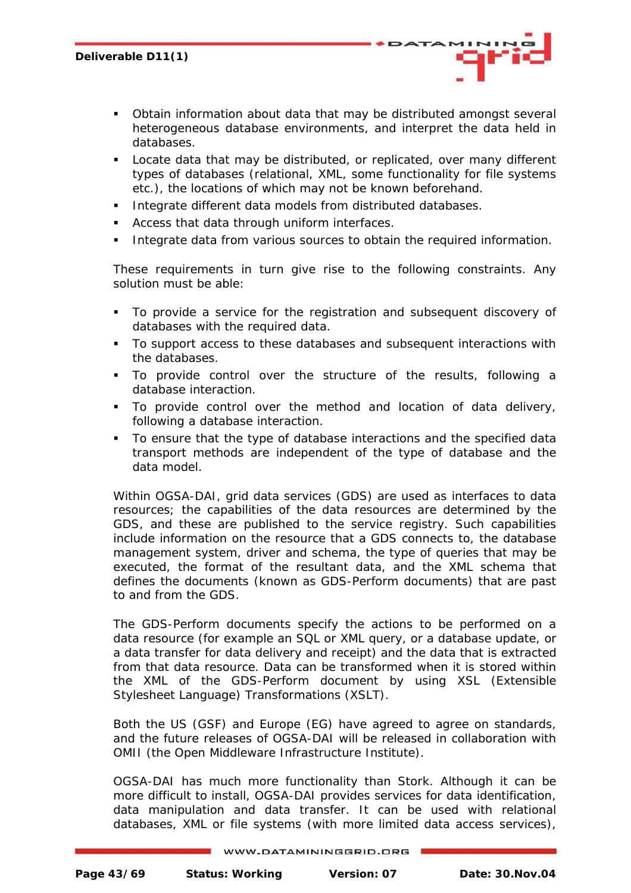- Obtain information about data that may be distributed amongst several heterogeneous database environments, and interpret the data held in databases.
- Locate data that may be distributed, or replicated, over many different types of databases (relational, XML, some functionality for file systems etc.), the locations of which may not be known beforehand.
- Integrate different data models from distributed databases.
- Access that data through uniform interfaces.
- Integrate data from various sources to obtain the required information.

These requirements in turn give rise to the following constraints. Any solution must be able:

- To provide a service for the registration and subsequent discovery of databases with the required data.
- To support access to these databases and subsequent interactions with the databases.
- To provide control over the structure of the results, following a database interaction.
- To provide control over the method and location of data delivery, following a database interaction.
- To ensure that the type of database interactions and the specified data transport methods are independent of the type of database and the data model.

Within OGSA-DAI, grid data services (GDS) are used as interfaces to data resources; the capabilities of the data resources are determined by the GDS, and these are published to the service registry. Such capabilities include information on the resource that a GDS connects to, the database management system, driver and schema, the type of queries that may be executed, the format of the resultant data, and the XML schema that defines the documents (known as GDS-Perform documents) that are past to and from the GDS.

The GDS-Perform documents specify the actions to be performed on a data resource (for example an SQL or XML query, or a database update, or a data transfer for data delivery and receipt) and the data that is extracted from that data resource. Data can be transformed when it is stored within the XML of the GDS-Perform document by using XSL (Extensible Stylesheet Language) Transformations (XSLT).

Both the US (GSF) and Europe (EG) have agreed to agree on standards, and the future releases of OGSA-DAI will be released in collaboration with OMII (the Open Middleware Infrastructure Institute).

OGSA-DAI has much more functionality than Stork. Although it can be more difficult to install, OGSA-DAI provides services for data identification, data manipulation and data transfer. It can be used with relational databases, XML or file systems (with more limited data access services),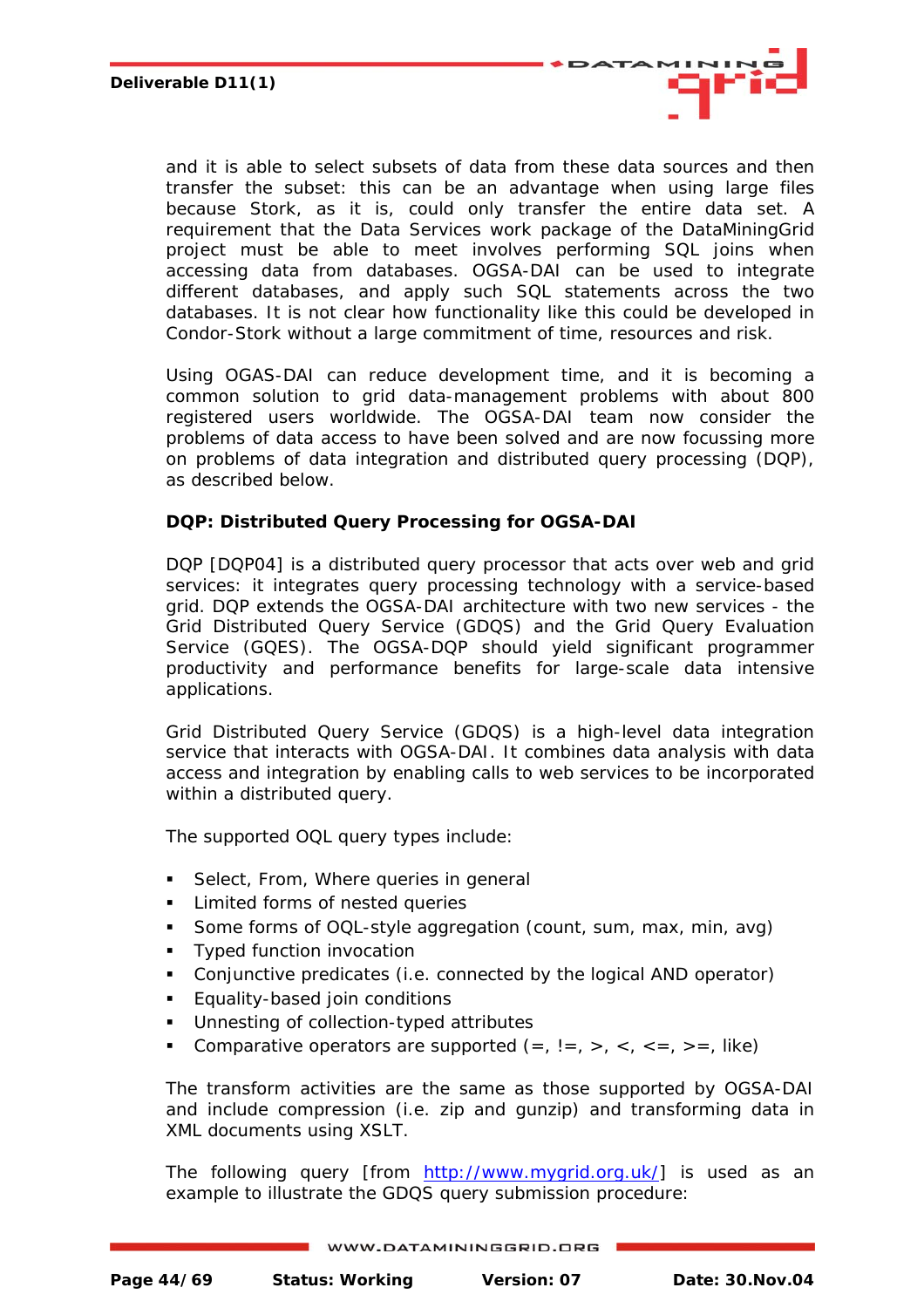and it is able to select subsets of data from these data sources and then transfer the subset: this can be an advantage when using large files because Stork, as it is, could only transfer the entire data set. A requirement that the Data Services work package of the DataMiningGrid project must be able to meet involves performing SQL joins when accessing data from databases. OGSA-DAI can be used to integrate different databases, and apply such SQL statements across the two databases. It is not clear how functionality like this could be developed in Condor-Stork without a large commitment of time, resources and risk.

Using OGAS-DAI can reduce development time, and it is becoming a common solution to grid data-management problems with about 800 registered users worldwide. The OGSA-DAI team now consider the problems of data access to have been solved and are now focussing more on problems of data integration and distributed query processing (DQP), as described below.

**DQP: Distributed Query Processing for OGSA-DAI**

DQP [DQP04] is a distributed query processor that acts over web and grid services: it integrates query processing technology with a service-based grid. DQP extends the OGSA-DAI architecture with two new services - the Grid Distributed Query Service (GDQS) and the Grid Query Evaluation Service (GQES). The OGSA-DQP should yield significant programmer productivity and performance benefits for large-scale data intensive applications.

Grid Distributed Query Service (GDQS) is a high-level data integration service that interacts with OGSA-DAI. It combines data analysis with data access and integration by enabling calls to web services to be incorporated within a distributed query.

The supported OQL query types include:

- Select, From, Where queries in general
- Limited forms of nested queries
- Some forms of OQL-style aggregation (count, sum, max, min, avg)
- Typed function invocation
- Conjunctive predicates (i.e. connected by the logical AND operator)
- Equality-based join conditions
- Unnesting of collection-typed attributes
- Comparative operators are supported (=, !=, >, <, <=, >=, like)

The transform activities are the same as those supported by OGSA-DAI and include compression (i.e. zip and gunzip) and transforming data in XML documents using XSLT.

The following query [from http://www.mygrid.org.uk/] is used as an example to illustrate the GDQS query submission procedure: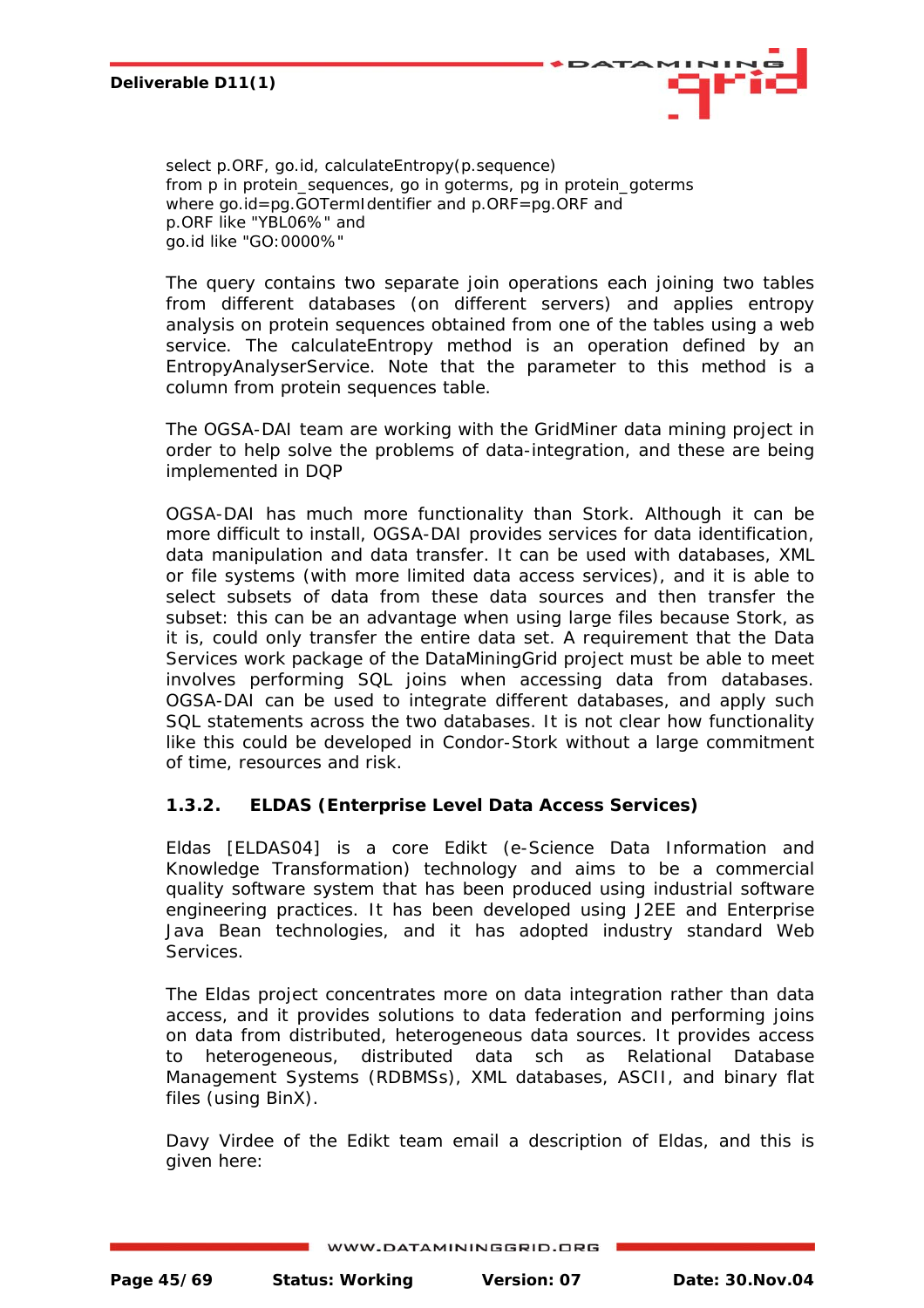```
select p.ORF, go.id, calculateEntropy(p.sequence)
from p in protein_sequences, go in goterms, pg in protein_goterms
where go.id=pg.GOTermIdentifier and p.ORF=pg.ORF and
p.ORF like "YBL06%" and
go.id like "GO:0000%"
```

The query contains two separate join operations each joining two tables from different databases (on different servers) and applies entropy analysis on protein sequences obtained from one of the tables using a web service. The calculateEntropy method is an operation defined by an EntropyAnalyserService. Note that the parameter to this method is a column from protein sequences table.

The OGSA-DAI team are working with the GridMiner data mining project in order to help solve the problems of data-integration, and these are being implemented in DQP

OGSA-DAI has much more functionality than Stork. Although it can be more difficult to install, OGSA-DAI provides services for data identification, data manipulation and data transfer. It can be used with databases, XML or file systems (with more limited data access services), and it is able to select subsets of data from these data sources and then transfer the subset: this can be an advantage when using large files because Stork, as it is, could only transfer the entire data set. A requirement that the Data Services work package of the DataMiningGrid project must be able to meet involves performing SQL joins when accessing data from databases. OGSA-DAI can be used to integrate different databases, and apply such SQL statements across the two databases. It is not clear how functionality like this could be developed in Condor-Stork without a large commitment of time, resources and risk.

### 1.3.2. ELDAS (Enterprise Level Data Access Services)

Eldas [ELDAS04] is a core Edikt (e-Science Data Information and Knowledge Transformation) technology and aims to be a commercial quality software system that has been produced using industrial software engineering practices. It has been developed using J2EE and Enterprise Java Bean technologies, and it has adopted industry standard Web Services.

The Eldas project concentrates more on data integration rather than data access, and it provides solutions to data federation and performing joins on data from distributed, heterogeneous data sources. It provides access to heterogeneous, distributed data sch as Relational Database Management Systems (RDBMSs), XML databases, ASCII, and binary flat files (using BinX).

Davy Virdee of the Edikt team email a description of Eldas, and this is given here: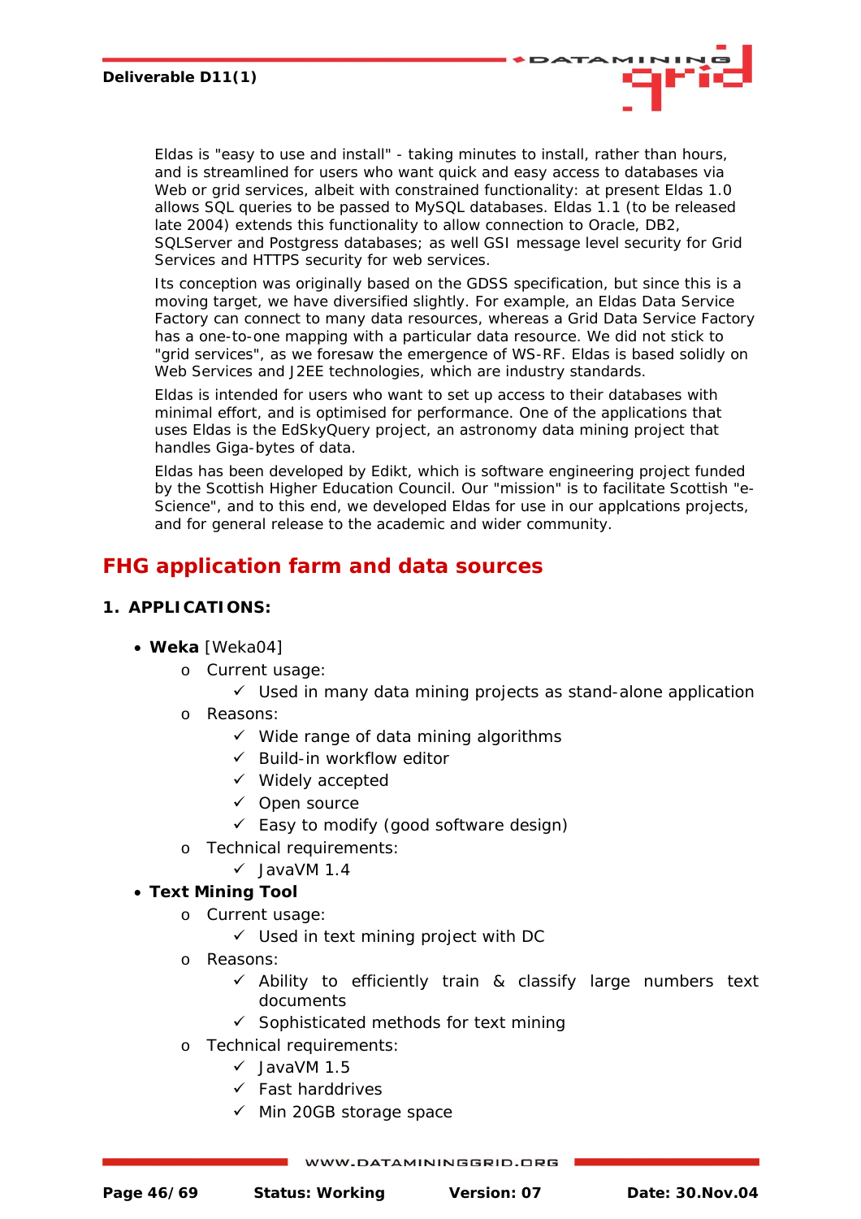Eldas is "easy to use and install" - taking minutes to install, rather than hours, and is streamlined for users who want quick and easy access to databases via Web or grid services, albeit with constrained functionality: at present Eldas 1.0 allows SQL queries to be passed to MySQL databases. Eldas 1.1 (to be released late 2004) extends this functionality to allow connection to Oracle, DB2, SQLServer and Postgress databases; as well GSI message level security for Grid Services and HTTPS security for web services.

Its conception was originally based on the GDSS specification, but since this is a moving target, we have diversified slightly. For example, an Eldas Data Service Factory can connect to many data resources, whereas a Grid Data Service Factory has a one-to-one mapping with a particular data resource. We did not stick to "grid services", as we foresaw the emergence of WS-RF. Eldas is based solidly on Web Services and J2EE technologies, which are industry standards.

Eldas is intended for users who want to set up access to their databases with minimal effort, and is optimised for performance. One of the applications that uses Eldas is the EdSkyQuery project, an astronomy data mining project that handles Giga-bytes of data.

Eldas has been developed by Edikt, which is software engineering project funded by the Scottish Higher Education Council. Our "mission" is to facilitate Scottish "e-Science", and to this end, we developed Eldas for use in our applcations projects, and for general release to the academic and wider community.

## FHG application farm and data sources

### 1. APPLICATIONS:

- **Weka** [Weka04]
  - Current usage:
    - ✓ Used in many data mining projects as stand-alone application
  - Reasons:
    - ✓ Wide range of data mining algorithms
    - ✓ Build-in workflow editor
    - ✓ Widely accepted
    - ✓ Open source
    - ✓ Easy to modify (good software design)
  - Technical requirements:
    - ✓ JavaVM 1.4
- **Text Mining Tool**
  - Current usage:
    - ✓ Used in text mining project with DC
  - Reasons:
    - ✓ Ability to efficiently train & classify large numbers text documents
    - ✓ Sophisticated methods for text mining
  - Technical requirements:
    - ✓ JavaVM 1.5
    - ✓ Fast harddrives
    - ✓ Min 20GB storage space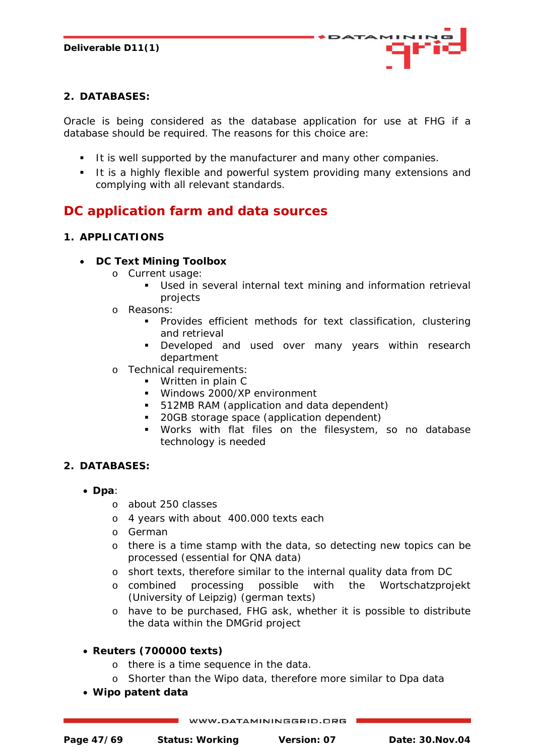**2. DATABASES:**

Oracle is being considered as the database application for use at FHG if a database should be required. The reasons for this choice are:

- It is well supported by the manufacturer and many other companies.
- It is a highly flexible and powerful system providing many extensions and complying with all relevant standards.

## DC application farm and data sources

**1. APPLICATIONS**

- **DC Text Mining Toolbox**
  - Current usage:
    - Used in several internal text mining and information retrieval projects
  - Reasons:
    - Provides efficient methods for text classification, clustering and retrieval
    - Developed and used over many years within research department
  - Technical requirements:
    - Written in plain C
    - Windows 2000/XP environment
    - 512MB RAM (application and data dependent)
    - 20GB storage space (application dependent)
    - Works with flat files on the filesystem, so no database technology is needed

**2. DATABASES:**

- **Dpa**:
  - about 250 classes
  - 4 years with about 400.000 texts each
  - German
  - there is a time stamp with the data, so detecting new topics can be processed (essential for QNA data)
  - short texts, therefore similar to the internal quality data from DC
  - combined processing possible with the Wortschatzprojekt (University of Leipzig) (german texts)
  - have to be purchased, FHG ask, whether it is possible to distribute the data within the DMGrid project

- **Reuters (700000 texts)**
  - there is a time sequence in the data.
  - Shorter than the Wipo data, therefore more similar to Dpa data
- **Wipo patent data**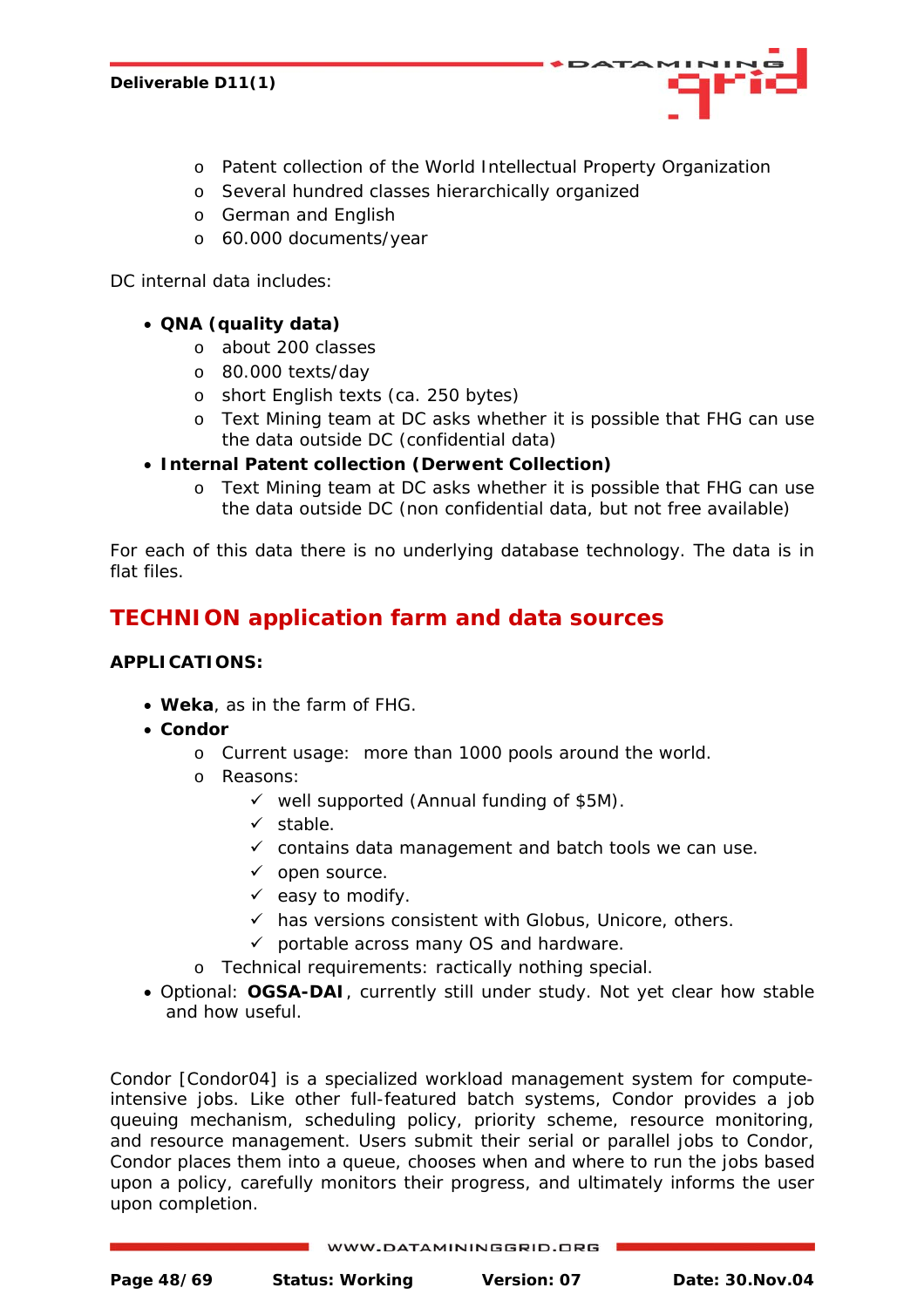- Patent collection of the World Intellectual Property Organization
  - Several hundred classes hierarchically organized
  - German and English
  - 60.000 documents/year

DC internal data includes:

- **QNA (quality data)**
  - about 200 classes
  - 80.000 texts/day
  - short English texts (ca. 250 bytes)
  - Text Mining team at DC asks whether it is possible that FHG can use the data outside DC (confidential data)
- **Internal Patent collection (Derwent Collection)**
  - Text Mining team at DC asks whether it is possible that FHG can use the data outside DC (non confidential data, but not free available)

For each of this data there is no underlying database technology. The data is in flat files.

## TECHNION application farm and data sources

**APPLICATIONS:**

- **Weka**, as in the farm of FHG.
- **Condor**
  - Current usage: more than 1000 pools around the world.
  - Reasons:
    - ✓ well supported (Annual funding of $5M).
    - ✓ stable.
    - ✓ contains data management and batch tools we can use.
    - ✓ open source.
    - ✓ easy to modify.
    - ✓ has versions consistent with Globus, Unicore, others.
    - ✓ portable across many OS and hardware.
  - Technical requirements: ractically nothing special.
- Optional: **OGSA-DAI**, currently still under study. Not yet clear how stable and how useful.

Condor [Condor04] is a specialized workload management system for compute-intensive jobs. Like other full-featured batch systems, Condor provides a job queuing mechanism, scheduling policy, priority scheme, resource monitoring, and resource management. Users submit their serial or parallel jobs to Condor, Condor places them into a queue, chooses when and where to run the jobs based upon a policy, carefully monitors their progress, and ultimately informs the user upon completion.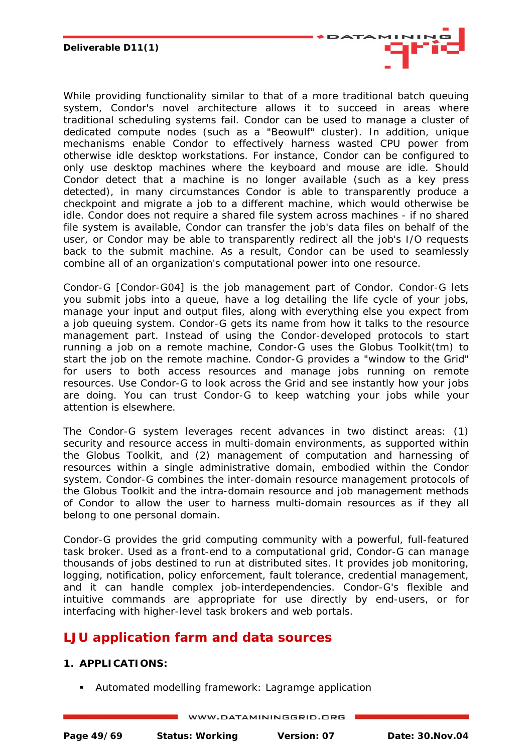While providing functionality similar to that of a more traditional batch queuing system, Condor's novel architecture allows it to succeed in areas where traditional scheduling systems fail. Condor can be used to manage a cluster of dedicated compute nodes (such as a "Beowulf" cluster). In addition, unique mechanisms enable Condor to effectively harness wasted CPU power from otherwise idle desktop workstations. For instance, Condor can be configured to only use desktop machines where the keyboard and mouse are idle. Should Condor detect that a machine is no longer available (such as a key press detected), in many circumstances Condor is able to transparently produce a checkpoint and migrate a job to a different machine, which would otherwise be idle. Condor does not require a shared file system across machines - if no shared file system is available, Condor can transfer the job's data files on behalf of the user, or Condor may be able to transparently redirect all the job's I/O requests back to the submit machine. As a result, Condor can be used to seamlessly combine all of an organization's computational power into one resource.

Condor-G [Condor-G04] is the job management part of Condor. Condor-G lets you submit jobs into a queue, have a log detailing the life cycle of your jobs, manage your input and output files, along with everything else you expect from a job queuing system. Condor-G gets its name from how it talks to the resource management part. Instead of using the Condor-developed protocols to start running a job on a remote machine, Condor-G uses the Globus Toolkit(tm) to start the job on the remote machine. Condor-G provides a "window to the Grid" for users to both access resources and manage jobs running on remote resources. Use Condor-G to look across the Grid and see instantly how your jobs are doing. You can trust Condor-G to keep watching your jobs while your attention is elsewhere.

The Condor-G system leverages recent advances in two distinct areas: (1) security and resource access in multi-domain environments, as supported within the Globus Toolkit, and (2) management of computation and harnessing of resources within a single administrative domain, embodied within the Condor system. Condor-G combines the inter-domain resource management protocols of the Globus Toolkit and the intra-domain resource and job management methods of Condor to allow the user to harness multi-domain resources as if they all belong to one personal domain.

Condor-G provides the grid computing community with a powerful, full-featured task broker. Used as a front-end to a computational grid, Condor-G can manage thousands of jobs destined to run at distributed sites. It provides job monitoring, logging, notification, policy enforcement, fault tolerance, credential management, and it can handle complex job-interdependencies. Condor-G's flexible and intuitive commands are appropriate for use directly by end-users, or for interfacing with higher-level task brokers and web portals.

## LJU application farm and data sources

**1. APPLICATIONS:**

- Automated modelling framework: Lagramge application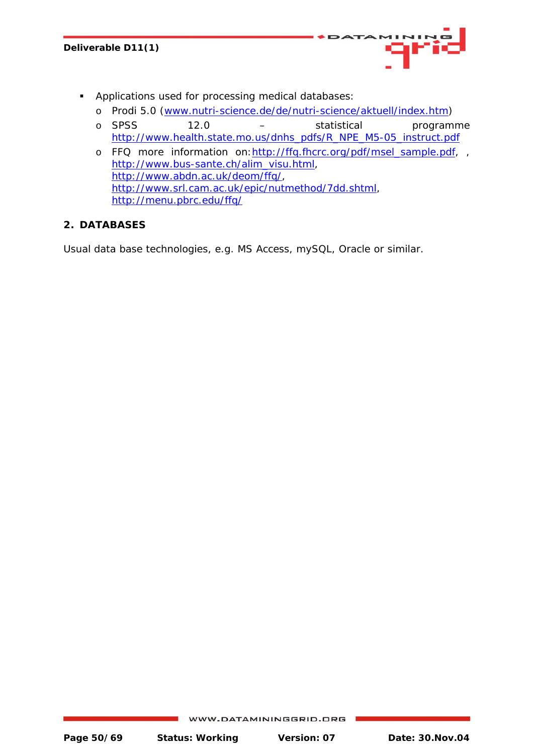- Applications used for processing medical databases:
  - Prodi 5.0 (www.nutri-science.de/de/nutri-science/aktuell/index.htm)
  - SPSS 12.0 – statistical programme http://www.health.state.mo.us/dnhs_pdfs/R_NPE_M5-05_instruct.pdf
  - FFQ more information on: http://ffq.fhcrc.org/pdf/msel_sample.pdf, , http://www.bus-sante.ch/alim_visu.html, http://www.abdn.ac.uk/deom/ffq/, http://www.srl.cam.ac.uk/epic/nutmethod/7dd.shtml, http://menu.pbrc.edu/ffq/

## 2. DATABASES

Usual data base technologies, e.g. MS Access, mySQL, Oracle or similar.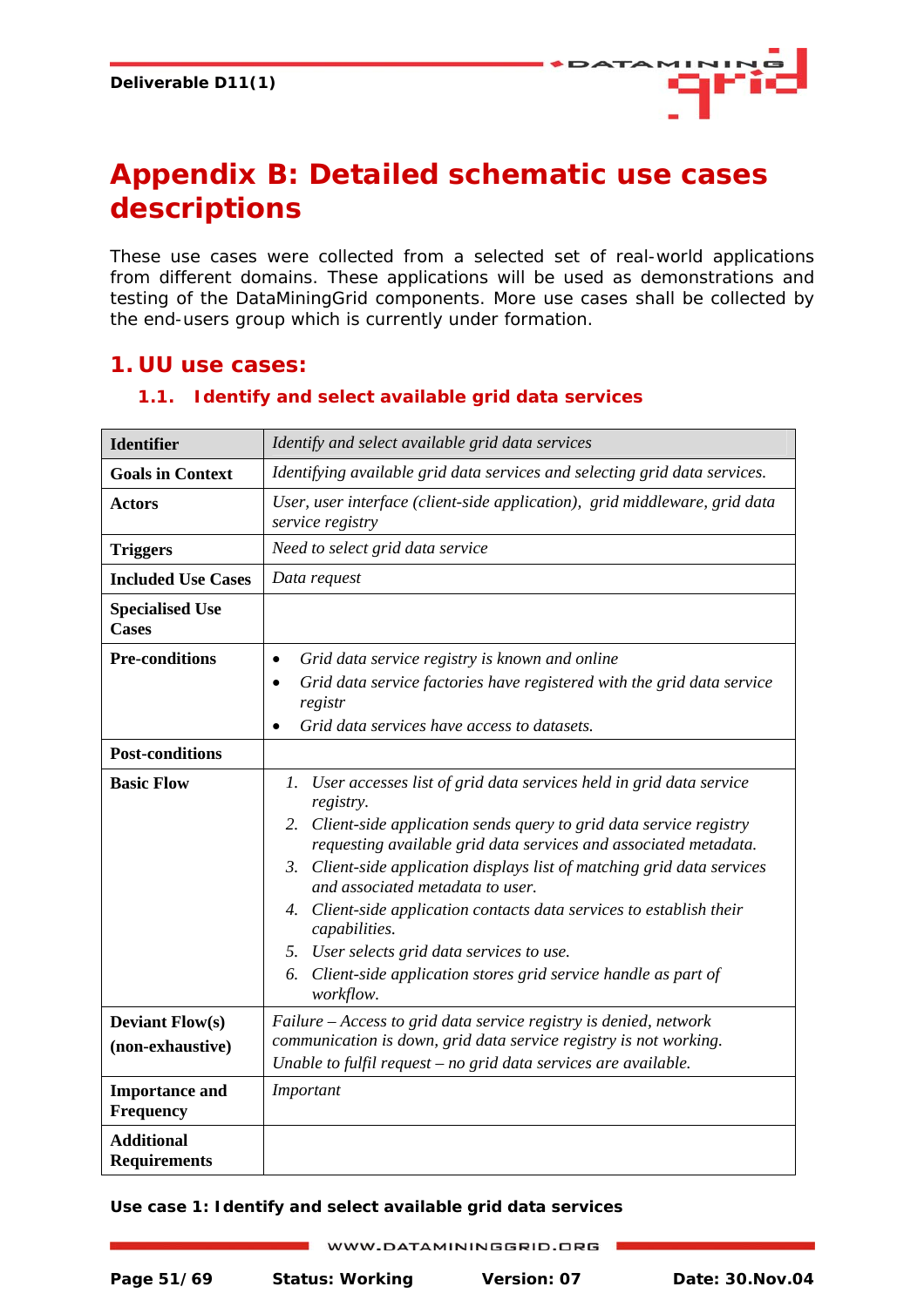# Appendix B: Detailed schematic use cases descriptions

These use cases were collected from a selected set of real-world applications from different domains. These applications will be used as demonstrations and testing of the DataMiningGrid components. More use cases shall be collected by the end-users group which is currently under formation.

## 1. UU use cases:

### 1.1. Identify and select available grid data services

| **Identifier** | *Identify and select available grid data services* |
|---|---|
| **Goals in Context** | *Identifying available grid data services and selecting grid data services.* |
| **Actors** | *User, user interface (client-side application), grid middleware, grid data service registry* |
| **Triggers** | *Need to select grid data service* |
| **Included Use Cases** | *Data request* |
| **Specialised Use Cases** | |
| **Pre-conditions** | • *Grid data service registry is known and online*<br>• *Grid data service factories have registered with the grid data service registr*<br>• *Grid data services have access to datasets.* |
| **Post-conditions** | |
| **Basic Flow** | 1. *User accesses list of grid data services held in grid data service registry.*<br>2. *Client-side application sends query to grid data service registry requesting available grid data services and associated metadata.*<br>3. *Client-side application displays list of matching grid data services and associated metadata to user.*<br>4. *Client-side application contacts data services to establish their capabilities.*<br>5. *User selects grid data services to use.*<br>6. *Client-side application stores grid service handle as part of workflow.* |
| **Deviant Flow(s) (non-exhaustive)** | *Failure – Access to grid data service registry is denied, network communication is down, grid data service registry is not working.*<br>*Unable to fulfil request – no grid data services are available.* |
| **Importance and Frequency** | *Important* |
| **Additional Requirements** | |

**Use case 1: Identify and select available grid data services**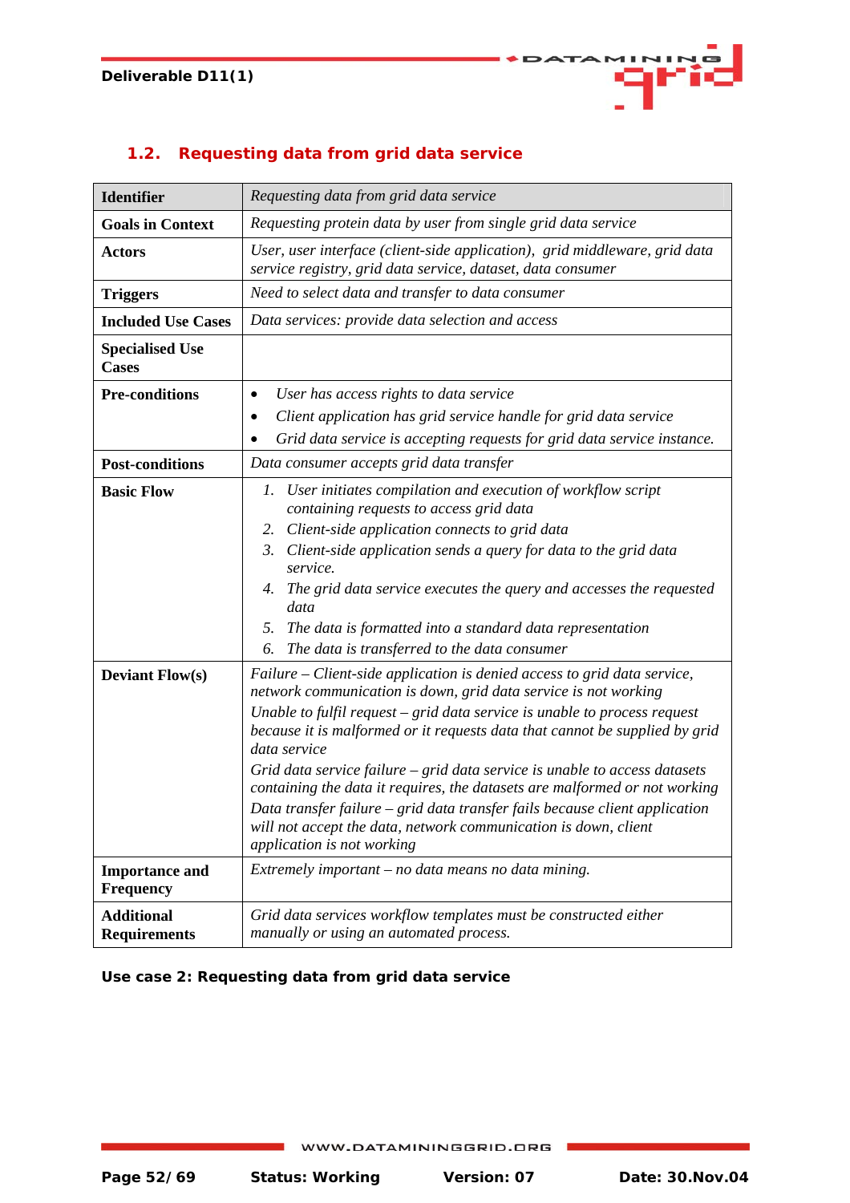## 1.2. Requesting data from grid data service

| **Identifier** | *Requesting data from grid data service* |
|---|---|
| **Goals in Context** | *Requesting protein data by user from single grid data service* |
| **Actors** | *User, user interface (client-side application), grid middleware, grid data service registry, grid data service, dataset, data consumer* |
| **Triggers** | *Need to select data and transfer to data consumer* |
| **Included Use Cases** | *Data services: provide data selection and access* |
| **Specialised Use Cases** | |
| **Pre-conditions** | • *User has access rights to data service*<br>• *Client application has grid service handle for grid data service*<br>• *Grid data service is accepting requests for grid data service instance.* |
| **Post-conditions** | *Data consumer accepts grid data transfer* |
| **Basic Flow** | 1. *User initiates compilation and execution of workflow script containing requests to access grid data*<br>2. *Client-side application connects to grid data*<br>3. *Client-side application sends a query for data to the grid data service.*<br>4. *The grid data service executes the query and accesses the requested data*<br>5. *The data is formatted into a standard data representation*<br>6. *The data is transferred to the data consumer* |
| **Deviant Flow(s)** | *Failure – Client-side application is denied access to grid data service, network communication is down, grid data service is not working*<br>*Unable to fulfil request – grid data service is unable to process request because it is malformed or it requests data that cannot be supplied by grid data service*<br>*Grid data service failure – grid data service is unable to access datasets containing the data it requires, the datasets are malformed or not working*<br>*Data transfer failure – grid data transfer fails because client application will not accept the data, network communication is down, client application is not working* |
| **Importance and Frequency** | *Extremely important – no data means no data mining.* |
| **Additional Requirements** | *Grid data services workflow templates must be constructed either manually or using an automated process.* |

**Use case 2: Requesting data from grid data service**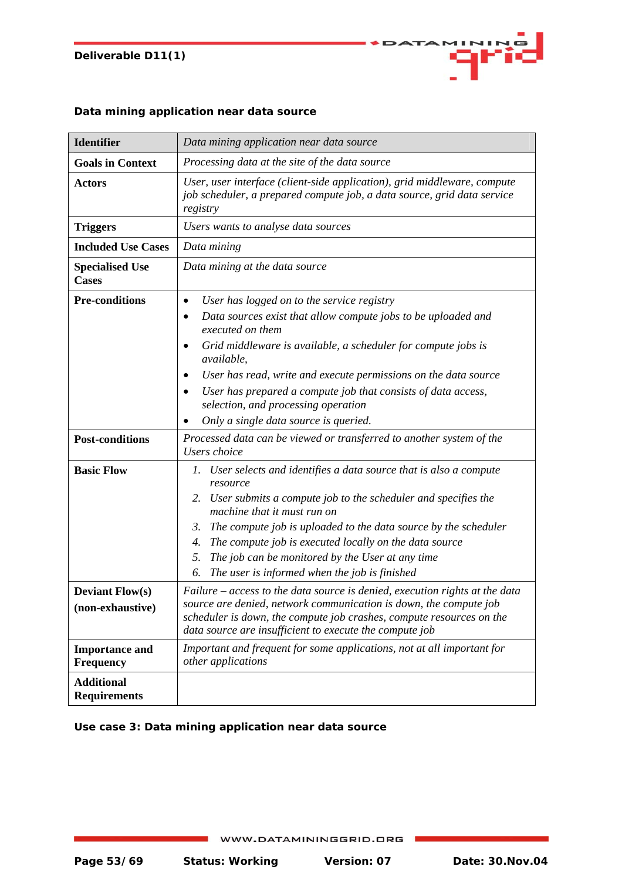### Data mining application near data source

| **Identifier** | *Data mining application near data source* |
|---|---|
| **Goals in Context** | *Processing data at the site of the data source* |
| **Actors** | *User, user interface (client-side application), grid middleware, compute job scheduler, a prepared compute job, a data source, grid data service registry* |
| **Triggers** | *Users wants to analyse data sources* |
| **Included Use Cases** | *Data mining* |
| **Specialised Use Cases** | *Data mining at the data source* |
| **Pre-conditions** | • *User has logged on to the service registry*<br>• *Data sources exist that allow compute jobs to be uploaded and executed on them*<br>• *Grid middleware is available, a scheduler for compute jobs is available,*<br>• *User has read, write and execute permissions on the data source*<br>• *User has prepared a compute job that consists of data access, selection, and processing operation*<br>• *Only a single data source is queried.* |
| **Post-conditions** | *Processed data can be viewed or transferred to another system of the Users choice* |
| **Basic Flow** | 1. *User selects and identifies a data source that is also a compute resource*<br>2. *User submits a compute job to the scheduler and specifies the machine that it must run on*<br>3. *The compute job is uploaded to the data source by the scheduler*<br>4. *The compute job is executed locally on the data source*<br>5. *The job can be monitored by the User at any time*<br>6. *The user is informed when the job is finished* |
| **Deviant Flow(s) (non-exhaustive)** | *Failure – access to the data source is denied, execution rights at the data source are denied, network communication is down, the compute job scheduler is down, the compute job crashes, compute resources on the data source are insufficient to execute the compute job* |
| **Importance and Frequency** | *Important and frequent for some applications, not at all important for other applications* |
| **Additional Requirements** | |

**Use case 3: Data mining application near data source**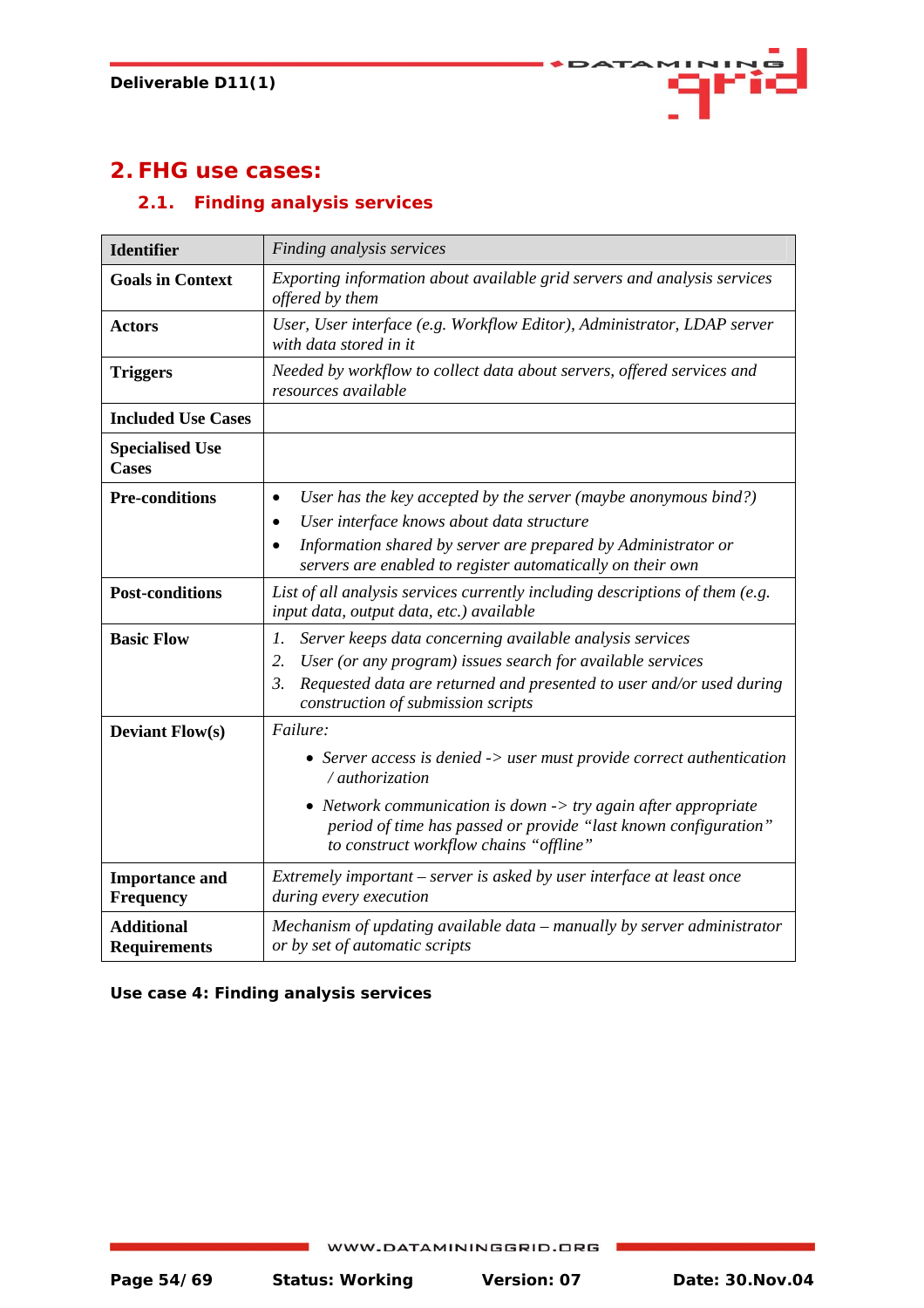## 2. FHG use cases:

### 2.1. Finding analysis services

| **Identifier** | *Finding analysis services* |
|---|---|
| **Goals in Context** | *Exporting information about available grid servers and analysis services offered by them* |
| **Actors** | *User, User interface (e.g. Workflow Editor), Administrator, LDAP server with data stored in it* |
| **Triggers** | *Needed by workflow to collect data about servers, offered services and resources available* |
| **Included Use Cases** | |
| **Specialised Use Cases** | |
| **Pre-conditions** | • *User has the key accepted by the server (maybe anonymous bind?)*<br>• *User interface knows about data structure*<br>• *Information shared by server are prepared by Administrator or servers are enabled to register automatically on their own* |
| **Post-conditions** | *List of all analysis services currently including descriptions of them (e.g. input data, output data, etc.) available* |
| **Basic Flow** | *1. Server keeps data concerning available analysis services*<br>*2. User (or any program) issues search for available services*<br>*3. Requested data are returned and presented to user and/or used during construction of submission scripts* |
| **Deviant Flow(s)** | *Failure:*<br>• *Server access is denied -> user must provide correct authentication / authorization*<br>• *Network communication is down -> try again after appropriate period of time has passed or provide "last known configuration" to construct workflow chains "offline"* |
| **Importance and Frequency** | *Extremely important – server is asked by user interface at least once during every execution* |
| **Additional Requirements** | *Mechanism of updating available data – manually by server administrator or by set of automatic scripts* |

**Use case 4: Finding analysis services**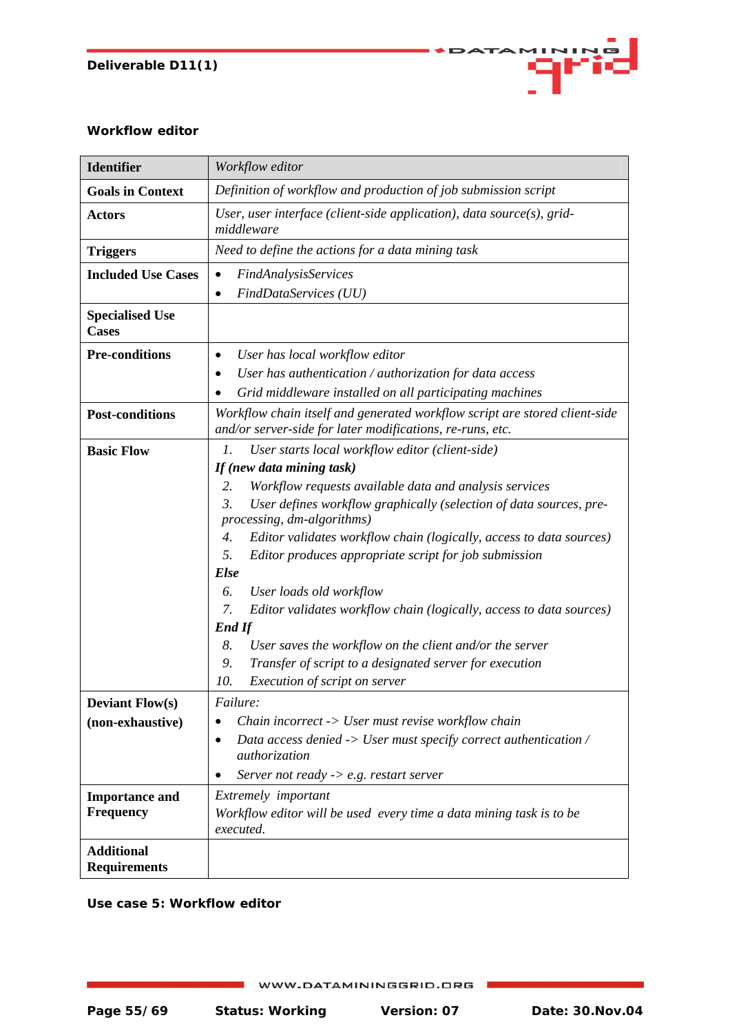**Workflow editor**

| **Identifier** | *Workflow editor* |
|---|---|
| **Goals in Context** | *Definition of workflow and production of job submission script* |
| **Actors** | *User, user interface (client-side application), data source(s), grid-middleware* |
| **Triggers** | *Need to define the actions for a data mining task* |
| **Included Use Cases** | • *FindAnalysisServices*<br>• *FindDataServices (UU)* |
| **Specialised Use Cases** | |
| **Pre-conditions** | • *User has local workflow editor*<br>• *User has authentication / authorization for data access*<br>• *Grid middleware installed on all participating machines* |
| **Post-conditions** | *Workflow chain itself and generated workflow script are stored client-side and/or server-side for later modifications, re-runs, etc.* |
| **Basic Flow** | *1. User starts local workflow editor (client-side)*<br>***If (new data mining task)***<br>*2. Workflow requests available data and analysis services*<br>*3. User defines workflow graphically (selection of data sources, pre-processing, dm-algorithms)*<br>*4. Editor validates workflow chain (logically, access to data sources)*<br>*5. Editor produces appropriate script for job submission*<br>***Else***<br>*6. User loads old workflow*<br>*7. Editor validates workflow chain (logically, access to data sources)*<br>***End If***<br>*8. User saves the workflow on the client and/or the server*<br>*9. Transfer of script to a designated server for execution*<br>*10. Execution of script on server* |
| **Deviant Flow(s) (non-exhaustive)** | *Failure:*<br>• *Chain incorrect -> User must revise workflow chain*<br>• *Data access denied -> User must specify correct authentication / authorization*<br>• *Server not ready -> e.g. restart server* |
| **Importance and Frequency** | *Extremely important*<br>*Workflow editor will be used every time a data mining task is to be executed.* |
| **Additional Requirements** | |

**Use case 5: Workflow editor**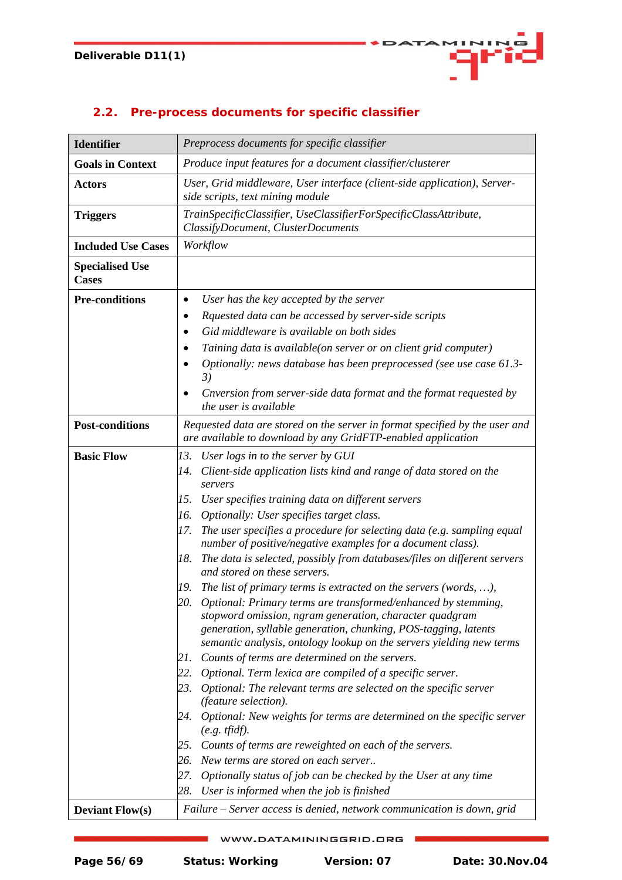## 2.2. Pre-process documents for specific classifier

| **Identifier** | *Preprocess documents for specific classifier* |
|---|---|
| **Goals in Context** | *Produce input features for a document classifier/clusterer* |
| **Actors** | *User, Grid middleware, User interface (client-side application), Server-side scripts, text mining module* |
| **Triggers** | *TrainSpecificClassifier, UseClassifierForSpecificClassAttribute, ClassifyDocument, ClusterDocuments* |
| **Included Use Cases** | *Workflow* |
| **Specialised Use Cases** | |
| **Pre-conditions** | • *User has the key accepted by the server*<br>• *Rquested data can be accessed by server-side scripts*<br>• *Gid middleware is available on both sides*<br>• *Taining data is available(on server or on client grid computer)*<br>• *Optionally: news database has been preprocessed (see use case 61.3-3)*<br>• *Cnversion from server-side data format and the format requested by the user is available* |
| **Post-conditions** | *Requested data are stored on the server in format specified by the user and are available to download by any GridFTP-enabled application* |
| **Basic Flow** | *13. User logs in to the server by GUI*<br>*14. Client-side application lists kind and range of data stored on the servers*<br>*15. User specifies training data on different servers*<br>*16. Optionally: User specifies target class.*<br>*17. The user specifies a procedure for selecting data (e.g. sampling equal number of positive/negative examples for a document class).*<br>*18. The data is selected, possibly from databases/files on different servers and stored on these servers.*<br>*19. The list of primary terms is extracted on the servers (words, …),*<br>*20. Optional: Primary terms are transformed/enhanced by stemming, stopword omission, ngram generation, character quadgram generation, syllable generation, chunking, POS-tagging, latents semantic analysis, ontology lookup on the servers yielding new terms*<br>*21. Counts of terms are determined on the servers.*<br>*22. Optional. Term lexica are compiled of a specific server.*<br>*23. Optional: The relevant terms are selected on the specific server (feature selection).*<br>*24. Optional: New weights for terms are determined on the specific server (e.g. tfidf).*<br>*25. Counts of terms are reweighted on each of the servers.*<br>*26. New terms are stored on each server..*<br>*27. Optionally status of job can be checked by the User at any time*<br>*28. User is informed when the job is finished* |
| **Deviant Flow(s)** | *Failure – Server access is denied, network communication is down, grid* |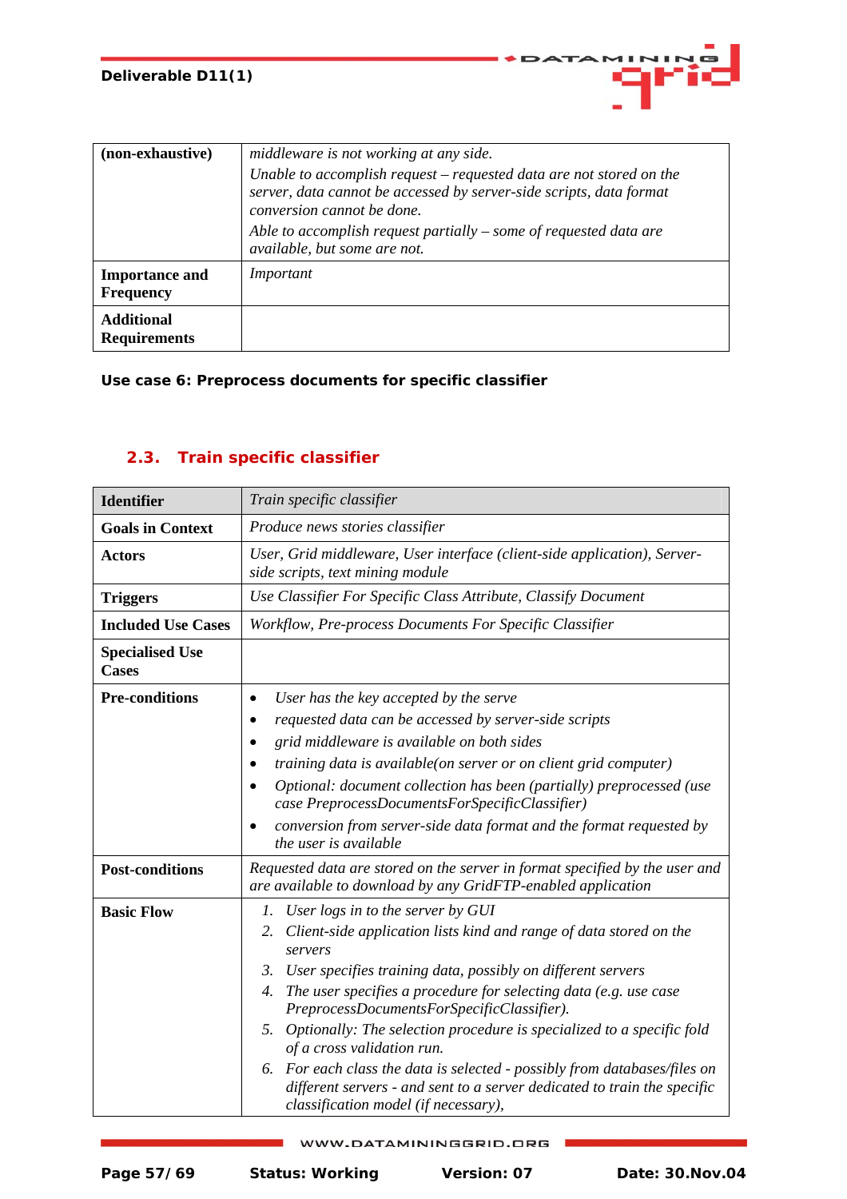| (non-exhaustive) | *middleware is not working at any side.*<br>*Unable to accomplish request – requested data are not stored on the server, data cannot be accessed by server-side scripts, data format conversion cannot be done.*<br>*Able to accomplish request partially – some of requested data are available, but some are not.* |
|---|---|
| **Importance and Frequency** | *Important* |
| **Additional Requirements** | |

**Use case 6: Preprocess documents for specific classifier**

## 2.3. Train specific classifier

| **Identifier** | *Train specific classifier* |
|---|---|
| **Goals in Context** | *Produce news stories classifier* |
| **Actors** | *User, Grid middleware, User interface (client-side application), Server-side scripts, text mining module* |
| **Triggers** | *Use Classifier For Specific Class Attribute, Classify Document* |
| **Included Use Cases** | *Workflow, Pre-process Documents For Specific Classifier* |
| **Specialised Use Cases** | |
| **Pre-conditions** | • *User has the key accepted by the serve*<br>• *requested data can be accessed by server-side scripts*<br>• *grid middleware is available on both sides*<br>• *training data is available(on server or on client grid computer)*<br>• *Optional: document collection has been (partially) preprocessed (use case PreprocessDocumentsForSpecificClassifier)*<br>• *conversion from server-side data format and the format requested by the user is available* |
| **Post-conditions** | *Requested data are stored on the server in format specified by the user and are available to download by any GridFTP-enabled application* |
| **Basic Flow** | 1. *User logs in to the server by GUI*<br>2. *Client-side application lists kind and range of data stored on the servers*<br>3. *User specifies training data, possibly on different servers*<br>4. *The user specifies a procedure for selecting data (e.g. use case PreprocessDocumentsForSpecificClassifier).*<br>5. *Optionally: The selection procedure is specialized to a specific fold of a cross validation run.*<br>6. *For each class the data is selected - possibly from databases/files on different servers - and sent to a server dedicated to train the specific classification model (if necessary),* |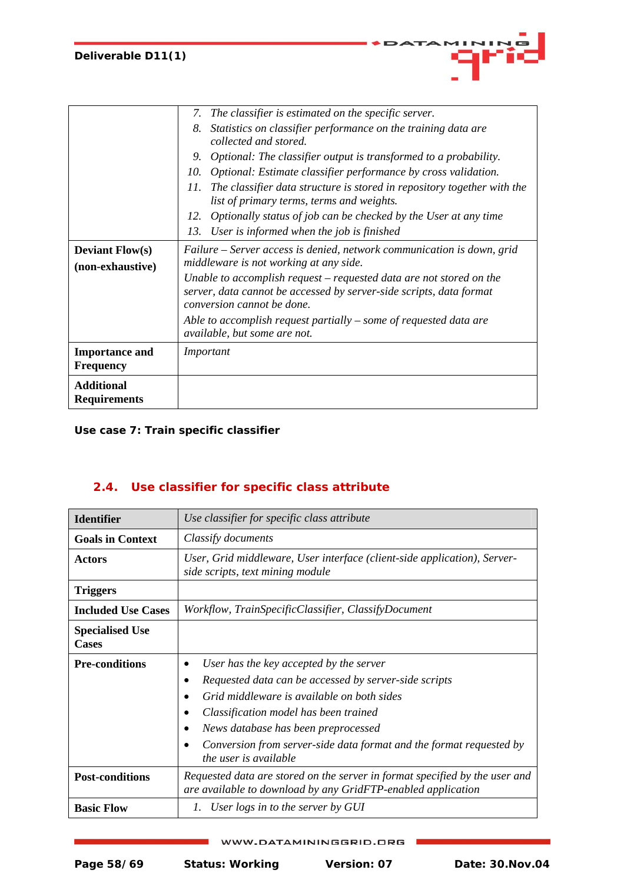|  |  |
|---|---|
|  | 7. *The classifier is estimated on the specific server.*<br>8. *Statistics on classifier performance on the training data are collected and stored.*<br>9. *Optional: The classifier output is transformed to a probability.*<br>10. *Optional: Estimate classifier performance by cross validation.*<br>11. *The classifier data structure is stored in repository together with the list of primary terms, terms and weights.*<br>12. *Optionally status of job can be checked by the User at any time*<br>13. *User is informed when the job is finished* |
| **Deviant Flow(s)**<br>**(non-exhaustive)** | *Failure – Server access is denied, network communication is down, grid middleware is not working at any side.*<br>*Unable to accomplish request – requested data are not stored on the server, data cannot be accessed by server-side scripts, data format conversion cannot be done.*<br>*Able to accomplish request partially – some of requested data are available, but some are not.* |
| **Importance and Frequency** | *Important* |
| **Additional Requirements** |  |

**Use case 7: Train specific classifier**

## 2.4. Use classifier for specific class attribute

| **Identifier** | *Use classifier for specific class attribute* |
|---|---|
| **Goals in Context** | *Classify documents* |
| **Actors** | *User, Grid middleware, User interface (client-side application), Server-side scripts, text mining module* |
| **Triggers** |  |
| **Included Use Cases** | *Workflow, TrainSpecificClassifier, ClassifyDocument* |
| **Specialised Use Cases** |  |
| **Pre-conditions** | • *User has the key accepted by the server*<br>• *Requested data can be accessed by server-side scripts*<br>• *Grid middleware is available on both sides*<br>• *Classification model has been trained*<br>• *News database has been preprocessed*<br>• *Conversion from server-side data format and the format requested by the user is available* |
| **Post-conditions** | *Requested data are stored on the server in format specified by the user and are available to download by any GridFTP-enabled application* |
| **Basic Flow** | 1. *User logs in to the server by GUI* |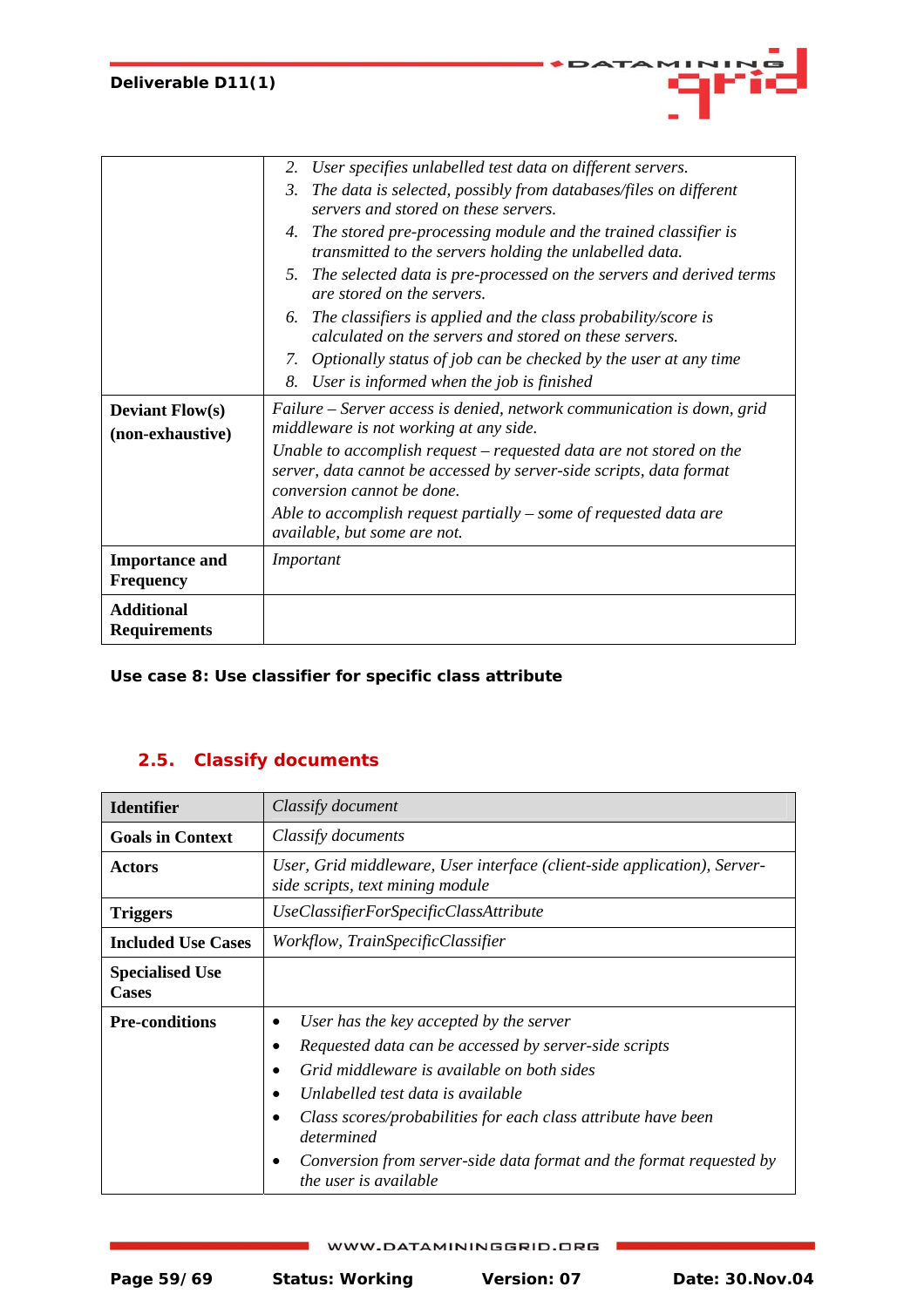| | |
|---|---|
| | 2. *User specifies unlabelled test data on different servers.*<br>3. *The data is selected, possibly from databases/files on different servers and stored on these servers.*<br>4. *The stored pre-processing module and the trained classifier is transmitted to the servers holding the unlabelled data.*<br>5. *The selected data is pre-processed on the servers and derived terms are stored on the servers.*<br>6. *The classifiers is applied and the class probability/score is calculated on the servers and stored on these servers.*<br>7. *Optionally status of job can be checked by the user at any time*<br>8. *User is informed when the job is finished* |
| **Deviant Flow(s) (non-exhaustive)** | *Failure – Server access is denied, network communication is down, grid middleware is not working at any side.*<br>*Unable to accomplish request – requested data are not stored on the server, data cannot be accessed by server-side scripts, data format conversion cannot be done.*<br>*Able to accomplish request partially – some of requested data are available, but some are not.* |
| **Importance and Frequency** | *Important* |
| **Additional Requirements** | |

**Use case 8: Use classifier for specific class attribute**

## 2.5. Classify documents

| **Identifier** | *Classify document* |
|---|---|
| **Goals in Context** | *Classify documents* |
| **Actors** | *User, Grid middleware, User interface (client-side application), Server-side scripts, text mining module* |
| **Triggers** | *UseClassifierForSpecificClassAttribute* |
| **Included Use Cases** | *Workflow, TrainSpecificClassifier* |
| **Specialised Use Cases** | |
| **Pre-conditions** | • *User has the key accepted by the server*<br>• *Requested data can be accessed by server-side scripts*<br>• *Grid middleware is available on both sides*<br>• *Unlabelled test data is available*<br>• *Class scores/probabilities for each class attribute have been determined*<br>• *Conversion from server-side data format and the format requested by the user is available* |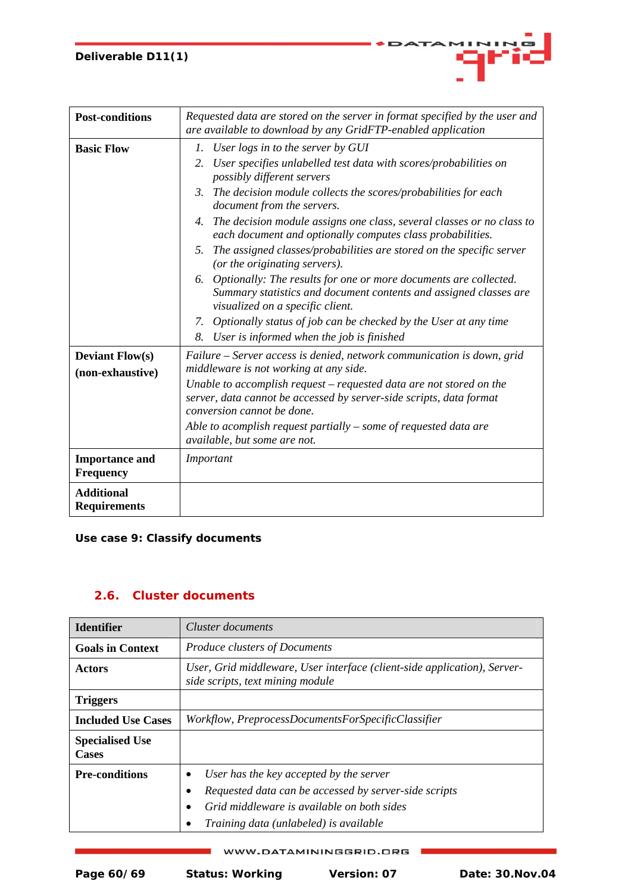| | |
|---|---|
| **Post-conditions** | *Requested data are stored on the server in format specified by the user and are available to download by any GridFTP-enabled application* |
| **Basic Flow** | 1. *User logs in to the server by GUI*<br>2. *User specifies unlabelled test data with scores/probabilities on possibly different servers*<br>3. *The decision module collects the scores/probabilities for each document from the servers.*<br>4. *The decision module assigns one class, several classes or no class to each document and optionally computes class probabilities.*<br>5. *The assigned classes/probabilities are stored on the specific server (or the originating servers).*<br>6. *Optionally: The results for one or more documents are collected. Summary statistics and document contents and assigned classes are visualized on a specific client.*<br>7. *Optionally status of job can be checked by the User at any time*<br>8. *User is informed when the job is finished* |
| **Deviant Flow(s) (non-exhaustive)** | *Failure – Server access is denied, network communication is down, grid middleware is not working at any side.*<br>*Unable to accomplish request – requested data are not stored on the server, data cannot be accessed by server-side scripts, data format conversion cannot be done.*<br>*Able to acomplish request partially – some of requested data are available, but some are not.* |
| **Importance and Frequency** | *Important* |
| **Additional Requirements** | |

**Use case 9: Classify documents**

## 2.6. Cluster documents

| | |
|---|---|
| **Identifier** | *Cluster documents* |
| **Goals in Context** | *Produce clusters of Documents* |
| **Actors** | *User, Grid middleware, User interface (client-side application), Server-side scripts, text mining module* |
| **Triggers** | |
| **Included Use Cases** | *Workflow, PreprocessDocumentsForSpecificClassifier* |
| **Specialised Use Cases** | |
| **Pre-conditions** | • *User has the key accepted by the server*<br>• *Requested data can be accessed by server-side scripts*<br>• *Grid middleware is available on both sides*<br>• *Training data (unlabeled) is available* |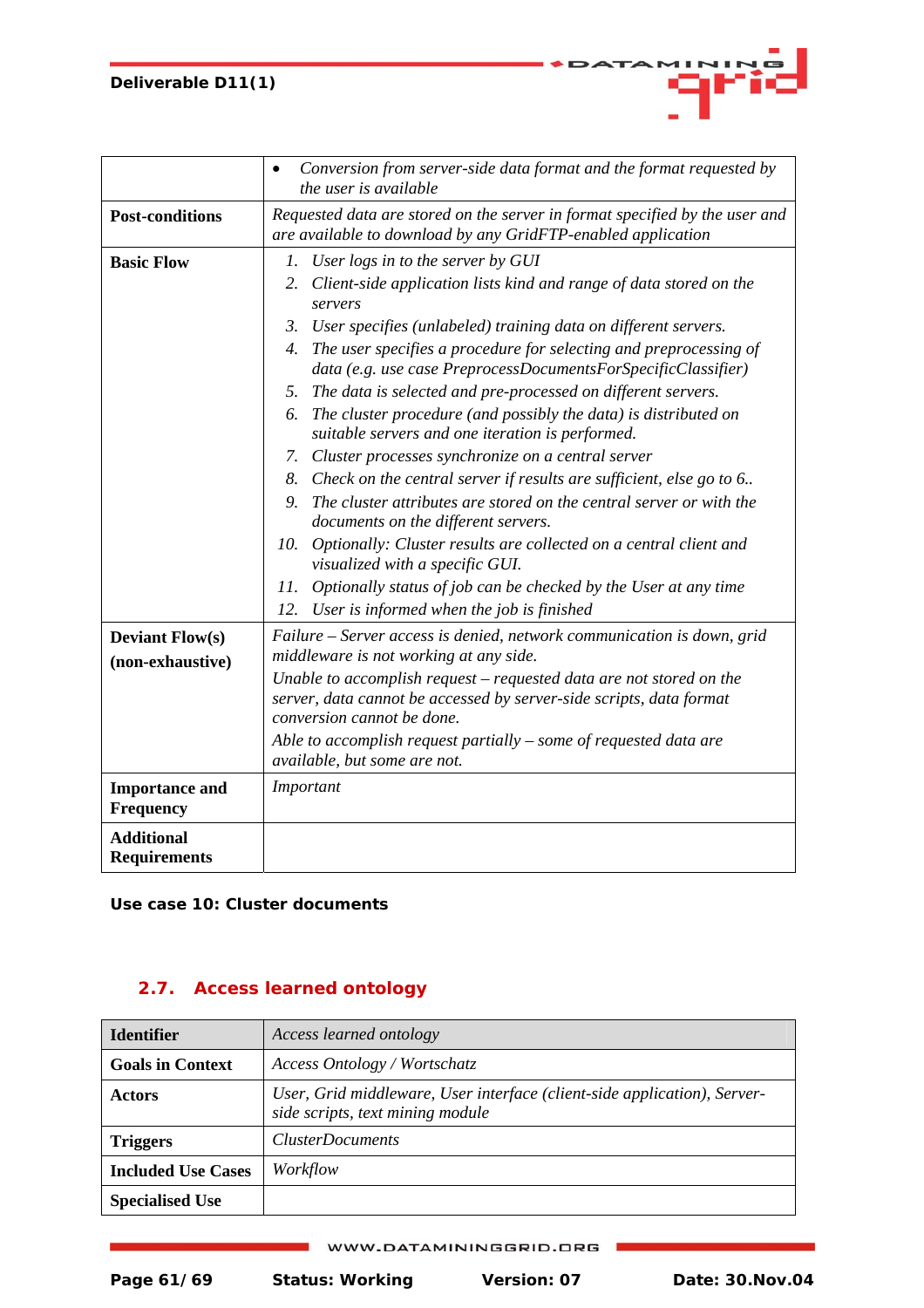|  |  |
|---|---|
|  | • *Conversion from server-side data format and the format requested by the user is available* |
| **Post-conditions** | *Requested data are stored on the server in format specified by the user and are available to download by any GridFTP-enabled application* |
| **Basic Flow** | 1. *User logs in to the server by GUI*<br>2. *Client-side application lists kind and range of data stored on the servers*<br>3. *User specifies (unlabeled) training data on different servers.*<br>4. *The user specifies a procedure for selecting and preprocessing of data (e.g. use case PreprocessDocumentsForSpecificClassifier)*<br>5. *The data is selected and pre-processed on different servers.*<br>6. *The cluster procedure (and possibly the data) is distributed on suitable servers and one iteration is performed.*<br>7. *Cluster processes synchronize on a central server*<br>8. *Check on the central server if results are sufficient, else go to 6..*<br>9. *The cluster attributes are stored on the central server or with the documents on the different servers.*<br>10. *Optionally: Cluster results are collected on a central client and visualized with a specific GUI.*<br>11. *Optionally status of job can be checked by the User at any time*<br>12. *User is informed when the job is finished* |
| **Deviant Flow(s) (non-exhaustive)** | *Failure – Server access is denied, network communication is down, grid middleware is not working at any side.*<br>*Unable to accomplish request – requested data are not stored on the server, data cannot be accessed by server-side scripts, data format conversion cannot be done.*<br>*Able to accomplish request partially – some of requested data are available, but some are not.* |
| **Importance and Frequency** | *Important* |
| **Additional Requirements** |  |

**Use case 10: Cluster documents**

## 2.7. Access learned ontology

| **Identifier** | *Access learned ontology* |
|---|---|
| **Goals in Context** | *Access Ontology / Wortschatz* |
| **Actors** | *User, Grid middleware, User interface (client-side application), Server-side scripts, text mining module* |
| **Triggers** | *ClusterDocuments* |
| **Included Use Cases** | *Workflow* |
| **Specialised Use** |  |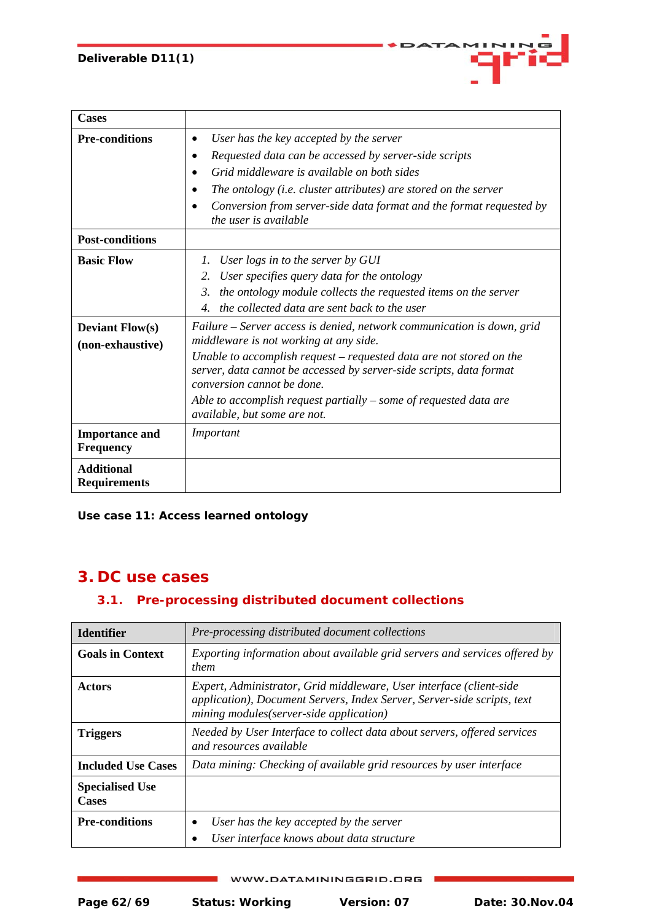| Cases | |
|---|---|
| **Pre-conditions** | • *User has the key accepted by the server*<br>• *Requested data can be accessed by server-side scripts*<br>• *Grid middleware is available on both sides*<br>• *The ontology (i.e. cluster attributes) are stored on the server*<br>• *Conversion from server-side data format and the format requested by the user is available* |
| **Post-conditions** | |
| **Basic Flow** | 1. *User logs in to the server by GUI*<br>2. *User specifies query data for the ontology*<br>3. *the ontology module collects the requested items on the server*<br>4. *the collected data are sent back to the user* |
| **Deviant Flow(s) (non-exhaustive)** | *Failure – Server access is denied, network communication is down, grid middleware is not working at any side.*<br>*Unable to accomplish request – requested data are not stored on the server, data cannot be accessed by server-side scripts, data format conversion cannot be done.*<br>*Able to accomplish request partially – some of requested data are available, but some are not.* |
| **Importance and Frequency** | *Important* |
| **Additional Requirements** | |

**Use case 11: Access learned ontology**

# 3. DC use cases

## 3.1. Pre-processing distributed document collections

| **Identifier** | *Pre-processing distributed document collections* |
|---|---|
| **Goals in Context** | *Exporting information about available grid servers and services offered by them* |
| **Actors** | *Expert, Administrator, Grid middleware, User interface (client-side application), Document Servers, Index Server, Server-side scripts, text mining modules(server-side application)* |
| **Triggers** | *Needed by User Interface to collect data about servers, offered services and resources available* |
| **Included Use Cases** | *Data mining: Checking of available grid resources by user interface* |
| **Specialised Use Cases** | |
| **Pre-conditions** | • *User has the key accepted by the server*<br>• *User interface knows about data structure* |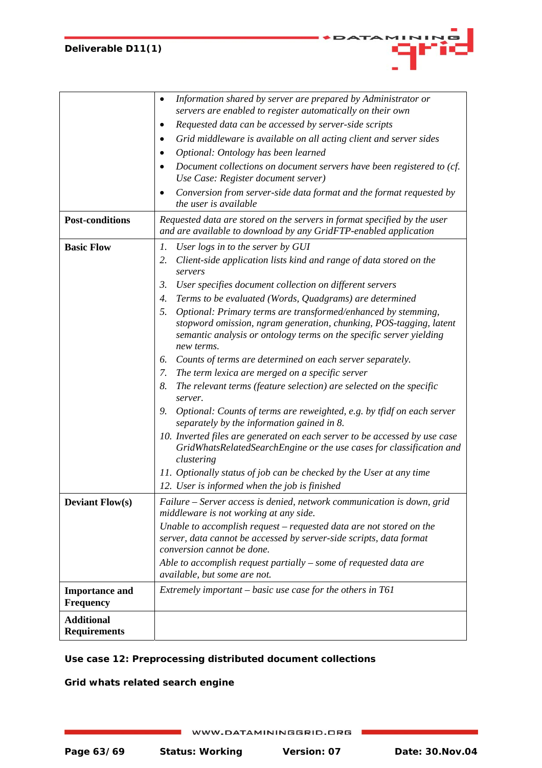| | |
|---|---|
| | • *Information shared by server are prepared by Administrator or servers are enabled to register automatically on their own*<br>• *Requested data can be accessed by server-side scripts*<br>• *Grid middleware is available on all acting client and server sides*<br>• *Optional: Ontology has been learned*<br>• *Document collections on document servers have been registered to (cf. Use Case: Register document server)*<br>• *Conversion from server-side data format and the format requested by the user is available* |
| **Post-conditions** | *Requested data are stored on the servers in format specified by the user and are available to download by any GridFTP-enabled application* |
| **Basic Flow** | 1. *User logs in to the server by GUI*<br>2. *Client-side application lists kind and range of data stored on the servers*<br>3. *User specifies document collection on different servers*<br>4. *Terms to be evaluated (Words, Quadgrams) are determined*<br>5. *Optional: Primary terms are transformed/enhanced by stemming, stopword omission, ngram generation, chunking, POS-tagging, latent semantic analysis or ontology terms on the specific server yielding new terms.*<br>6. *Counts of terms are determined on each server separately.*<br>7. *The term lexica are merged on a specific server*<br>8. *The relevant terms (feature selection) are selected on the specific server.*<br>9. *Optional: Counts of terms are reweighted, e.g. by tfidf on each server separately by the information gained in 8.*<br>10. *Inverted files are generated on each server to be accessed by use case GridWhatsRelatedSearchEngine or the use cases for classification and clustering*<br>11. *Optionally status of job can be checked by the User at any time*<br>12. *User is informed when the job is finished* |
| **Deviant Flow(s)** | *Failure – Server access is denied, network communication is down, grid middleware is not working at any side.*<br>*Unable to accomplish request – requested data are not stored on the server, data cannot be accessed by server-side scripts, data format conversion cannot be done.*<br>*Able to accomplish request partially – some of requested data are available, but some are not.* |
| **Importance and Frequency** | *Extremely important – basic use case for the others in T61* |
| **Additional Requirements** | |

**Use case 12: Preprocessing distributed document collections**

**Grid whats related search engine**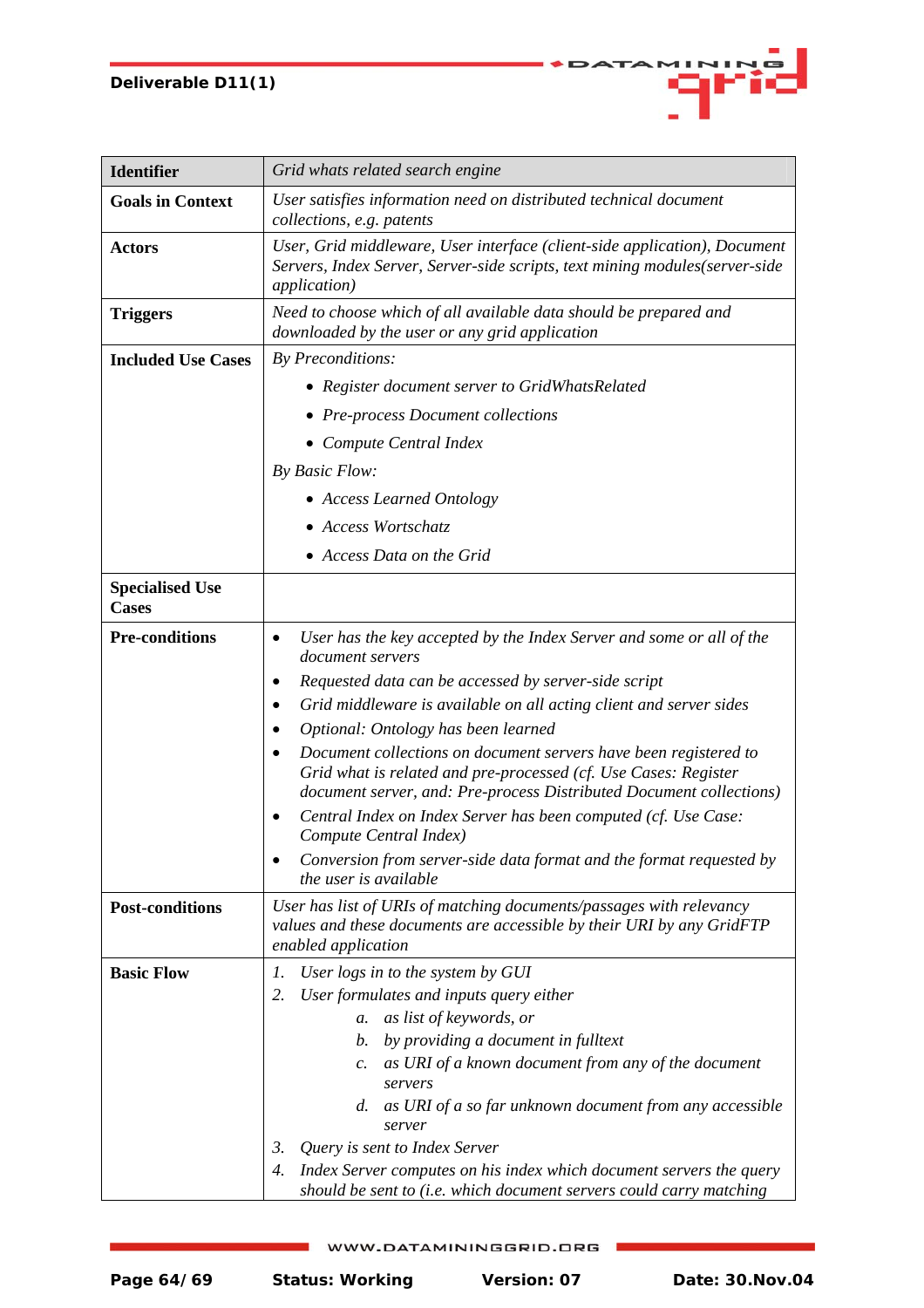| **Identifier** | *Grid whats related search engine* |
|---|---|
| **Goals in Context** | *User satisfies information need on distributed technical document collections, e.g. patents* |
| **Actors** | *User, Grid middleware, User interface (client-side application), Document Servers, Index Server, Server-side scripts, text mining modules(server-side application)* |
| **Triggers** | *Need to choose which of all available data should be prepared and downloaded by the user or any grid application* |
| **Included Use Cases** | *By Preconditions:*<br>• *Register document server to GridWhatsRelated*<br>• *Pre-process Document collections*<br>• *Compute Central Index*<br>*By Basic Flow:*<br>• *Access Learned Ontology*<br>• *Access Wortschatz*<br>• *Access Data on the Grid* |
| **Specialised Use Cases** | |
| **Pre-conditions** | • *User has the key accepted by the Index Server and some or all of the document servers*<br>• *Requested data can be accessed by server-side script*<br>• *Grid middleware is available on all acting client and server sides*<br>• *Optional: Ontology has been learned*<br>• *Document collections on document servers have been registered to Grid what is related and pre-processed (cf. Use Cases: Register document server, and: Pre-process Distributed Document collections)*<br>• *Central Index on Index Server has been computed (cf. Use Case: Compute Central Index)*<br>• *Conversion from server-side data format and the format requested by the user is available* |
| **Post-conditions** | *User has list of URIs of matching documents/passages with relevancy values and these documents are accessible by their URI by any GridFTP enabled application* |
| **Basic Flow** | 1. *User logs in to the system by GUI*<br>2. *User formulates and inputs query either*<br>&nbsp;&nbsp;&nbsp;&nbsp;a. *as list of keywords, or*<br>&nbsp;&nbsp;&nbsp;&nbsp;b. *by providing a document in fulltext*<br>&nbsp;&nbsp;&nbsp;&nbsp;c. *as URI of a known document from any of the document servers*<br>&nbsp;&nbsp;&nbsp;&nbsp;d. *as URI of a so far unknown document from any accessible server*<br>3. *Query is sent to Index Server*<br>4. *Index Server computes on his index which document servers the query should be sent to (i.e. which document servers could carry matching* |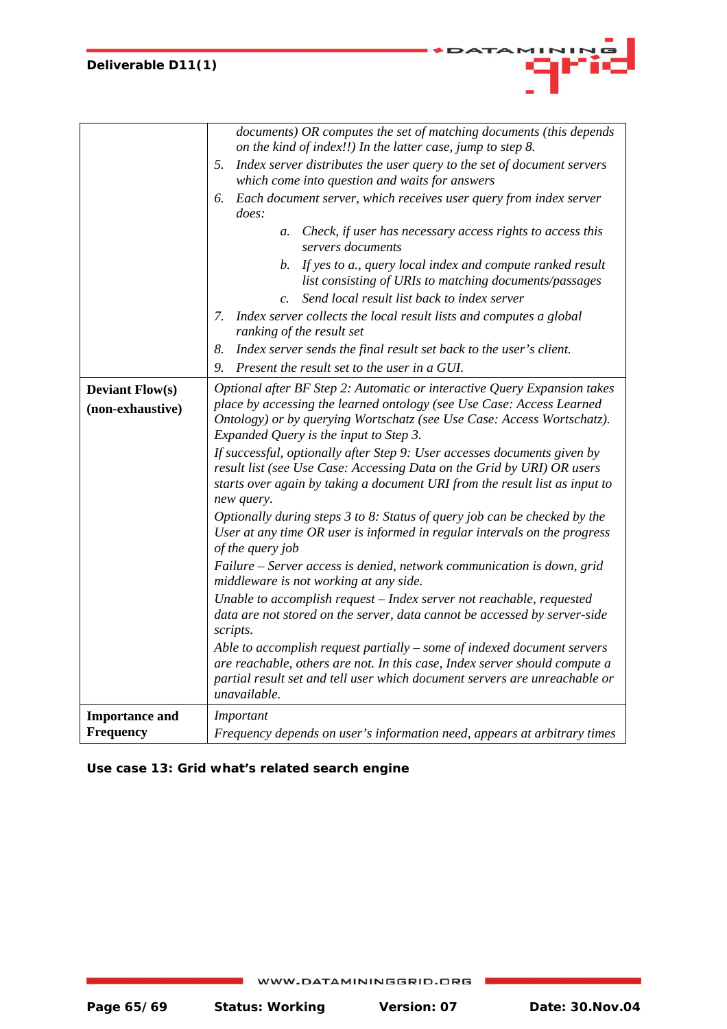| | |
|---|---|
| | *documents) OR computes the set of matching documents (this depends on the kind of index!!) In the latter case, jump to step 8.*<br>5. *Index server distributes the user query to the set of document servers which come into question and waits for answers*<br>6. *Each document server, which receives user query from index server does:*<br>   a. *Check, if user has necessary access rights to access this servers documents*<br>   b. *If yes to a., query local index and compute ranked result list consisting of URIs to matching documents/passages*<br>   c. *Send local result list back to index server*<br>7. *Index server collects the local result lists and computes a global ranking of the result set*<br>8. *Index server sends the final result set back to the user's client.*<br>9. *Present the result set to the user in a GUI.* |
| **Deviant Flow(s) (non-exhaustive)** | *Optional after BF Step 2: Automatic or interactive Query Expansion takes place by accessing the learned ontology (see Use Case: Access Learned Ontology) or by querying Wortschatz (see Use Case: Access Wortschatz). Expanded Query is the input to Step 3.*<br>*If successful, optionally after Step 9: User accesses documents given by result list (see Use Case: Accessing Data on the Grid by URI) OR users starts over again by taking a document URI from the result list as input to new query.*<br>*Optionally during steps 3 to 8: Status of query job can be checked by the User at any time OR user is informed in regular intervals on the progress of the query job*<br>*Failure – Server access is denied, network communication is down, grid middleware is not working at any side.*<br>*Unable to accomplish request – Index server not reachable, requested data are not stored on the server, data cannot be accessed by server-side scripts.*<br>*Able to accomplish request partially – some of indexed document servers are reachable, others are not. In this case, Index server should compute a partial result set and tell user which document servers are unreachable or unavailable.* |
| **Importance and Frequency** | *Important*<br>*Frequency depends on user's information need, appears at arbitrary times* |

**Use case 13: Grid what's related search engine**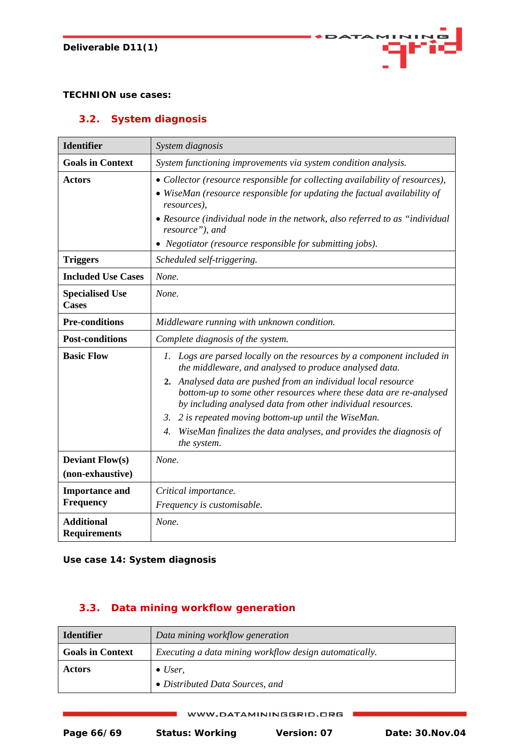**TECHNION use cases:**

## 3.2. System diagnosis

| **Identifier** | *System diagnosis* |
|---|---|
| **Goals in Context** | *System functioning improvements via system condition analysis.* |
| **Actors** | • *Collector (resource responsible for collecting availability of resources),* <br> • *WiseMan (resource responsible for updating the factual availability of resources),* <br> • *Resource (individual node in the network, also referred to as "individual resource"), and* <br> • *Negotiator (resource responsible for submitting jobs).* |
| **Triggers** | *Scheduled self-triggering.* |
| **Included Use Cases** | *None.* |
| **Specialised Use Cases** | *None.* |
| **Pre-conditions** | *Middleware running with unknown condition.* |
| **Post-conditions** | *Complete diagnosis of the system.* |
| **Basic Flow** | 1. *Logs are parsed locally on the resources by a component included in the middleware, and analysed to produce analysed data.* <br> 2. *Analysed data are pushed from an individual local resource bottom-up to some other resources where these data are re-analysed by including analysed data from other individual resources.* <br> 3. *2 is repeated moving bottom-up until the WiseMan.* <br> 4. *WiseMan finalizes the data analyses, and provides the diagnosis of the system.* |
| **Deviant Flow(s) (non-exhaustive)** | *None.* |
| **Importance and Frequency** | *Critical importance.* <br> *Frequency is customisable.* |
| **Additional Requirements** | *None.* |

**Use case 14: System diagnosis**

## 3.3. Data mining workflow generation

| **Identifier** | *Data mining workflow generation* |
|---|---|
| **Goals in Context** | *Executing a data mining workflow design automatically.* |
| **Actors** | • *User,* <br> • *Distributed Data Sources, and* |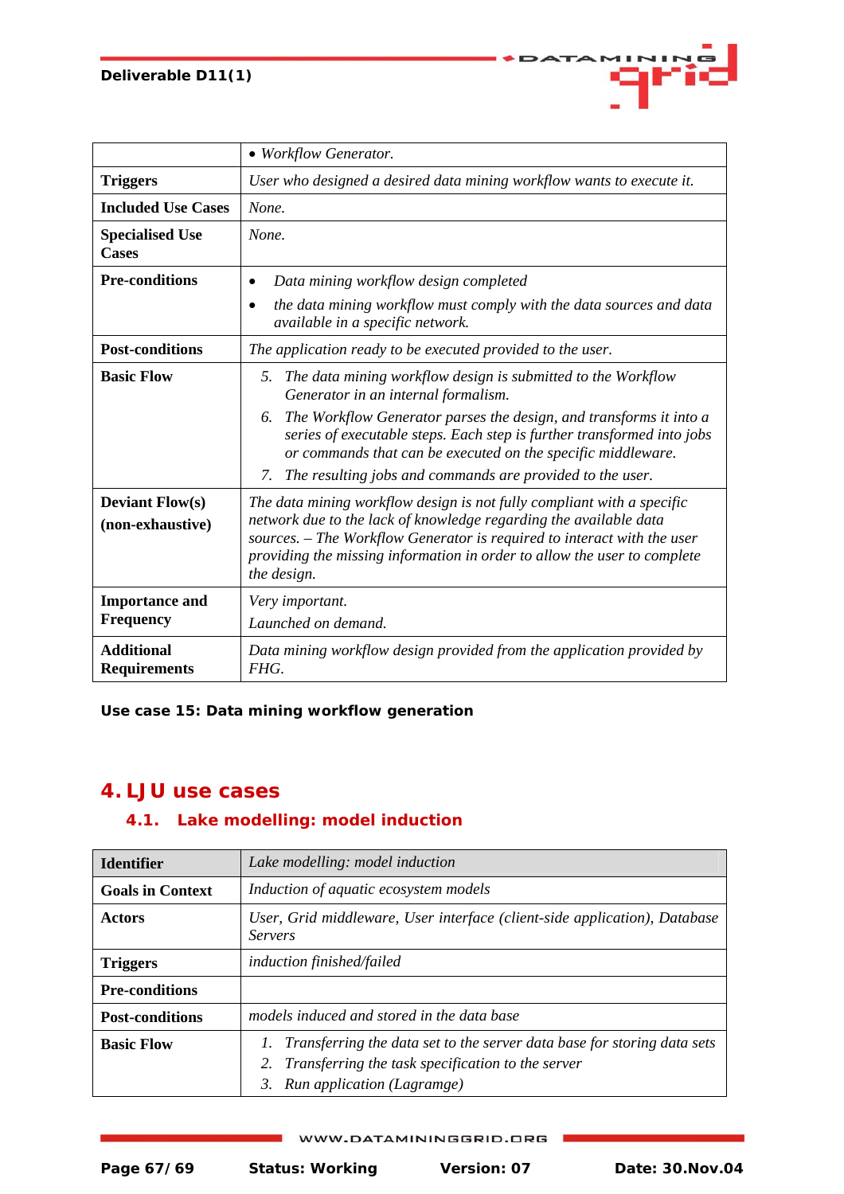| | |
|---|---|
| | • *Workflow Generator.* |
| **Triggers** | *User who designed a desired data mining workflow wants to execute it.* |
| **Included Use Cases** | *None.* |
| **Specialised Use Cases** | *None.* |
| **Pre-conditions** | • *Data mining workflow design completed* <br> • *the data mining workflow must comply with the data sources and data available in a specific network.* |
| **Post-conditions** | *The application ready to be executed provided to the user.* |
| **Basic Flow** | 5. *The data mining workflow design is submitted to the Workflow Generator in an internal formalism.* <br> 6. *The Workflow Generator parses the design, and transforms it into a series of executable steps. Each step is further transformed into jobs or commands that can be executed on the specific middleware.* <br> 7. *The resulting jobs and commands are provided to the user.* |
| **Deviant Flow(s) (non-exhaustive)** | *The data mining workflow design is not fully compliant with a specific network due to the lack of knowledge regarding the available data sources. – The Workflow Generator is required to interact with the user providing the missing information in order to allow the user to complete the design.* |
| **Importance and Frequency** | *Very important.* <br> *Launched on demand.* |
| **Additional Requirements** | *Data mining workflow design provided from the application provided by FHG.* |

**Use case 15: Data mining workflow generation**

# 4. LJU use cases

## 4.1. Lake modelling: model induction

| **Identifier** | *Lake modelling: model induction* |
|---|---|
| **Goals in Context** | *Induction of aquatic ecosystem models* |
| **Actors** | *User, Grid middleware, User interface (client-side application), Database Servers* |
| **Triggers** | *induction finished/failed* |
| **Pre-conditions** | |
| **Post-conditions** | *models induced and stored in the data base* |
| **Basic Flow** | 1. *Transferring the data set to the server data base for storing data sets* <br> 2. *Transferring the task specification to the server* <br> 3. *Run application (Lagramge)* |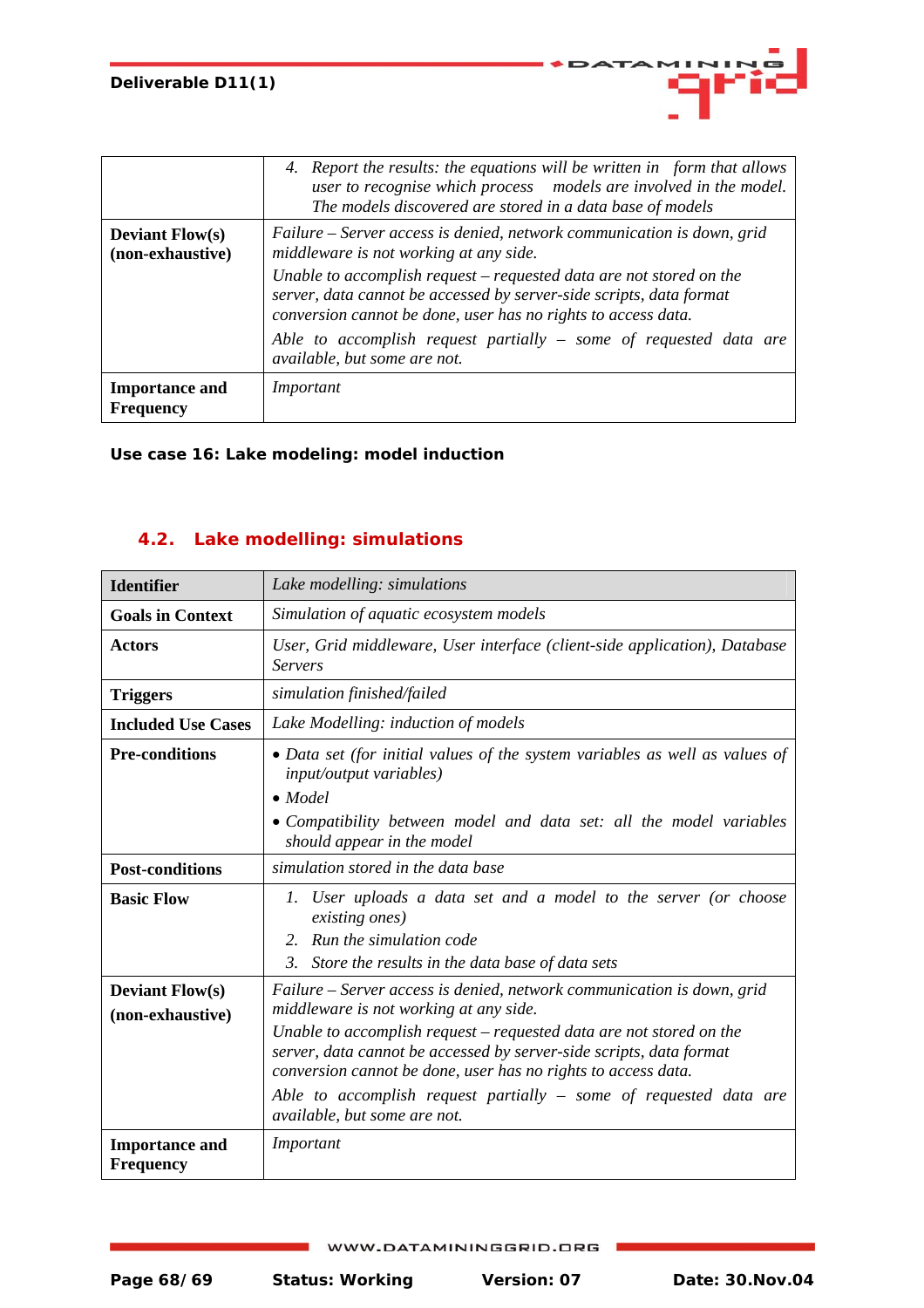| | |
|---|---|
| | 4. *Report the results: the equations will be written in form that allows user to recognise which process models are involved in the model. The models discovered are stored in a data base of models* |
| **Deviant Flow(s) (non-exhaustive)** | *Failure – Server access is denied, network communication is down, grid middleware is not working at any side.*<br>*Unable to accomplish request – requested data are not stored on the server, data cannot be accessed by server-side scripts, data format conversion cannot be done, user has no rights to access data.*<br>*Able to accomplish request partially – some of requested data are available, but some are not.* |
| **Importance and Frequency** | *Important* |

**Use case 16: Lake modeling: model induction**

## 4.2. Lake modelling: simulations

| **Identifier** | *Lake modelling: simulations* |
|---|---|
| **Goals in Context** | *Simulation of aquatic ecosystem models* |
| **Actors** | *User, Grid middleware, User interface (client-side application), Database Servers* |
| **Triggers** | *simulation finished/failed* |
| **Included Use Cases** | *Lake Modelling: induction of models* |
| **Pre-conditions** | • *Data set (for initial values of the system variables as well as values of input/output variables)*<br>• *Model*<br>• *Compatibility between model and data set: all the model variables should appear in the model* |
| **Post-conditions** | *simulation stored in the data base* |
| **Basic Flow** | 1. *User uploads a data set and a model to the server (or choose existing ones)*<br>2. *Run the simulation code*<br>3. *Store the results in the data base of data sets* |
| **Deviant Flow(s) (non-exhaustive)** | *Failure – Server access is denied, network communication is down, grid middleware is not working at any side.*<br>*Unable to accomplish request – requested data are not stored on the server, data cannot be accessed by server-side scripts, data format conversion cannot be done, user has no rights to access data.*<br>*Able to accomplish request partially – some of requested data are available, but some are not.* |
| **Importance and Frequency** | *Important* |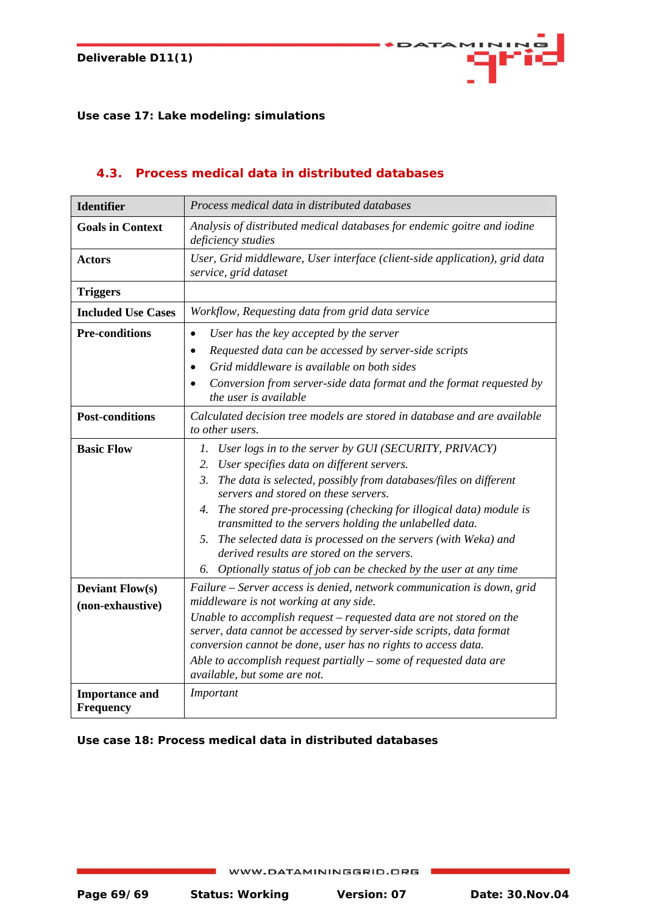**Use case 17: Lake modeling: simulations**

## 4.3. Process medical data in distributed databases

| | |
|---|---|
| **Identifier** | *Process medical data in distributed databases* |
| **Goals in Context** | *Analysis of distributed medical databases for endemic goitre and iodine deficiency studies* |
| **Actors** | *User, Grid middleware, User interface (client-side application), grid data service, grid dataset* |
| **Triggers** | |
| **Included Use Cases** | *Workflow, Requesting data from grid data service* |
| **Pre-conditions** | • *User has the key accepted by the server*<br>• *Requested data can be accessed by server-side scripts*<br>• *Grid middleware is available on both sides*<br>• *Conversion from server-side data format and the format requested by the user is available* |
| **Post-conditions** | *Calculated decision tree models are stored in database and are available to other users.* |
| **Basic Flow** | 1. *User logs in to the server by GUI (SECURITY, PRIVACY)*<br>2. *User specifies data on different servers.*<br>3. *The data is selected, possibly from databases/files on different servers and stored on these servers.*<br>4. *The stored pre-processing (checking for illogical data) module is transmitted to the servers holding the unlabelled data.*<br>5. *The selected data is processed on the servers (with Weka) and derived results are stored on the servers.*<br>6. *Optionally status of job can be checked by the user at any time* |
| **Deviant Flow(s) (non-exhaustive)** | *Failure – Server access is denied, network communication is down, grid middleware is not working at any side.*<br>*Unable to accomplish request – requested data are not stored on the server, data cannot be accessed by server-side scripts, data format conversion cannot be done, user has no rights to access data.*<br>*Able to accomplish request partially – some of requested data are available, but some are not.* |
| **Importance and Frequency** | *Important* |

**Use case 18: Process medical data in distributed databases**